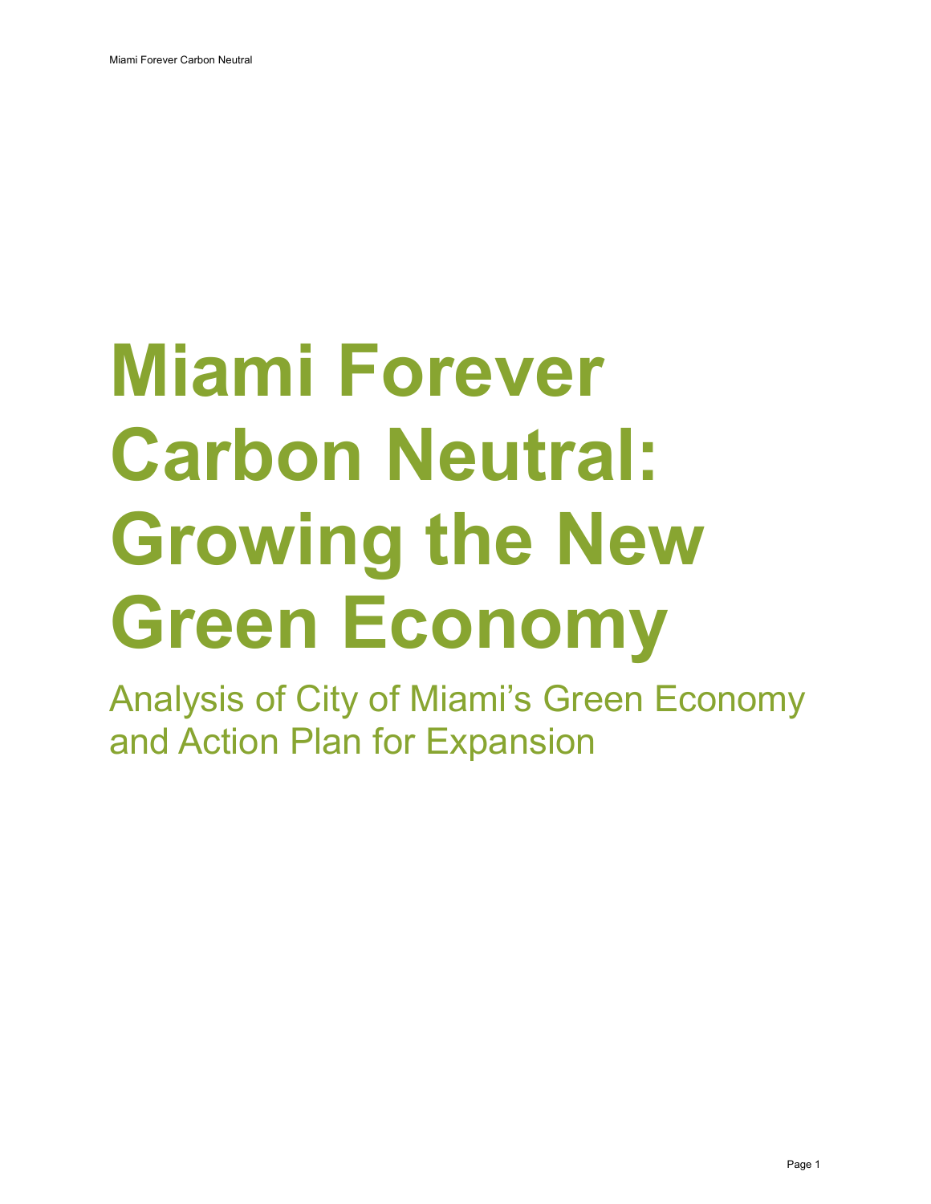# Miami Forever Carbon Neutral: Growing the New Green Economy

## Analysis of City of Miami's Green Economy and Action Plan for Expansion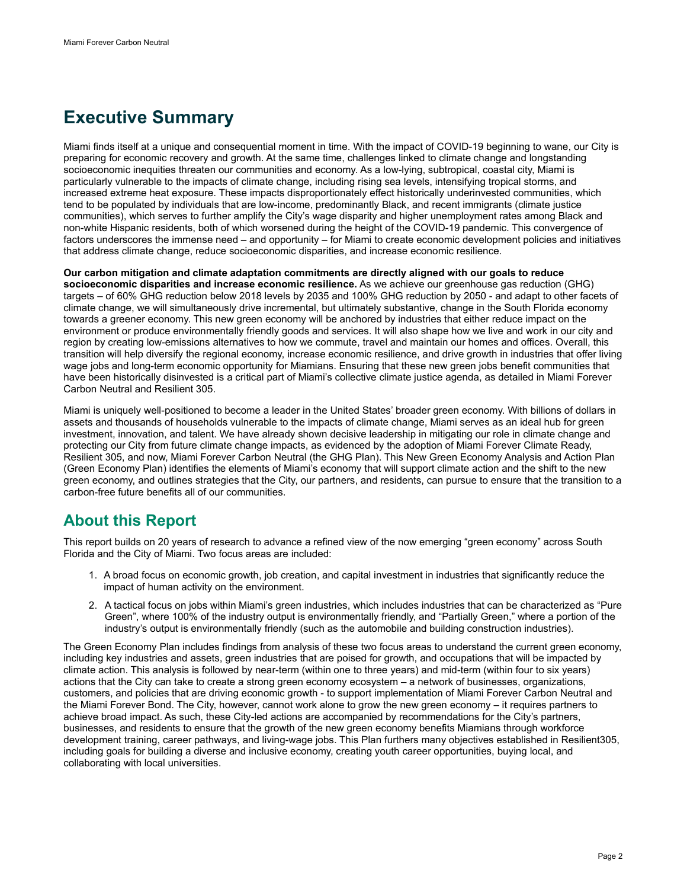# Executive Summary

Miami finds itself at a unique and consequential moment in time. With the impact of COVID-19 beginning to wane, our City is preparing for economic recovery and growth. At the same time, challenges linked to climate change and longstanding socioeconomic inequities threaten our communities and economy. As a low-lying, subtropical, coastal city, Miami is particularly vulnerable to the impacts of climate change, including rising sea levels, intensifying tropical storms, and increased extreme heat exposure. These impacts disproportionately effect historically underinvested communities, which tend to be populated by individuals that are low-income, predominantly Black, and recent immigrants (climate justice communities), which serves to further amplify the City's wage disparity and higher unemployment rates among Black and non-white Hispanic residents, both of which worsened during the height of the COVID-19 pandemic. This convergence of factors underscores the immense need – and opportunity – for Miami to create economic development policies and initiatives that address climate change, reduce socioeconomic disparities, and increase economic resilience.

**Our carbon mitigation and climate adaptation commitments are directly aligned with our goals to reduce socioeconomic disparities and increase economic resilience.** As we achieve our greenhouse gas reduction (GHG) targets – of 60% GHG reduction below 2018 levels by 2035 and 100% GHG reduction by 2050 - and adapt to other facets of climate change, we will simultaneously drive incremental, but ultimately substantive, change in the South Florida economy towards a greener economy. This new green economy will be anchored by industries that either reduce impact on the environment or produce environmentally friendly goods and services. It will also shape how we live and work in our city and region by creating low-emissions alternatives to how we commute, travel and maintain our homes and offices. Overall, this transition will help diversify the regional economy, increase economic resilience, and drive growth in industries that offer living wage jobs and long-term economic opportunity for Miamians. Ensuring that these new green jobs benefit communities that have been historically disinvested is a critical part of Miami's collective climate justice agenda, as detailed in Miami Forever Carbon Neutral and Resilient 305.

Miami is uniquely well-positioned to become a leader in the United States' broader green economy. With billions of dollars in assets and thousands of households vulnerable to the impacts of climate change, Miami serves as an ideal hub for green investment, innovation, and talent. We have already shown decisive leadership in mitigating our role in climate change and protecting our City from future climate change impacts, as evidenced by the adoption of Miami Forever Climate Ready, Resilient 305, and now, Miami Forever Carbon Neutral (the GHG Plan). This New Green Economy Analysis and Action Plan (Green Economy Plan) identifies the elements of Miami's economy that will support climate action and the shift to the new green economy, and outlines strategies that the City, our partners, and residents, can pursue to ensure that the transition to a carbon-free future benefits all of our communities.

## About this Report

This report builds on 20 years of research to advance a refined view of the now emerging "green economy" across South Florida and the City of Miami. Two focus areas are included:

1. A broad focus on economic growth, job creation, and capital investment in industries that significantly reduce the impact of human activity on the environment.
2. A tactical focus on jobs within Miami's green industries, which includes industries that can be characterized as "Pure Green", where 100% of the industry output is environmentally friendly, and "Partially Green," where a portion of the industry's output is environmentally friendly (such as the automobile and building construction industries).

The Green Economy Plan includes findings from analysis of these two focus areas to understand the current green economy, including key industries and assets, green industries that are poised for growth, and occupations that will be impacted by climate action. This analysis is followed by near-term (within one to three years) and mid-term (within four to six years) actions that the City can take to create a strong green economy ecosystem – a network of businesses, organizations, customers, and policies that are driving economic growth - to support implementation of Miami Forever Carbon Neutral and the Miami Forever Bond. The City, however, cannot work alone to grow the new green economy – it requires partners to achieve broad impact. As such, these City-led actions are accompanied by recommendations for the City's partners, businesses, and residents to ensure that the growth of the new green economy benefits Miamians through workforce development training, career pathways, and living-wage jobs. This Plan furthers many objectives established in Resilient305, including goals for building a diverse and inclusive economy, creating youth career opportunities, buying local, and collaborating with local universities.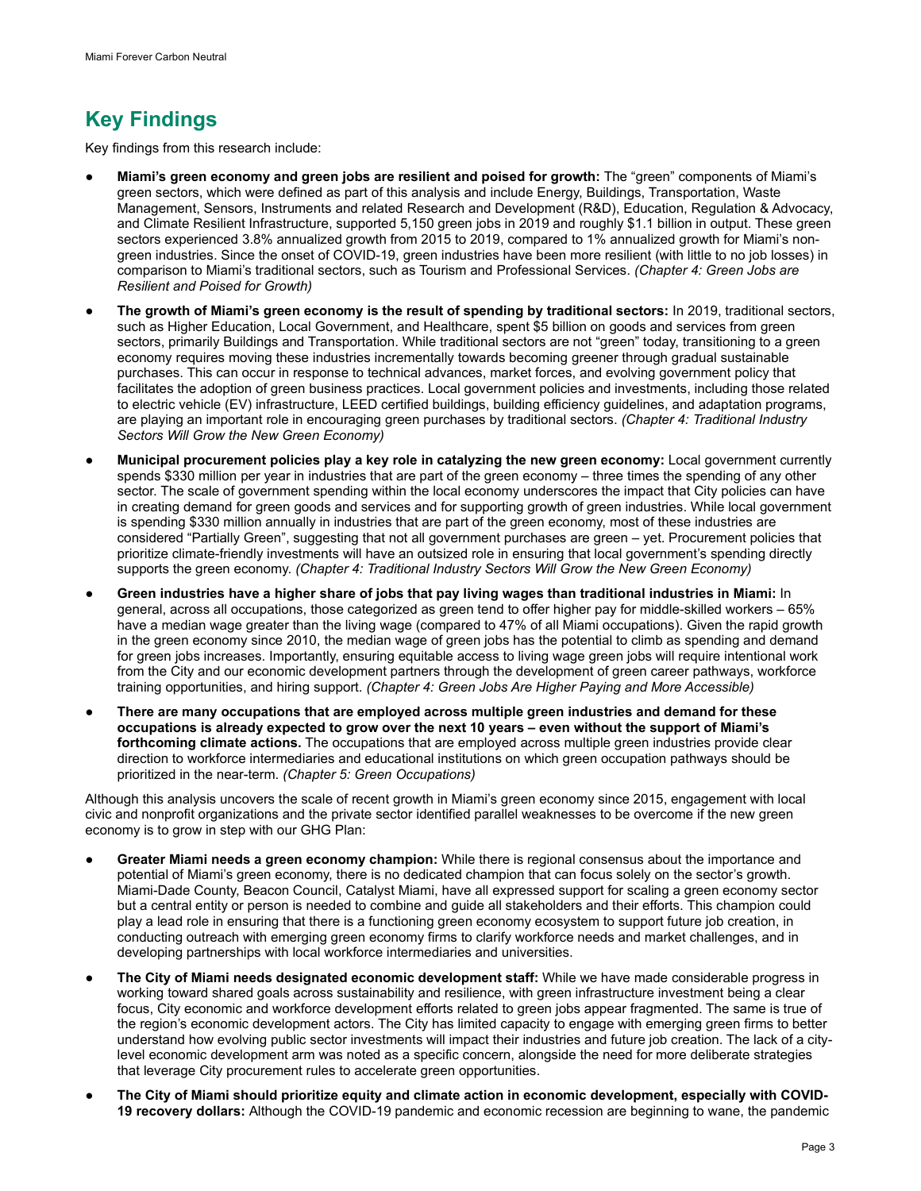## Key Findings

Key findings from this research include:

- **Miami's green economy and green jobs are resilient and poised for growth:** The "green" components of Miami's green sectors, which were defined as part of this analysis and include Energy, Buildings, Transportation, Waste Management, Sensors, Instruments and related Research and Development (R&D), Education, Regulation & Advocacy, and Climate Resilient Infrastructure, supported 5,150 green jobs in 2019 and roughly $1.1 billion in output. These green sectors experienced 3.8% annualized growth from 2015 to 2019, compared to 1% annualized growth for Miami's non-green industries. Since the onset of COVID-19, green industries have been more resilient (with little to no job losses) in comparison to Miami's traditional sectors, such as Tourism and Professional Services. *(Chapter 4: Green Jobs are Resilient and Poised for Growth)*
- **The growth of Miami's green economy is the result of spending by traditional sectors:** In 2019, traditional sectors, such as Higher Education, Local Government, and Healthcare, spent $5 billion on goods and services from green sectors, primarily Buildings and Transportation. While traditional sectors are not "green" today, transitioning to a green economy requires moving these industries incrementally towards becoming greener through gradual sustainable purchases. This can occur in response to technical advances, market forces, and evolving government policy that facilitates the adoption of green business practices. Local government policies and investments, including those related to electric vehicle (EV) infrastructure, LEED certified buildings, building efficiency guidelines, and adaptation programs, are playing an important role in encouraging green purchases by traditional sectors. *(Chapter 4: Traditional Industry Sectors Will Grow the New Green Economy)*
- **Municipal procurement policies play a key role in catalyzing the new green economy:** Local government currently spends $330 million per year in industries that are part of the green economy – three times the spending of any other sector. The scale of government spending within the local economy underscores the impact that City policies can have in creating demand for green goods and services and for supporting growth of green industries. While local government is spending $330 million annually in industries that are part of the green economy, most of these industries are considered "Partially Green", suggesting that not all government purchases are green – yet. Procurement policies that prioritize climate-friendly investments will have an outsized role in ensuring that local government's spending directly supports the green economy. *(Chapter 4: Traditional Industry Sectors Will Grow the New Green Economy)*
- **Green industries have a higher share of jobs that pay living wages than traditional industries in Miami:** In general, across all occupations, those categorized as green tend to offer higher pay for middle-skilled workers – 65% have a median wage greater than the living wage (compared to 47% of all Miami occupations). Given the rapid growth in the green economy since 2010, the median wage of green jobs has the potential to climb as spending and demand for green jobs increases. Importantly, ensuring equitable access to living wage green jobs will require intentional work from the City and our economic development partners through the development of green career pathways, workforce training opportunities, and hiring support. *(Chapter 4: Green Jobs Are Higher Paying and More Accessible)*
- **There are many occupations that are employed across multiple green industries and demand for these occupations is already expected to grow over the next 10 years – even without the support of Miami's forthcoming climate actions.** The occupations that are employed across multiple green industries provide clear direction to workforce intermediaries and educational institutions on which green occupation pathways should be prioritized in the near-term. *(Chapter 5: Green Occupations)*

Although this analysis uncovers the scale of recent growth in Miami's green economy since 2015, engagement with local civic and nonprofit organizations and the private sector identified parallel weaknesses to be overcome if the new green economy is to grow in step with our GHG Plan:

- **Greater Miami needs a green economy champion:** While there is regional consensus about the importance and potential of Miami's green economy, there is no dedicated champion that can focus solely on the sector's growth. Miami-Dade County, Beacon Council, Catalyst Miami, have all expressed support for scaling a green economy sector but a central entity or person is needed to combine and guide all stakeholders and their efforts. This champion could play a lead role in ensuring that there is a functioning green economy ecosystem to support future job creation, in conducting outreach with emerging green economy firms to clarify workforce needs and market challenges, and in developing partnerships with local workforce intermediaries and universities.
- **The City of Miami needs designated economic development staff:** While we have made considerable progress in working toward shared goals across sustainability and resilience, with green infrastructure investment being a clear focus, City economic and workforce development efforts related to green jobs appear fragmented. The same is true of the region's economic development actors. The City has limited capacity to engage with emerging green firms to better understand how evolving public sector investments will impact their industries and future job creation. The lack of a city-level economic development arm was noted as a specific concern, alongside the need for more deliberate strategies that leverage City procurement rules to accelerate green opportunities.
- **The City of Miami should prioritize equity and climate action in economic development, especially with COVID-19 recovery dollars:** Although the COVID-19 pandemic and economic recession are beginning to wane, the pandemic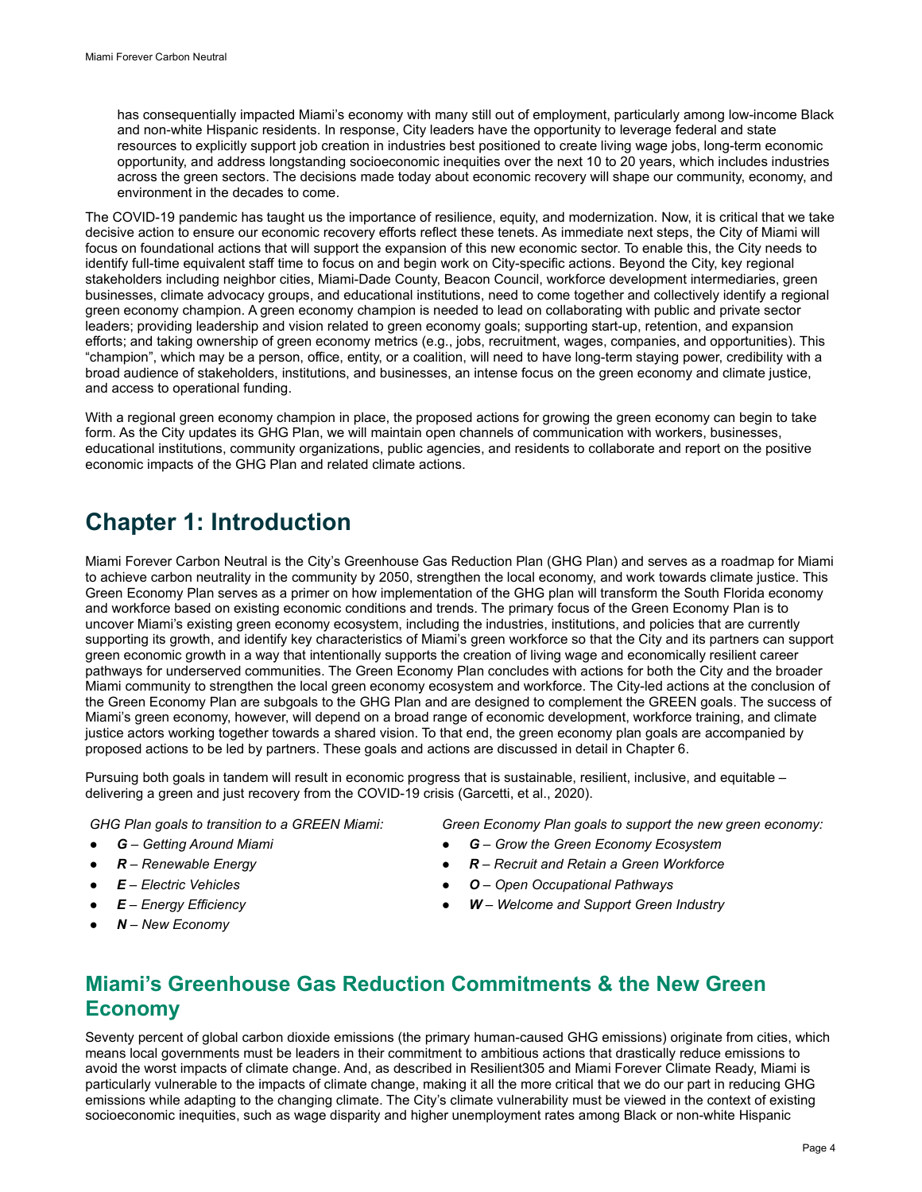has consequentially impacted Miami's economy with many still out of employment, particularly among low-income Black and non-white Hispanic residents. In response, City leaders have the opportunity to leverage federal and state resources to explicitly support job creation in industries best positioned to create living wage jobs, long-term economic opportunity, and address longstanding socioeconomic inequities over the next 10 to 20 years, which includes industries across the green sectors. The decisions made today about economic recovery will shape our community, economy, and environment in the decades to come.

The COVID-19 pandemic has taught us the importance of resilience, equity, and modernization. Now, it is critical that we take decisive action to ensure our economic recovery efforts reflect these tenets. As immediate next steps, the City of Miami will focus on foundational actions that will support the expansion of this new economic sector. To enable this, the City needs to identify full-time equivalent staff time to focus on and begin work on City-specific actions. Beyond the City, key regional stakeholders including neighbor cities, Miami-Dade County, Beacon Council, workforce development intermediaries, green businesses, climate advocacy groups, and educational institutions, need to come together and collectively identify a regional green economy champion. A green economy champion is needed to lead on collaborating with public and private sector leaders; providing leadership and vision related to green economy goals; supporting start-up, retention, and expansion efforts; and taking ownership of green economy metrics (e.g., jobs, recruitment, wages, companies, and opportunities). This "champion", which may be a person, office, entity, or a coalition, will need to have long-term staying power, credibility with a broad audience of stakeholders, institutions, and businesses, an intense focus on the green economy and climate justice, and access to operational funding.

With a regional green economy champion in place, the proposed actions for growing the green economy can begin to take form. As the City updates its GHG Plan, we will maintain open channels of communication with workers, businesses, educational institutions, community organizations, public agencies, and residents to collaborate and report on the positive economic impacts of the GHG Plan and related climate actions.

# Chapter 1: Introduction

Miami Forever Carbon Neutral is the City's Greenhouse Gas Reduction Plan (GHG Plan) and serves as a roadmap for Miami to achieve carbon neutrality in the community by 2050, strengthen the local economy, and work towards climate justice. This Green Economy Plan serves as a primer on how implementation of the GHG plan will transform the South Florida economy and workforce based on existing economic conditions and trends. The primary focus of the Green Economy Plan is to uncover Miami's existing green economy ecosystem, including the industries, institutions, and policies that are currently supporting its growth, and identify key characteristics of Miami's green workforce so that the City and its partners can support green economic growth in a way that intentionally supports the creation of living wage and economically resilient career pathways for underserved communities. The Green Economy Plan concludes with actions for both the City and the broader Miami community to strengthen the local green economy ecosystem and workforce. The City-led actions at the conclusion of the Green Economy Plan are subgoals to the GHG Plan and are designed to complement the GREEN goals. The success of Miami's green economy, however, will depend on a broad range of economic development, workforce training, and climate justice actors working together towards a shared vision. To that end, the green economy plan goals are accompanied by proposed actions to be led by partners. These goals and actions are discussed in detail in Chapter 6.

Pursuing both goals in tandem will result in economic progress that is sustainable, resilient, inclusive, and equitable – delivering a green and just recovery from the COVID-19 crisis (Garcetti, et al., 2020).

*GHG Plan goals to transition to a GREEN Miami:*

- ***G*** *– Getting Around Miami*
- ***R*** *– Renewable Energy*
- ***E*** *– Electric Vehicles*
- ***E*** *– Energy Efficiency*
- ***N*** *– New Economy*

*Green Economy Plan goals to support the new green economy:*

- ***G*** *– Grow the Green Economy Ecosystem*
- ***R*** *– Recruit and Retain a Green Workforce*
- ***O*** *– Open Occupational Pathways*
- ***W*** *– Welcome and Support Green Industry*

## Miami's Greenhouse Gas Reduction Commitments & the New Green Economy

Seventy percent of global carbon dioxide emissions (the primary human-caused GHG emissions) originate from cities, which means local governments must be leaders in their commitment to ambitious actions that drastically reduce emissions to avoid the worst impacts of climate change. And, as described in Resilient305 and Miami Forever Climate Ready, Miami is particularly vulnerable to the impacts of climate change, making it all the more critical that we do our part in reducing GHG emissions while adapting to the changing climate. The City's climate vulnerability must be viewed in the context of existing socioeconomic inequities, such as wage disparity and higher unemployment rates among Black or non-white Hispanic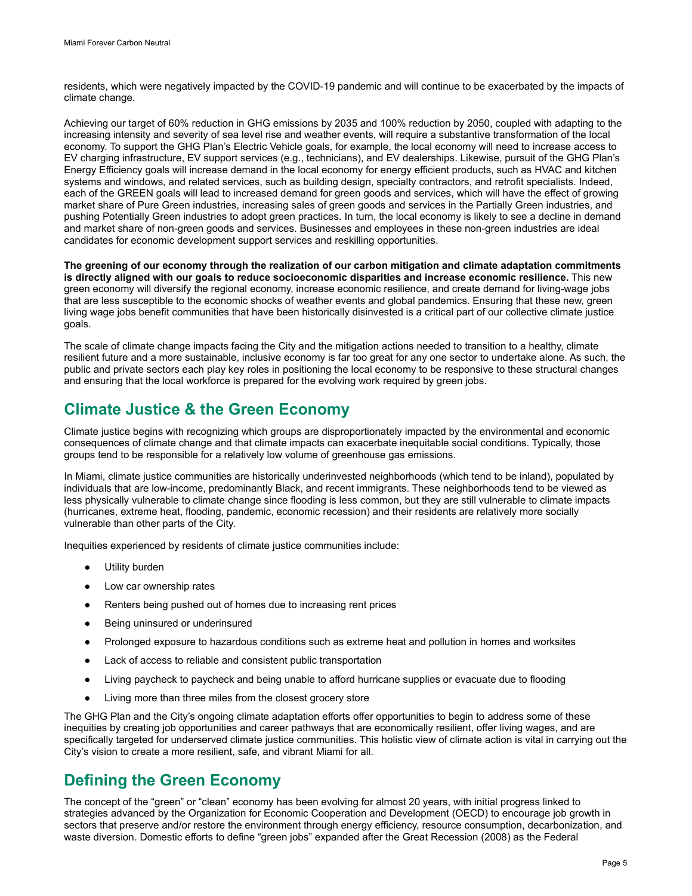residents, which were negatively impacted by the COVID-19 pandemic and will continue to be exacerbated by the impacts of climate change.

Achieving our target of 60% reduction in GHG emissions by 2035 and 100% reduction by 2050, coupled with adapting to the increasing intensity and severity of sea level rise and weather events, will require a substantive transformation of the local economy. To support the GHG Plan's Electric Vehicle goals, for example, the local economy will need to increase access to EV charging infrastructure, EV support services (e.g., technicians), and EV dealerships. Likewise, pursuit of the GHG Plan's Energy Efficiency goals will increase demand in the local economy for energy efficient products, such as HVAC and kitchen systems and windows, and related services, such as building design, specialty contractors, and retrofit specialists. Indeed, each of the GREEN goals will lead to increased demand for green goods and services, which will have the effect of growing market share of Pure Green industries, increasing sales of green goods and services in the Partially Green industries, and pushing Potentially Green industries to adopt green practices. In turn, the local economy is likely to see a decline in demand and market share of non-green goods and services. Businesses and employees in these non-green industries are ideal candidates for economic development support services and reskilling opportunities.

**The greening of our economy through the realization of our carbon mitigation and climate adaptation commitments is directly aligned with our goals to reduce socioeconomic disparities and increase economic resilience.** This new green economy will diversify the regional economy, increase economic resilience, and create demand for living-wage jobs that are less susceptible to the economic shocks of weather events and global pandemics. Ensuring that these new, green living wage jobs benefit communities that have been historically disinvested is a critical part of our collective climate justice goals.

The scale of climate change impacts facing the City and the mitigation actions needed to transition to a healthy, climate resilient future and a more sustainable, inclusive economy is far too great for any one sector to undertake alone. As such, the public and private sectors each play key roles in positioning the local economy to be responsive to these structural changes and ensuring that the local workforce is prepared for the evolving work required by green jobs.

## Climate Justice & the Green Economy

Climate justice begins with recognizing which groups are disproportionately impacted by the environmental and economic consequences of climate change and that climate impacts can exacerbate inequitable social conditions. Typically, those groups tend to be responsible for a relatively low volume of greenhouse gas emissions.

In Miami, climate justice communities are historically underinvested neighborhoods (which tend to be inland), populated by individuals that are low-income, predominantly Black, and recent immigrants. These neighborhoods tend to be viewed as less physically vulnerable to climate change since flooding is less common, but they are still vulnerable to climate impacts (hurricanes, extreme heat, flooding, pandemic, economic recession) and their residents are relatively more socially vulnerable than other parts of the City.

Inequities experienced by residents of climate justice communities include:

- Utility burden
- Low car ownership rates
- Renters being pushed out of homes due to increasing rent prices
- Being uninsured or underinsured
- Prolonged exposure to hazardous conditions such as extreme heat and pollution in homes and worksites
- Lack of access to reliable and consistent public transportation
- Living paycheck to paycheck and being unable to afford hurricane supplies or evacuate due to flooding
- Living more than three miles from the closest grocery store

The GHG Plan and the City's ongoing climate adaptation efforts offer opportunities to begin to address some of these inequities by creating job opportunities and career pathways that are economically resilient, offer living wages, and are specifically targeted for underserved climate justice communities. This holistic view of climate action is vital in carrying out the City's vision to create a more resilient, safe, and vibrant Miami for all.

## Defining the Green Economy

The concept of the "green" or "clean" economy has been evolving for almost 20 years, with initial progress linked to strategies advanced by the Organization for Economic Cooperation and Development (OECD) to encourage job growth in sectors that preserve and/or restore the environment through energy efficiency, resource consumption, decarbonization, and waste diversion. Domestic efforts to define "green jobs" expanded after the Great Recession (2008) as the Federal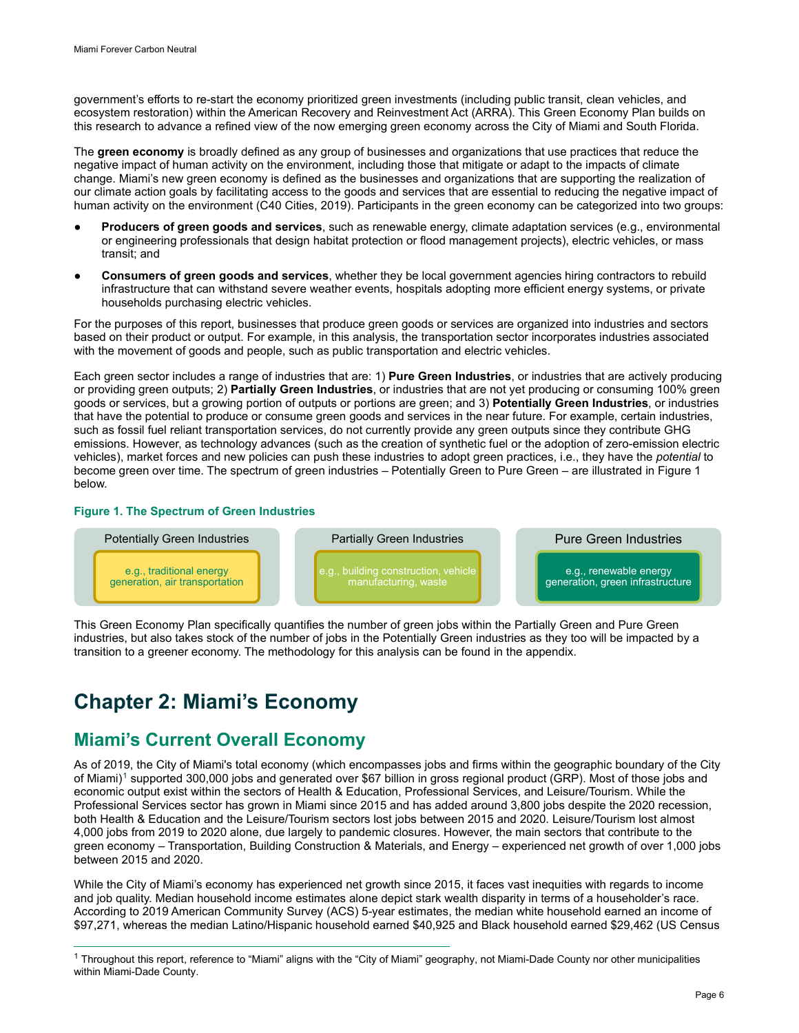government's efforts to re-start the economy prioritized green investments (including public transit, clean vehicles, and ecosystem restoration) within the American Recovery and Reinvestment Act (ARRA). This Green Economy Plan builds on this research to advance a refined view of the now emerging green economy across the City of Miami and South Florida.

The **green economy** is broadly defined as any group of businesses and organizations that use practices that reduce the negative impact of human activity on the environment, including those that mitigate or adapt to the impacts of climate change. Miami's new green economy is defined as the businesses and organizations that are supporting the realization of our climate action goals by facilitating access to the goods and services that are essential to reducing the negative impact of human activity on the environment (C40 Cities, 2019). Participants in the green economy can be categorized into two groups:

- **Producers of green goods and services**, such as renewable energy, climate adaptation services (e.g., environmental or engineering professionals that design habitat protection or flood management projects), electric vehicles, or mass transit; and
- **Consumers of green goods and services**, whether they be local government agencies hiring contractors to rebuild infrastructure that can withstand severe weather events, hospitals adopting more efficient energy systems, or private households purchasing electric vehicles.

For the purposes of this report, businesses that produce green goods or services are organized into industries and sectors based on their product or output. For example, in this analysis, the transportation sector incorporates industries associated with the movement of goods and people, such as public transportation and electric vehicles.

Each green sector includes a range of industries that are: 1) **Pure Green Industries**, or industries that are actively producing or providing green outputs; 2) **Partially Green Industries**, or industries that are not yet producing or consuming 100% green goods or services, but a growing portion of outputs or portions are green; and 3) **Potentially Green Industries**, or industries that have the potential to produce or consume green goods and services in the near future. For example, certain industries, such as fossil fuel reliant transportation services, do not currently provide any green outputs since they contribute GHG emissions. However, as technology advances (such as the creation of synthetic fuel or the adoption of zero-emission electric vehicles), market forces and new policies can push these industries to adopt green practices, i.e., they have the *potential* to become green over time. The spectrum of green industries – Potentially Green to Pure Green – are illustrated in Figure 1 below.

**Figure 1. The Spectrum of Green Industries**

| Potentially Green Industries | Partially Green Industries | Pure Green Industries |
|---|---|---|
| e.g., traditional energy generation, air transportation | e.g., building construction, vehicle manufacturing, waste | e.g., renewable energy generation, green infrastructure |

This Green Economy Plan specifically quantifies the number of green jobs within the Partially Green and Pure Green industries, but also takes stock of the number of jobs in the Potentially Green industries as they too will be impacted by a transition to a greener economy. The methodology for this analysis can be found in the appendix.

# Chapter 2: Miami's Economy

## Miami's Current Overall Economy

As of 2019, the City of Miami's total economy (which encompasses jobs and firms within the geographic boundary of the City of Miami)[1] supported 300,000 jobs and generated over $67 billion in gross regional product (GRP). Most of those jobs and economic output exist within the sectors of Health & Education, Professional Services, and Leisure/Tourism. While the Professional Services sector has grown in Miami since 2015 and has added around 3,800 jobs despite the 2020 recession, both Health & Education and the Leisure/Tourism sectors lost jobs between 2015 and 2020. Leisure/Tourism lost almost 4,000 jobs from 2019 to 2020 alone, due largely to pandemic closures. However, the main sectors that contribute to the green economy – Transportation, Building Construction & Materials, and Energy – experienced net growth of over 1,000 jobs between 2015 and 2020.

While the City of Miami's economy has experienced net growth since 2015, it faces vast inequities with regards to income and job quality. Median household income estimates alone depict stark wealth disparity in terms of a householder's race. According to 2019 American Community Survey (ACS) 5-year estimates, the median white household earned an income of $97,271, whereas the median Latino/Hispanic household earned $40,925 and Black household earned $29,462 (US Census

[1] Throughout this report, reference to "Miami" aligns with the "City of Miami" geography, not Miami-Dade County nor other municipalities within Miami-Dade County.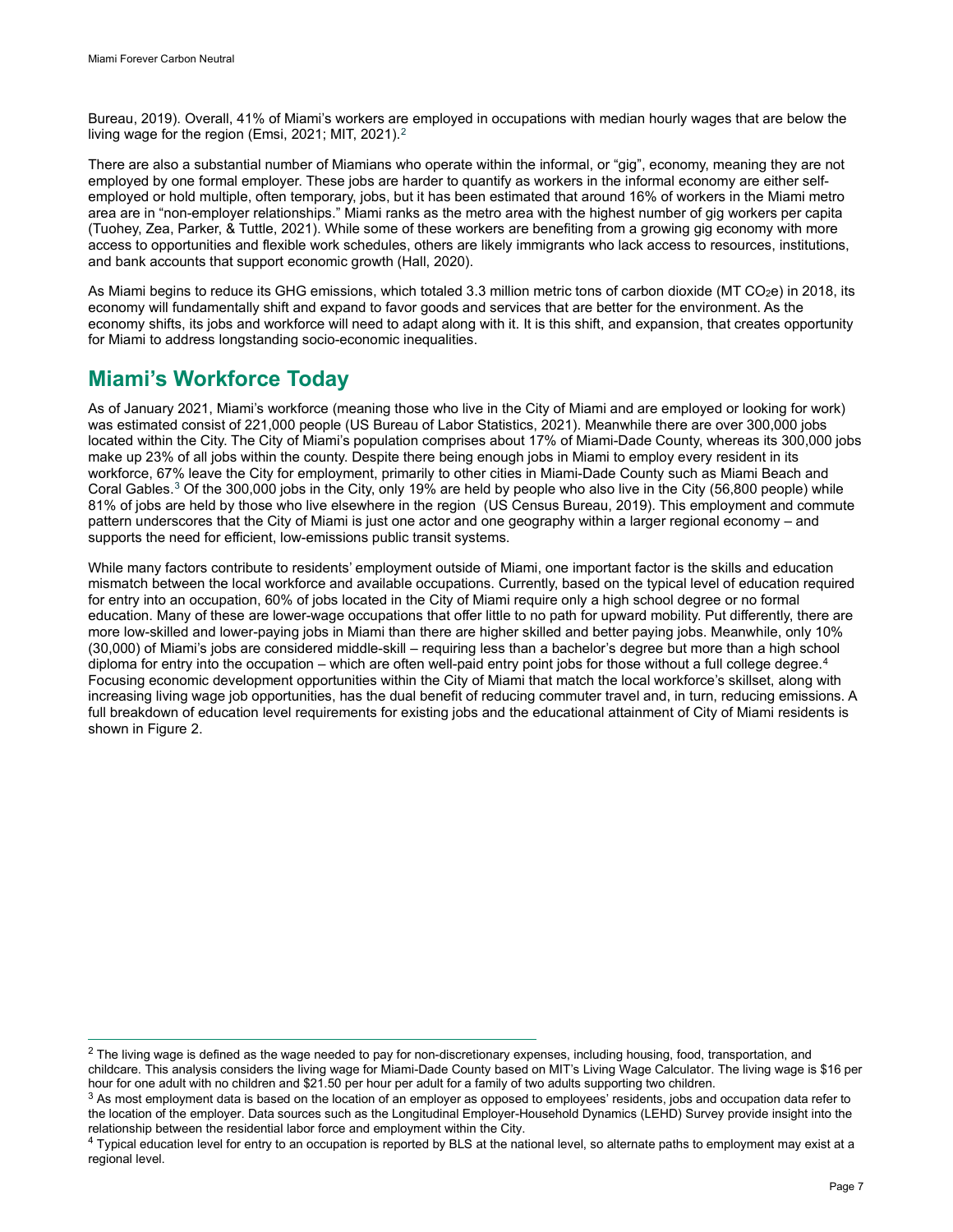Bureau, 2019). Overall, 41% of Miami's workers are employed in occupations with median hourly wages that are below the living wage for the region (Emsi, 2021; MIT, 2021).[2]

There are also a substantial number of Miamians who operate within the informal, or "gig", economy, meaning they are not employed by one formal employer. These jobs are harder to quantify as workers in the informal economy are either self-employed or hold multiple, often temporary, jobs, but it has been estimated that around 16% of workers in the Miami metro area are in "non-employer relationships." Miami ranks as the metro area with the highest number of gig workers per capita (Tuohey, Zea, Parker, & Tuttle, 2021). While some of these workers are benefiting from a growing gig economy with more access to opportunities and flexible work schedules, others are likely immigrants who lack access to resources, institutions, and bank accounts that support economic growth (Hall, 2020).

As Miami begins to reduce its GHG emissions, which totaled 3.3 million metric tons of carbon dioxide (MT $CO_2e$) in 2018, its economy will fundamentally shift and expand to favor goods and services that are better for the environment. As the economy shifts, its jobs and workforce will need to adapt along with it. It is this shift, and expansion, that creates opportunity for Miami to address longstanding socio-economic inequalities.

## Miami's Workforce Today

As of January 2021, Miami's workforce (meaning those who live in the City of Miami and are employed or looking for work) was estimated consist of 221,000 people (US Bureau of Labor Statistics, 2021). Meanwhile there are over 300,000 jobs located within the City. The City of Miami's population comprises about 17% of Miami-Dade County, whereas its 300,000 jobs make up 23% of all jobs within the county. Despite there being enough jobs in Miami to employ every resident in its workforce, 67% leave the City for employment, primarily to other cities in Miami-Dade County such as Miami Beach and Coral Gables.[3] Of the 300,000 jobs in the City, only 19% are held by people who also live in the City (56,800 people) while 81% of jobs are held by those who live elsewhere in the region (US Census Bureau, 2019). This employment and commute pattern underscores that the City of Miami is just one actor and one geography within a larger regional economy – and supports the need for efficient, low-emissions public transit systems.

While many factors contribute to residents' employment outside of Miami, one important factor is the skills and education mismatch between the local workforce and available occupations. Currently, based on the typical level of education required for entry into an occupation, 60% of jobs located in the City of Miami require only a high school degree or no formal education. Many of these are lower-wage occupations that offer little to no path for upward mobility. Put differently, there are more low-skilled and lower-paying jobs in Miami than there are higher skilled and better paying jobs. Meanwhile, only 10% (30,000) of Miami's jobs are considered middle-skill – requiring less than a bachelor's degree but more than a high school diploma for entry into the occupation – which are often well-paid entry point jobs for those without a full college degree.[4] Focusing economic development opportunities within the City of Miami that match the local workforce's skillset, along with increasing living wage job opportunities, has the dual benefit of reducing commuter travel and, in turn, reducing emissions. A full breakdown of education level requirements for existing jobs and the educational attainment of City of Miami residents is shown in Figure 2.

---

[2] The living wage is defined as the wage needed to pay for non-discretionary expenses, including housing, food, transportation, and childcare. This analysis considers the living wage for Miami-Dade County based on MIT's Living Wage Calculator. The living wage is $16 per hour for one adult with no children and $21.50 per hour per adult for a family of two adults supporting two children.

[3] As most employment data is based on the location of an employer as opposed to employees' residents, jobs and occupation data refer to the location of the employer. Data sources such as the Longitudinal Employer-Household Dynamics (LEHD) Survey provide insight into the relationship between the residential labor force and employment within the City.

[4] Typical education level for entry to an occupation is reported by BLS at the national level, so alternate paths to employment may exist at a regional level.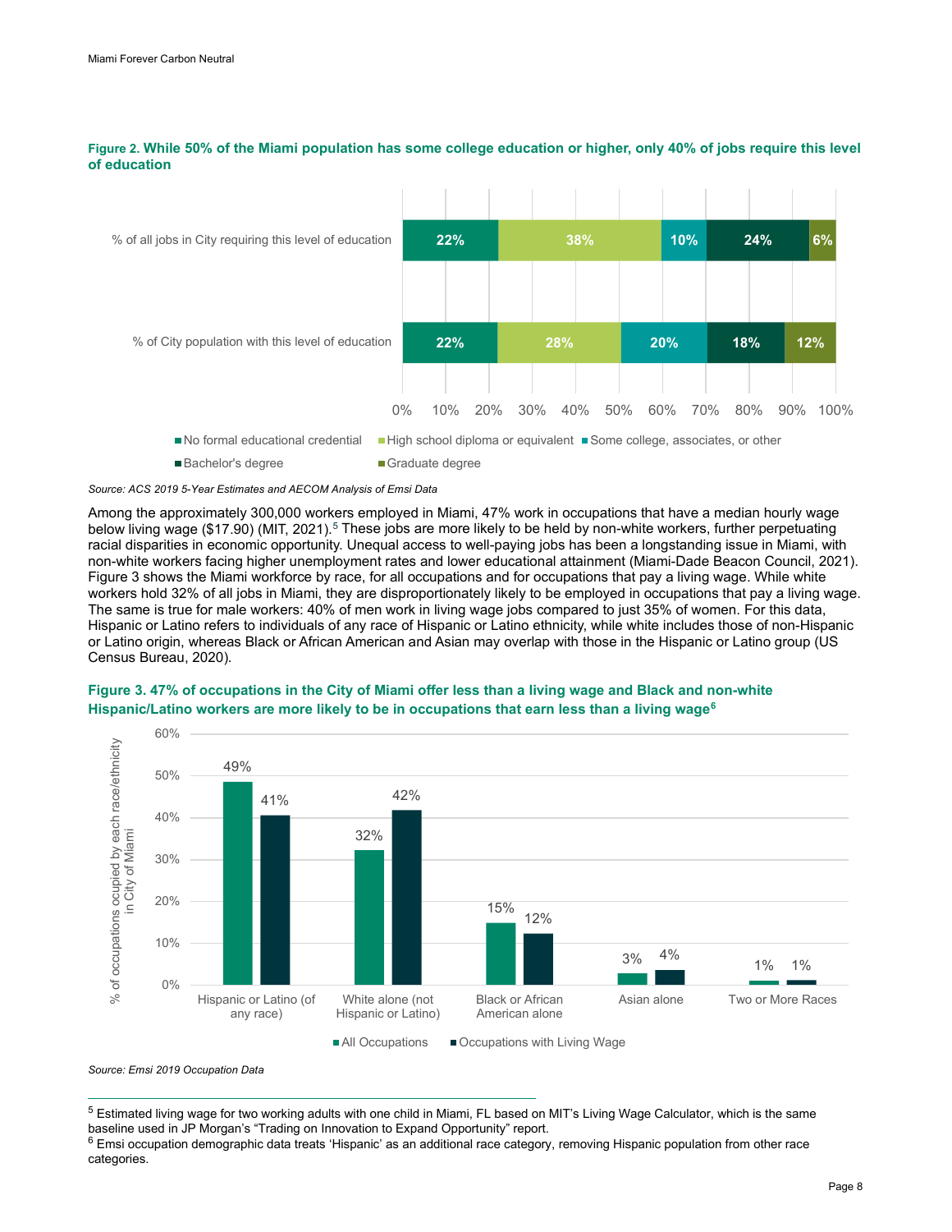**Figure 2. While 50% of the Miami population has some college education or higher, only 40% of jobs require this level of education**

| | No formal educational credential | High school diploma or equivalent | Some college, associates, or other | Bachelor's degree | Graduate degree |
|---|---|---|---|---|---|
| % of all jobs in City requiring this level of education | 22% | 38% | 10% | 24% | 6% |
| % of City population with this level of education | 22% | 28% | 20% | 18% | 12% |

*Source: ACS 2019 5-Year Estimates and AECOM Analysis of Emsi Data*

Among the approximately 300,000 workers employed in Miami, 47% work in occupations that have a median hourly wage below living wage ($17.90) (MIT, 2021).[5] These jobs are more likely to be held by non-white workers, further perpetuating racial disparities in economic opportunity. Unequal access to well-paying jobs has been a longstanding issue in Miami, with non-white workers facing higher unemployment rates and lower educational attainment (Miami-Dade Beacon Council, 2021). Figure 3 shows the Miami workforce by race, for all occupations and for occupations that pay a living wage. While white workers hold 32% of all jobs in Miami, they are disproportionately likely to be employed in occupations that pay a living wage. The same is true for male workers: 40% of men work in living wage jobs compared to just 35% of women. For this data, Hispanic or Latino refers to individuals of any race of Hispanic or Latino ethnicity, while white includes those of non-Hispanic or Latino origin, whereas Black or African American and Asian may overlap with those in the Hispanic or Latino group (US Census Bureau, 2020).

**Figure 3. 47% of occupations in the City of Miami offer less than a living wage and Black and non-white Hispanic/Latino workers are more likely to be in occupations that earn less than a living wage[6]**

| % of occupations ocupied by each race/ethnicity in City of Miami | All Occupations | Occupations with Living Wage |
|---|---|---|
| Hispanic or Latino (of any race) | 49% | 41% |
| White alone (not Hispanic or Latino) | 32% | 42% |
| Black or African American alone | 15% | 12% |
| Asian alone | 3% | 4% |
| Two or More Races | 1% | 1% |

*Source: Emsi 2019 Occupation Data*

---

[5] Estimated living wage for two working adults with one child in Miami, FL based on MIT's Living Wage Calculator, which is the same baseline used in JP Morgan's "Trading on Innovation to Expand Opportunity" report.

[6] Emsi occupation demographic data treats 'Hispanic' as an additional race category, removing Hispanic population from other race categories.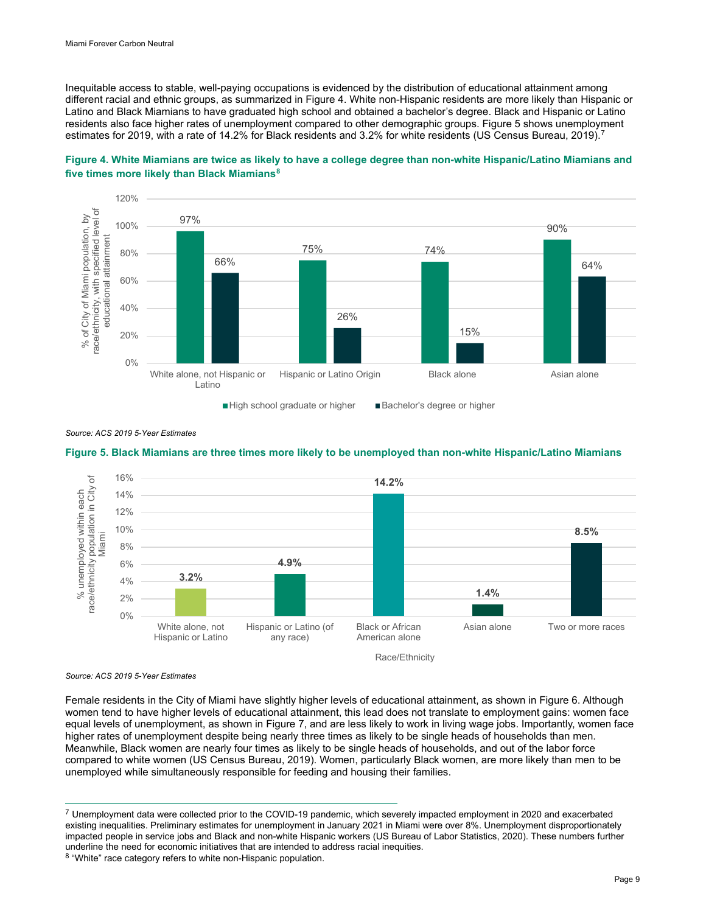Inequitable access to stable, well-paying occupations is evidenced by the distribution of educational attainment among different racial and ethnic groups, as summarized in Figure 4. White non-Hispanic residents are more likely than Hispanic or Latino and Black Miamians to have graduated high school and obtained a bachelor's degree. Black and Hispanic or Latino residents also face higher rates of unemployment compared to other demographic groups. Figure 5 shows unemployment estimates for 2019, with a rate of 14.2% for Black residents and 3.2% for white residents (US Census Bureau, 2019).[7]

**Figure 4. White Miamians are twice as likely to have a college degree than non-white Hispanic/Latino Miamians and five times more likely than Black Miamians[8]**

| % of City of Miami population, by race/ethnicity, with specified level of educational attainment | High school graduate or higher | Bachelor's degree or higher |
|---|---|---|
| White alone, not Hispanic or Latino | 97% | 66% |
| Hispanic or Latino Origin | 75% | 26% |
| Black alone | 74% | 15% |
| Asian alone | 90% | 64% |

*Source: ACS 2019 5-Year Estimates*

**Figure 5. Black Miamians are three times more likely to be unemployed than non-white Hispanic/Latino Miamians**

| Race/Ethnicity | % unemployed within each race/ethnicity population in City of Miami |
|---|---|
| White alone, not Hispanic or Latino | 3.2% |
| Hispanic or Latino (of any race) | 4.9% |
| Black or African American alone | 14.2% |
| Asian alone | 1.4% |
| Two or more races | 8.5% |

*Source: ACS 2019 5-Year Estimates*

Female residents in the City of Miami have slightly higher levels of educational attainment, as shown in Figure 6. Although women tend to have higher levels of educational attainment, this lead does not translate to employment gains: women face equal levels of unemployment, as shown in Figure 7, and are less likely to work in living wage jobs. Importantly, women face higher rates of unemployment despite being nearly three times as likely to be single heads of households than men. Meanwhile, Black women are nearly four times as likely to be single heads of households, and out of the labor force compared to white women (US Census Bureau, 2019). Women, particularly Black women, are more likely than men to be unemployed while simultaneously responsible for feeding and housing their families.

---

[7] Unemployment data were collected prior to the COVID-19 pandemic, which severely impacted employment in 2020 and exacerbated existing inequalities. Preliminary estimates for unemployment in January 2021 in Miami were over 8%. Unemployment disproportionately impacted people in service jobs and Black and non-white Hispanic workers (US Bureau of Labor Statistics, 2020). These numbers further underline the need for economic initiatives that are intended to address racial inequities.

[8] "White" race category refers to white non-Hispanic population.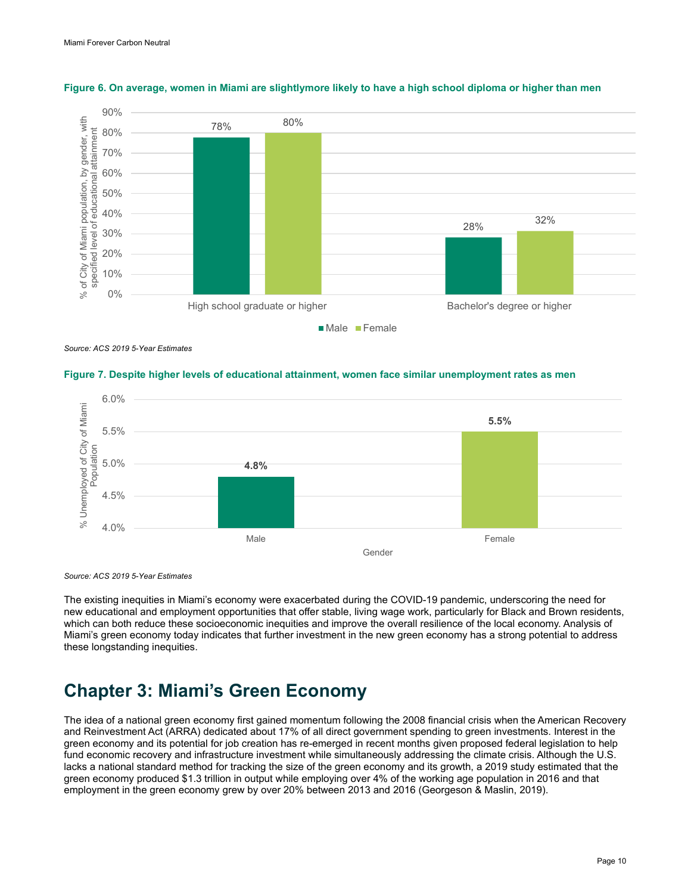**Figure 6. On average, women in Miami are slightlymore likely to have a high school diploma or higher than men**

| | Male | Female |
|---|---|---|
| High school graduate or higher | 78% | 80% |
| Bachelor's degree or higher | 28% | 32% |

*Source: ACS 2019 5-Year Estimates*

**Figure 7. Despite higher levels of educational attainment, women face similar unemployment rates as men**

| Gender | % Unemployed of City of Miami Population |
|---|---|
| Male | 4.8% |
| Female | 5.5% |

*Source: ACS 2019 5-Year Estimates*

The existing inequities in Miami's economy were exacerbated during the COVID-19 pandemic, underscoring the need for new educational and employment opportunities that offer stable, living wage work, particularly for Black and Brown residents, which can both reduce these socioeconomic inequities and improve the overall resilience of the local economy. Analysis of Miami's green economy today indicates that further investment in the new green economy has a strong potential to address these longstanding inequities.

# Chapter 3: Miami's Green Economy

The idea of a national green economy first gained momentum following the 2008 financial crisis when the American Recovery and Reinvestment Act (ARRA) dedicated about 17% of all direct government spending to green investments. Interest in the green economy and its potential for job creation has re-emerged in recent months given proposed federal legislation to help fund economic recovery and infrastructure investment while simultaneously addressing the climate crisis. Although the U.S. lacks a national standard method for tracking the size of the green economy and its growth, a 2019 study estimated that the green economy produced $1.3 trillion in output while employing over 4% of the working age population in 2016 and that employment in the green economy grew by over 20% between 2013 and 2016 (Georgeson & Maslin, 2019).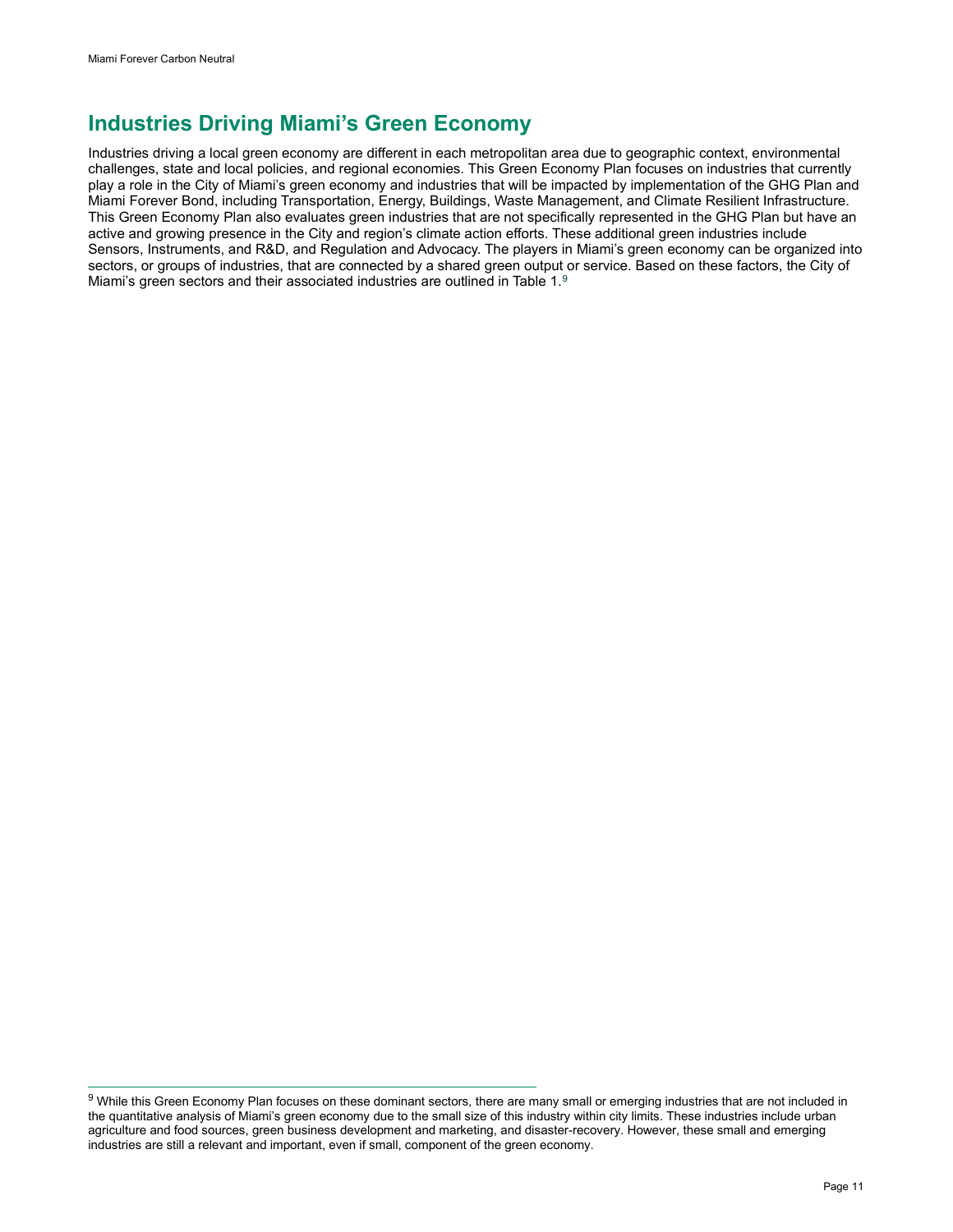## Industries Driving Miami's Green Economy

Industries driving a local green economy are different in each metropolitan area due to geographic context, environmental challenges, state and local policies, and regional economies. This Green Economy Plan focuses on industries that currently play a role in the City of Miami's green economy and industries that will be impacted by implementation of the GHG Plan and Miami Forever Bond, including Transportation, Energy, Buildings, Waste Management, and Climate Resilient Infrastructure. This Green Economy Plan also evaluates green industries that are not specifically represented in the GHG Plan but have an active and growing presence in the City and region's climate action efforts. These additional green industries include Sensors, Instruments, and R&D, and Regulation and Advocacy. The players in Miami's green economy can be organized into sectors, or groups of industries, that are connected by a shared green output or service. Based on these factors, the City of Miami's green sectors and their associated industries are outlined in Table 1.[9]

---

[9] While this Green Economy Plan focuses on these dominant sectors, there are many small or emerging industries that are not included in the quantitative analysis of Miami's green economy due to the small size of this industry within city limits. These industries include urban agriculture and food sources, green business development and marketing, and disaster-recovery. However, these small and emerging industries are still a relevant and important, even if small, component of the green economy.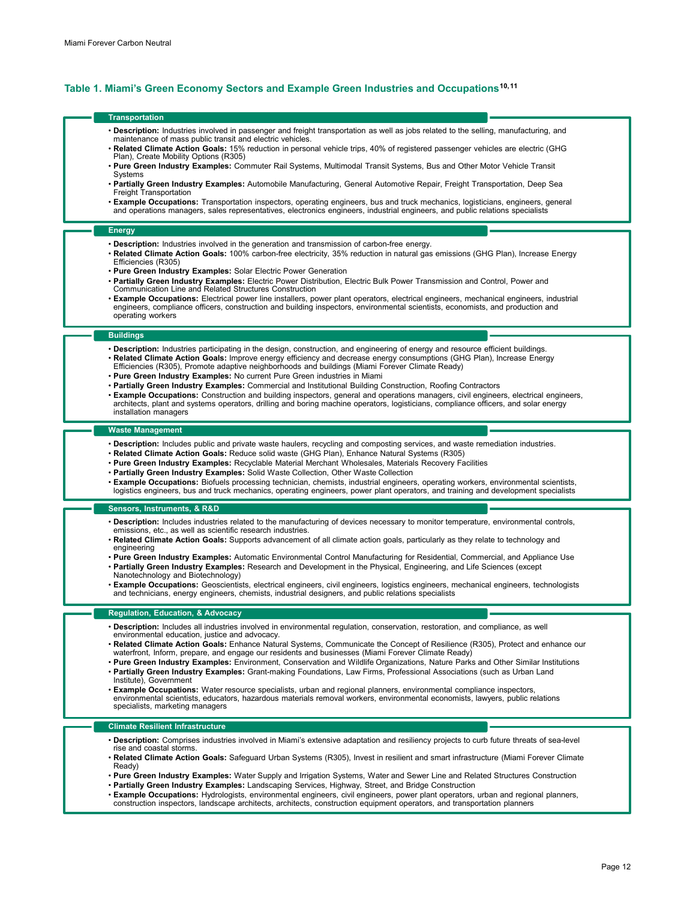### Table 1. Miami's Green Economy Sectors and Example Green Industries and Occupations[10, 11]

#### Transportation

- **Description:** Industries involved in passenger and freight transportation as well as jobs related to the selling, manufacturing, and maintenance of mass public transit and electric vehicles.
- **Related Climate Action Goals:** 15% reduction in personal vehicle trips, 40% of registered passenger vehicles are electric (GHG Plan), Create Mobility Options (R305)
- **Pure Green Industry Examples:** Commuter Rail Systems, Multimodal Transit Systems, Bus and Other Motor Vehicle Transit Systems
- **Partially Green Industry Examples:** Automobile Manufacturing, General Automotive Repair, Freight Transportation, Deep Sea Freight Transportation
- **Example Occupations:** Transportation inspectors, operating engineers, bus and truck mechanics, logisticians, engineers, general and operations managers, sales representatives, electronics engineers, industrial engineers, and public relations specialists

#### Energy

- **Description:** Industries involved in the generation and transmission of carbon-free energy.
- **Related Climate Action Goals:** 100% carbon-free electricity, 35% reduction in natural gas emissions (GHG Plan), Increase Energy Efficiencies (R305)
- **Pure Green Industry Examples:** Solar Electric Power Generation
- **Partially Green Industry Examples:** Electric Power Distribution, Electric Bulk Power Transmission and Control, Power and Communication Line and Related Structures Construction
- **Example Occupations:** Electrical power line installers, power plant operators, electrical engineers, mechanical engineers, industrial engineers, compliance officers, construction and building inspectors, environmental scientists, economists, and production and operating workers

#### Buildings

- **Description:** Industries participating in the design, construction, and engineering of energy and resource efficient buildings.
- **Related Climate Action Goals:** Improve energy efficiency and decrease energy consumptions (GHG Plan), Increase Energy Efficiencies (R305), Promote adaptive neighborhoods and buildings (Miami Forever Climate Ready)
- **Pure Green Industry Examples:** No current Pure Green industries in Miami
- **Partially Green Industry Examples:** Commercial and Institutional Building Construction, Roofing Contractors
- **Example Occupations:** Construction and building inspectors, general and operations managers, civil engineers, electrical engineers, architects, plant and systems operators, drilling and boring machine operators, logisticians, compliance officers, and solar energy installation managers

#### Waste Management

- **Description:** Includes public and private waste haulers, recycling and composting services, and waste remediation industries.
- **Related Climate Action Goals:** Reduce solid waste (GHG Plan), Enhance Natural Systems (R305)
- **Pure Green Industry Examples:** Recyclable Material Merchant Wholesales, Materials Recovery Facilities
- **Partially Green Industry Examples:** Solid Waste Collection, Other Waste Collection
- **Example Occupations:** Biofuels processing technician, chemists, industrial engineers, operating workers, environmental scientists, logistics engineers, bus and truck mechanics, operating engineers, power plant operators, and training and development specialists

#### Sensors, Instruments, & R&D

- **Description:** Includes industries related to the manufacturing of devices necessary to monitor temperature, environmental controls, emissions, etc., as well as scientific research industries.
- **Related Climate Action Goals:** Supports advancement of all climate action goals, particularly as they relate to technology and engineering
- **Pure Green Industry Examples:** Automatic Environmental Control Manufacturing for Residential, Commercial, and Appliance Use
- **Partially Green Industry Examples:** Research and Development in the Physical, Engineering, and Life Sciences (except Nanotechnology and Biotechnology)
- **Example Occupations:** Geoscientists, electrical engineers, civil engineers, logistics engineers, mechanical engineers, technologists and technicians, energy engineers, chemists, industrial designers, and public relations specialists

#### Regulation, Education, & Advocacy

- **Description:** Includes all industries involved in environmental regulation, conservation, restoration, and compliance, as well environmental education, justice and advocacy.
- **Related Climate Action Goals:** Enhance Natural Systems, Communicate the Concept of Resilience (R305), Protect and enhance our waterfront, Inform, prepare, and engage our residents and businesses (Miami Forever Climate Ready)
- **Pure Green Industry Examples:** Environment, Conservation and Wildlife Organizations, Nature Parks and Other Similar Institutions
- **Partially Green Industry Examples:** Grant-making Foundations, Law Firms, Professional Associations (such as Urban Land Institute), Government
- **Example Occupations:** Water resource specialists, urban and regional planners, environmental compliance inspectors, environmental scientists, educators, hazardous materials removal workers, environmental economists, lawyers, public relations specialists, marketing managers

#### Climate Resilient Infrastructure

- **Description:** Comprises industries involved in Miami's extensive adaptation and resiliency projects to curb future threats of sea-level rise and coastal storms.
- **Related Climate Action Goals:** Safeguard Urban Systems (R305), Invest in resilient and smart infrastructure (Miami Forever Climate Ready)
- **Pure Green Industry Examples:** Water Supply and Irrigation Systems, Water and Sewer Line and Related Structures Construction
- **Partially Green Industry Examples:** Landscaping Services, Highway, Street, and Bridge Construction
- **Example Occupations:** Hydrologists, environmental engineers, civil engineers, power plant operators, urban and regional planners, construction inspectors, landscape architects, architects, construction equipment operators, and transportation planners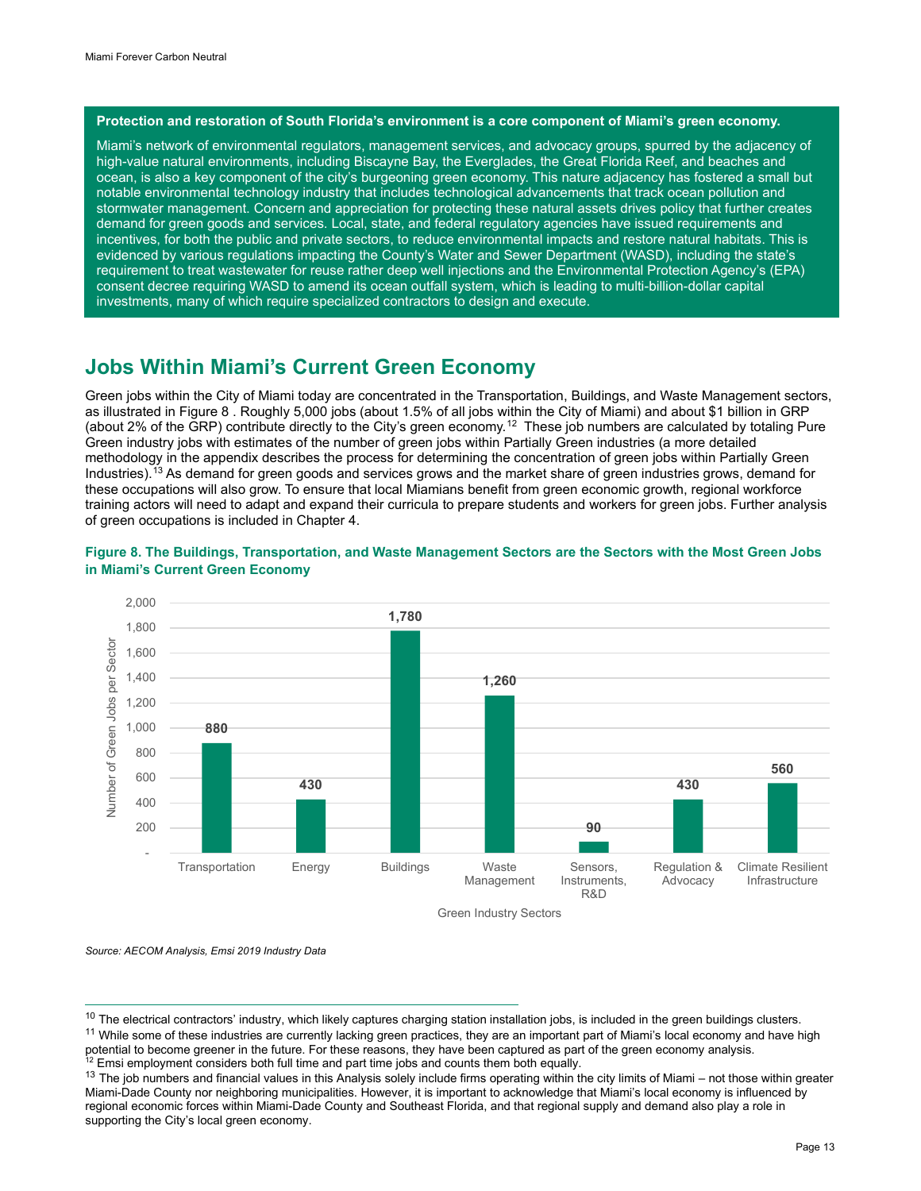**Protection and restoration of South Florida's environment is a core component of Miami's green economy.**

Miami's network of environmental regulators, management services, and advocacy groups, spurred by the adjacency of high-value natural environments, including Biscayne Bay, the Everglades, the Great Florida Reef, and beaches and ocean, is also a key component of the city's burgeoning green economy. This nature adjacency has fostered a small but notable environmental technology industry that includes technological advancements that track ocean pollution and stormwater management. Concern and appreciation for protecting these natural assets drives policy that further creates demand for green goods and services. Local, state, and federal regulatory agencies have issued requirements and incentives, for both the public and private sectors, to reduce environmental impacts and restore natural habitats. This is evidenced by various regulations impacting the County's Water and Sewer Department (WASD), including the state's requirement to treat wastewater for reuse rather deep well injections and the Environmental Protection Agency's (EPA) consent decree requiring WASD to amend its ocean outfall system, which is leading to multi-billion-dollar capital investments, many of which require specialized contractors to design and execute.

## Jobs Within Miami's Current Green Economy

Green jobs within the City of Miami today are concentrated in the Transportation, Buildings, and Waste Management sectors, as illustrated in Figure 8 . Roughly 5,000 jobs (about 1.5% of all jobs within the City of Miami) and about $1 billion in GRP (about 2% of the GRP) contribute directly to the City's green economy.[12] These job numbers are calculated by totaling Pure Green industry jobs with estimates of the number of green jobs within Partially Green industries (a more detailed methodology in the appendix describes the process for determining the concentration of green jobs within Partially Green Industries).[13] As demand for green goods and services grows and the market share of green industries grows, demand for these occupations will also grow. To ensure that local Miamians benefit from green economic growth, regional workforce training actors will need to adapt and expand their curricula to prepare students and workers for green jobs. Further analysis of green occupations is included in Chapter 4.

**Figure 8. The Buildings, Transportation, and Waste Management Sectors are the Sectors with the Most Green Jobs in Miami's Current Green Economy**

| Green Industry Sectors | Number of Green Jobs per Sector |
|---|---|
| Transportation | 880 |
| Energy | 430 |
| Buildings | 1,780 |
| Waste Management | 1,260 |
| Sensors, Instruments, R&D | 90 |
| Regulation & Advocacy | 430 |
| Climate Resilient Infrastructure | 560 |

*Source: AECOM Analysis, Emsi 2019 Industry Data*

---

[10] The electrical contractors' industry, which likely captures charging station installation jobs, is included in the green buildings clusters.

[11] While some of these industries are currently lacking green practices, they are an important part of Miami's local economy and have high potential to become greener in the future. For these reasons, they have been captured as part of the green economy analysis.

[12] Emsi employment considers both full time and part time jobs and counts them both equally.

[13] The job numbers and financial values in this Analysis solely include firms operating within the city limits of Miami – not those within greater Miami-Dade County nor neighboring municipalities. However, it is important to acknowledge that Miami's local economy is influenced by regional economic forces within Miami-Dade County and Southeast Florida, and that regional supply and demand also play a role in supporting the City's local green economy.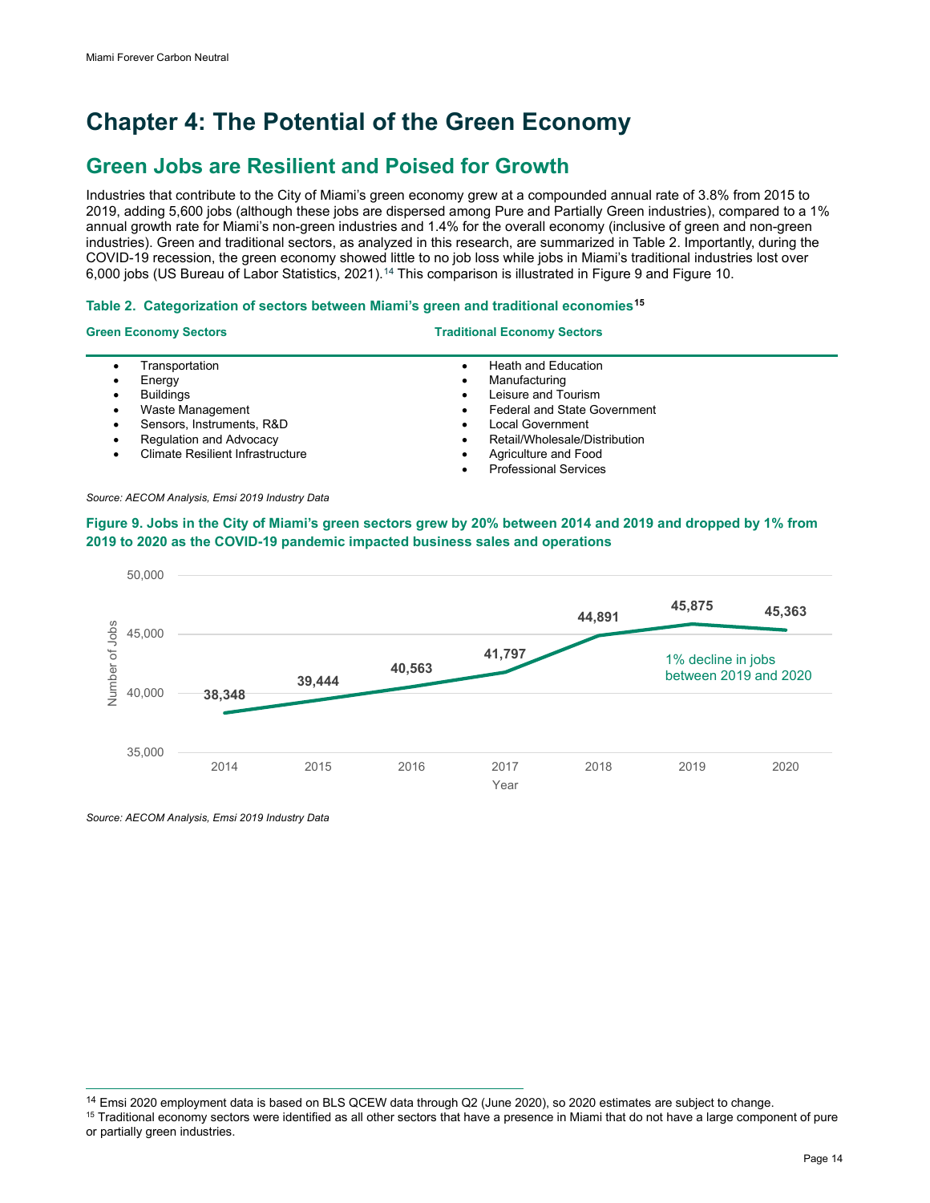# Chapter 4: The Potential of the Green Economy

## Green Jobs are Resilient and Poised for Growth

Industries that contribute to the City of Miami's green economy grew at a compounded annual rate of 3.8% from 2015 to 2019, adding 5,600 jobs (although these jobs are dispersed among Pure and Partially Green industries), compared to a 1% annual growth rate for Miami's non-green industries and 1.4% for the overall economy (inclusive of green and non-green industries). Green and traditional sectors, as analyzed in this research, are summarized in Table 2. Importantly, during the COVID-19 recession, the green economy showed little to no job loss while jobs in Miami's traditional industries lost over 6,000 jobs (US Bureau of Labor Statistics, 2021).[14] This comparison is illustrated in Figure 9 and Figure 10.

**Table 2. Categorization of sectors between Miami's green and traditional economies[15]**

| Green Economy Sectors | Traditional Economy Sectors |
|---|---|
| • Transportation | • Heath and Education |
| • Energy | • Manufacturing |
| • Buildings | • Leisure and Tourism |
| • Waste Management | • Federal and State Government |
| • Sensors, Instruments, R&D | • Local Government |
| • Regulation and Advocacy | • Retail/Wholesale/Distribution |
| • Climate Resilient Infrastructure | • Agriculture and Food |
| | • Professional Services |

*Source: AECOM Analysis, Emsi 2019 Industry Data*

**Figure 9. Jobs in the City of Miami's green sectors grew by 20% between 2014 and 2019 and dropped by 1% from 2019 to 2020 as the COVID-19 pandemic impacted business sales and operations**

| Year | Number of Jobs |
|---|---|
| 2014 | 38,348 |
| 2015 | 39,444 |
| 2016 | 40,563 |
| 2017 | 41,797 |
| 2018 | 44,891 |
| 2019 | 45,875 |
| 2020 | 45,363 |

1% decline in jobs between 2019 and 2020

*Source: AECOM Analysis, Emsi 2019 Industry Data*

---

[14] Emsi 2020 employment data is based on BLS QCEW data through Q2 (June 2020), so 2020 estimates are subject to change.

[15] Traditional economy sectors were identified as all other sectors that have a presence in Miami that do not have a large component of pure or partially green industries.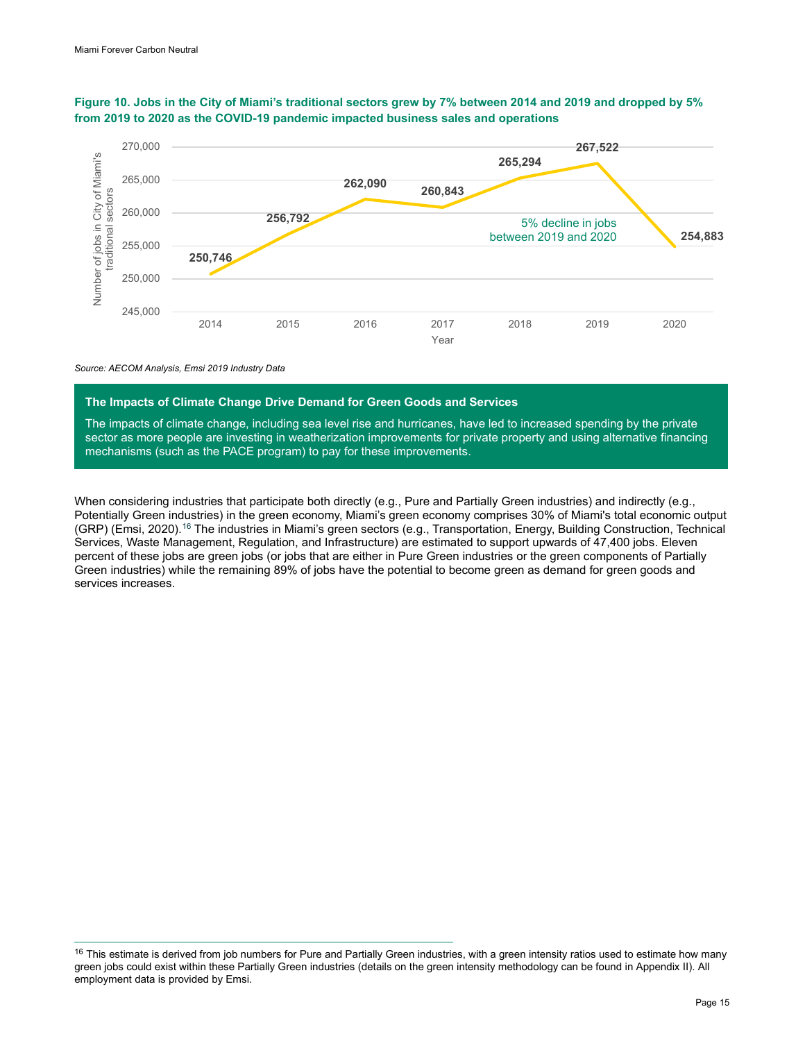**Figure 10. Jobs in the City of Miami's traditional sectors grew by 7% between 2014 and 2019 and dropped by 5% from 2019 to 2020 as the COVID-19 pandemic impacted business sales and operations**

| Year | Number of jobs in City of Miami's traditional sectors |
|---|---|
| 2014 | 250,746 |
| 2015 | 256,792 |
| 2016 | 262,090 |
| 2017 | 260,843 |
| 2018 | 265,294 |
| 2019 | 267,522 |
| 2020 | 254,883 |

5% decline in jobs between 2019 and 2020

*Source: AECOM Analysis, Emsi 2019 Industry Data*

**The Impacts of Climate Change Drive Demand for Green Goods and Services**

The impacts of climate change, including sea level rise and hurricanes, have led to increased spending by the private sector as more people are investing in weatherization improvements for private property and using alternative financing mechanisms (such as the PACE program) to pay for these improvements.

When considering industries that participate both directly (e.g., Pure and Partially Green industries) and indirectly (e.g., Potentially Green industries) in the green economy, Miami's green economy comprises 30% of Miami's total economic output (GRP) (Emsi, 2020).[16] The industries in Miami's green sectors (e.g., Transportation, Energy, Building Construction, Technical Services, Waste Management, Regulation, and Infrastructure) are estimated to support upwards of 47,400 jobs. Eleven percent of these jobs are green jobs (or jobs that are either in Pure Green industries or the green components of Partially Green industries) while the remaining 89% of jobs have the potential to become green as demand for green goods and services increases.

[16] This estimate is derived from job numbers for Pure and Partially Green industries, with a green intensity ratios used to estimate how many green jobs could exist within these Partially Green industries (details on the green intensity methodology can be found in Appendix II). All employment data is provided by Emsi.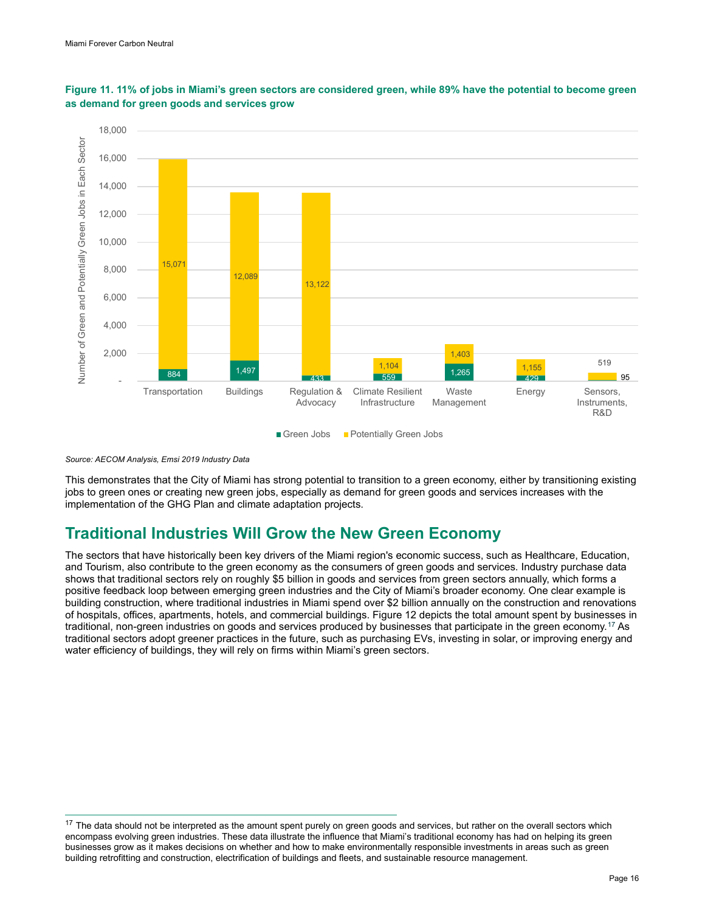**Figure 11. 11% of jobs in Miami's green sectors are considered green, while 89% have the potential to become green as demand for green goods and services grow**

| Sector | Green Jobs | Potentially Green Jobs |
|---|---|---|
| Transportation | 884 | 15,071 |
| Buildings | 1,497 | 12,089 |
| Regulation & Advocacy | 433 | 13,122 |
| Climate Resilient Infrastructure | 559 | 1,104 |
| Waste Management | 1,265 | 1,403 |
| Energy | 429 | 1,155 |
| Sensors, Instruments, R&D | 95 | 519 |

*Source: AECOM Analysis, Emsi 2019 Industry Data*

This demonstrates that the City of Miami has strong potential to transition to a green economy, either by transitioning existing jobs to green ones or creating new green jobs, especially as demand for green goods and services increases with the implementation of the GHG Plan and climate adaptation projects.

## Traditional Industries Will Grow the New Green Economy

The sectors that have historically been key drivers of the Miami region's economic success, such as Healthcare, Education, and Tourism, also contribute to the green economy as the consumers of green goods and services. Industry purchase data shows that traditional sectors rely on roughly $5 billion in goods and services from green sectors annually, which forms a positive feedback loop between emerging green industries and the City of Miami's broader economy. One clear example is building construction, where traditional industries in Miami spend over $2 billion annually on the construction and renovations of hospitals, offices, apartments, hotels, and commercial buildings. Figure 12 depicts the total amount spent by businesses in traditional, non-green industries on goods and services produced by businesses that participate in the green economy.[17] As traditional sectors adopt greener practices in the future, such as purchasing EVs, investing in solar, or improving energy and water efficiency of buildings, they will rely on firms within Miami's green sectors.

---

[17] The data should not be interpreted as the amount spent purely on green goods and services, but rather on the overall sectors which encompass evolving green industries. These data illustrate the influence that Miami's traditional economy has had on helping its green businesses grow as it makes decisions on whether and how to make environmentally responsible investments in areas such as green building retrofitting and construction, electrification of buildings and fleets, and sustainable resource management.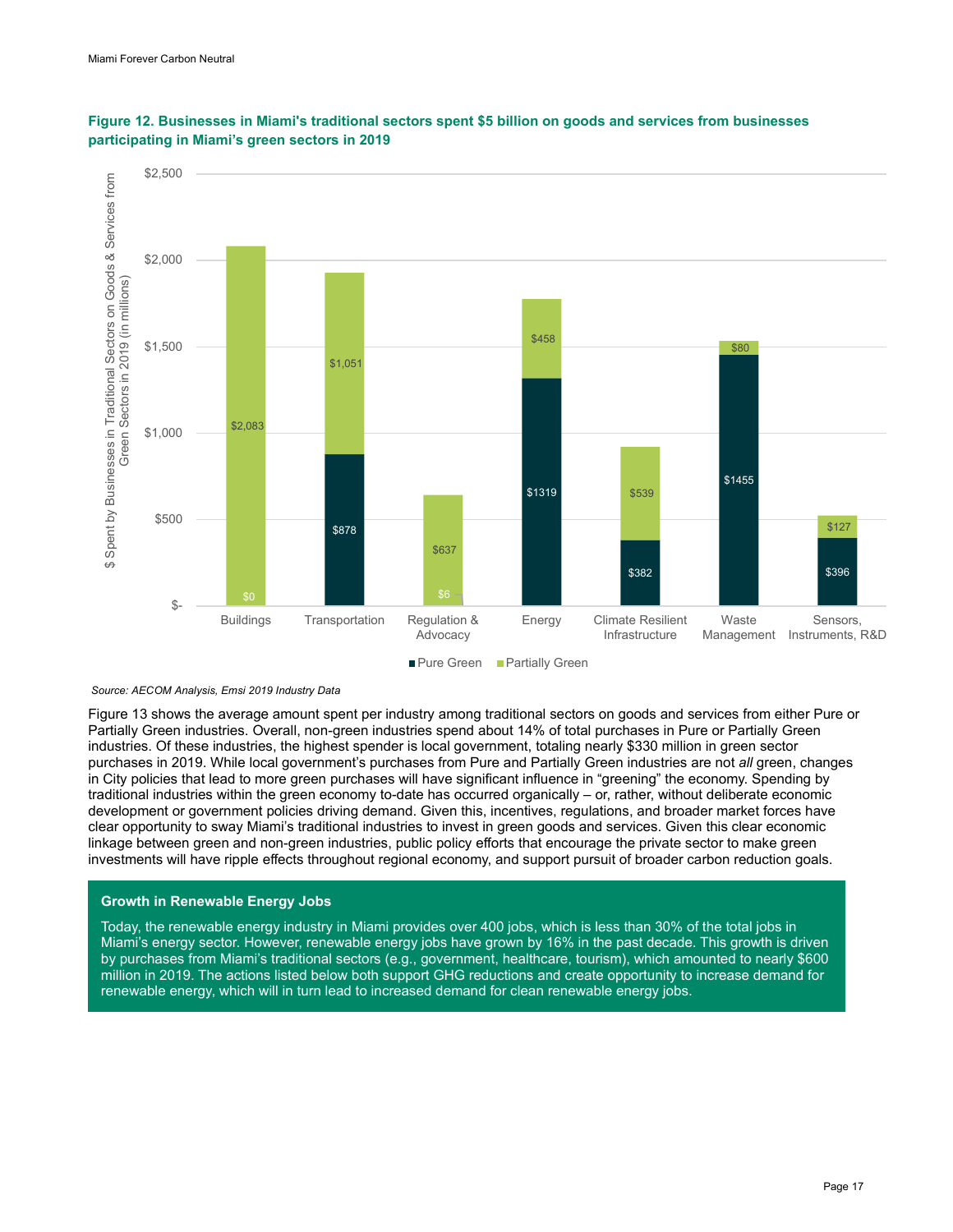**Figure 12. Businesses in Miami's traditional sectors spent $5 billion on goods and services from businesses participating in Miami's green sectors in 2019**

| Sector | Pure Green | Partially Green |
|---|---|---|
| Buildings | $0 | $2,083 |
| Transportation | $878 | $1,051 |
| Regulation & Advocacy | $6 | $637 |
| Energy | $1319 | $458 |
| Climate Resilient Infrastructure | $382 | $539 |
| Waste Management | $1455 | $80 |
| Sensors, Instruments, R&D | $396 | $127 |

*$ Spent by Businesses in Traditional Sectors on Goods & Services from Green Sectors in 2019 (in millions)*

*Source: AECOM Analysis, Emsi 2019 Industry Data*

Figure 13 shows the average amount spent per industry among traditional sectors on goods and services from either Pure or Partially Green industries. Overall, non-green industries spend about 14% of total purchases in Pure or Partially Green industries. Of these industries, the highest spender is local government, totaling nearly $330 million in green sector purchases in 2019. While local government's purchases from Pure and Partially Green industries are not *all* green, changes in City policies that lead to more green purchases will have significant influence in "greening" the economy. Spending by traditional industries within the green economy to-date has occurred organically – or, rather, without deliberate economic development or government policies driving demand. Given this, incentives, regulations, and broader market forces have clear opportunity to sway Miami's traditional industries to invest in green goods and services. Given this clear economic linkage between green and non-green industries, public policy efforts that encourage the private sector to make green investments will have ripple effects throughout regional economy, and support pursuit of broader carbon reduction goals.

### Growth in Renewable Energy Jobs

Today, the renewable energy industry in Miami provides over 400 jobs, which is less than 30% of the total jobs in Miami's energy sector. However, renewable energy jobs have grown by 16% in the past decade. This growth is driven by purchases from Miami's traditional sectors (e.g., government, healthcare, tourism), which amounted to nearly $600 million in 2019. The actions listed below both support GHG reductions and create opportunity to increase demand for renewable energy, which will in turn lead to increased demand for clean renewable energy jobs.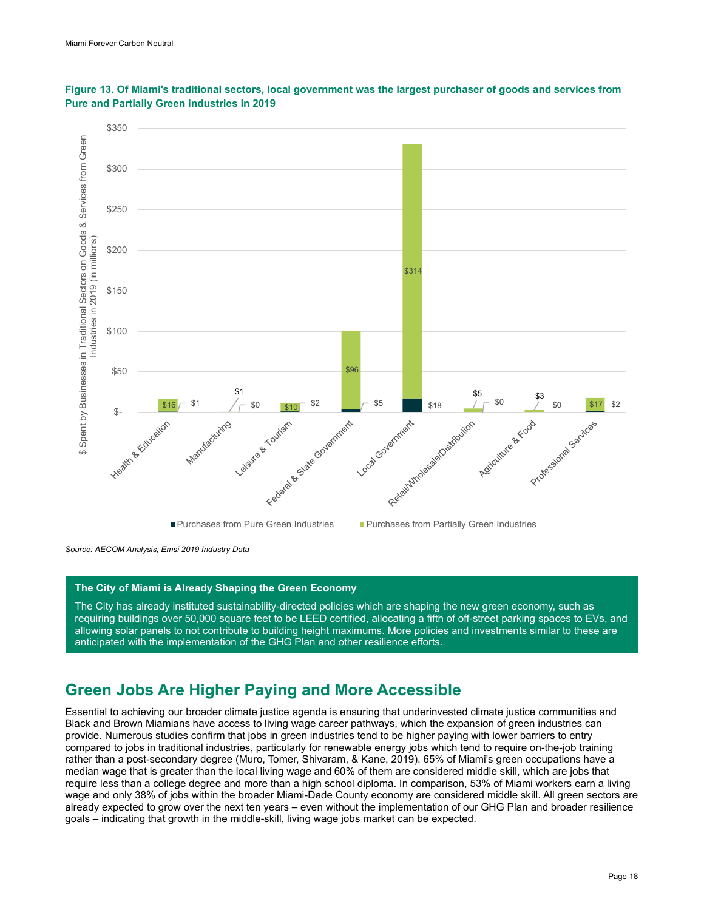**Figure 13. Of Miami's traditional sectors, local government was the largest purchaser of goods and services from Pure and Partially Green industries in 2019**

| Sector | Purchases from Pure Green Industries | Purchases from Partially Green Industries |
|---|---|---|
| Health & Education | $1 | $16 |
| Manufacturing | $0 | $1 |
| Leisure & Tourism | $2 | $10 |
| Federal & State Government | $5 | $96 |
| Local Government | $18 | $314 |
| Retail/Wholesale/Distribution | $0 | $5 |
| Agriculture & Food | $0 | $3 |
| Professional Services | $2 | $17 |

$ Spent by Businesses in Traditional Sectors on Goods & Services from Green Industries in 2019 (in millions)

*Source: AECOM Analysis, Emsi 2019 Industry Data*

**The City of Miami is Already Shaping the Green Economy**

The City has already instituted sustainability-directed policies which are shaping the new green economy, such as requiring buildings over 50,000 square feet to be LEED certified, allocating a fifth of off-street parking spaces to EVs, and allowing solar panels to not contribute to building height maximums. More policies and investments similar to these are anticipated with the implementation of the GHG Plan and other resilience efforts.

## Green Jobs Are Higher Paying and More Accessible

Essential to achieving our broader climate justice agenda is ensuring that underinvested climate justice communities and Black and Brown Miamians have access to living wage career pathways, which the expansion of green industries can provide. Numerous studies confirm that jobs in green industries tend to be higher paying with lower barriers to entry compared to jobs in traditional industries, particularly for renewable energy jobs which tend to require on-the-job training rather than a post-secondary degree (Muro, Tomer, Shivaram, & Kane, 2019). 65% of Miami's green occupations have a median wage that is greater than the local living wage and 60% of them are considered middle skill, which are jobs that require less than a college degree and more than a high school diploma. In comparison, 53% of Miami workers earn a living wage and only 38% of jobs within the broader Miami-Dade County economy are considered middle skill. All green sectors are already expected to grow over the next ten years – even without the implementation of our GHG Plan and broader resilience goals – indicating that growth in the middle-skill, living wage jobs market can be expected.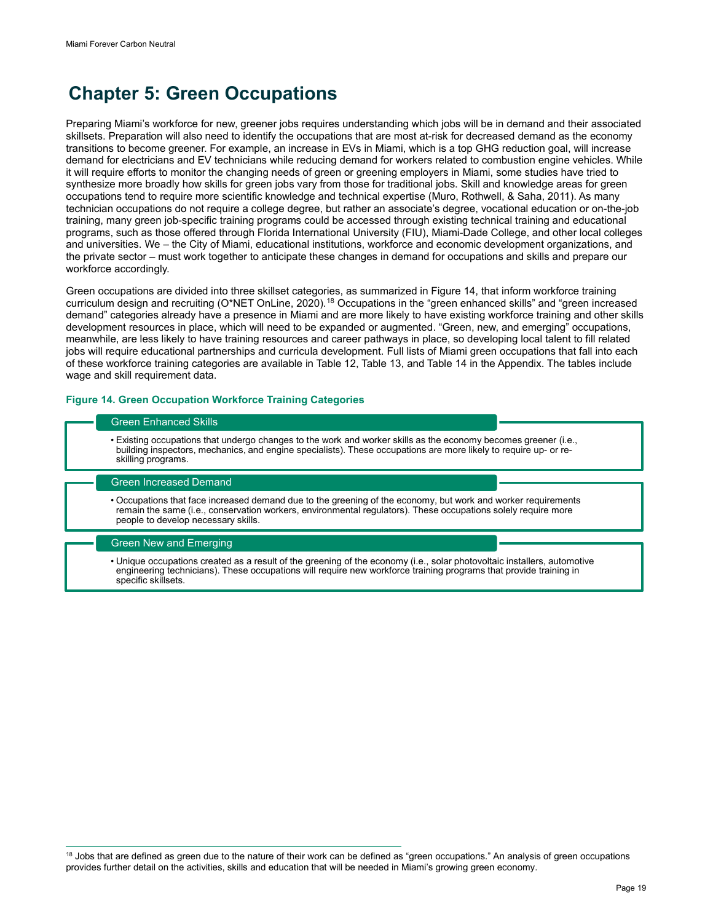# Chapter 5: Green Occupations

Preparing Miami's workforce for new, greener jobs requires understanding which jobs will be in demand and their associated skillsets. Preparation will also need to identify the occupations that are most at-risk for decreased demand as the economy transitions to become greener. For example, an increase in EVs in Miami, which is a top GHG reduction goal, will increase demand for electricians and EV technicians while reducing demand for workers related to combustion engine vehicles. While it will require efforts to monitor the changing needs of green or greening employers in Miami, some studies have tried to synthesize more broadly how skills for green jobs vary from those for traditional jobs. Skill and knowledge areas for green occupations tend to require more scientific knowledge and technical expertise (Muro, Rothwell, & Saha, 2011). As many technician occupations do not require a college degree, but rather an associate's degree, vocational education or on-the-job training, many green job-specific training programs could be accessed through existing technical training and educational programs, such as those offered through Florida International University (FIU), Miami-Dade College, and other local colleges and universities. We – the City of Miami, educational institutions, workforce and economic development organizations, and the private sector – must work together to anticipate these changes in demand for occupations and skills and prepare our workforce accordingly.

Green occupations are divided into three skillset categories, as summarized in Figure 14, that inform workforce training curriculum design and recruiting (O*NET OnLine, 2020).[18] Occupations in the "green enhanced skills" and "green increased demand" categories already have a presence in Miami and are more likely to have existing workforce training and other skills development resources in place, which will need to be expanded or augmented. "Green, new, and emerging" occupations, meanwhile, are less likely to have training resources and career pathways in place, so developing local talent to fill related jobs will require educational partnerships and curricula development. Full lists of Miami green occupations that fall into each of these workforce training categories are available in Table 12, Table 13, and Table 14 in the Appendix. The tables include wage and skill requirement data.

**Figure 14. Green Occupation Workforce Training Categories**

**Green Enhanced Skills**

- Existing occupations that undergo changes to the work and worker skills as the economy becomes greener (i.e., building inspectors, mechanics, and engine specialists). These occupations are more likely to require up- or re-skilling programs.

**Green Increased Demand**

- Occupations that face increased demand due to the greening of the economy, but work and worker requirements remain the same (i.e., conservation workers, environmental regulators). These occupations solely require more people to develop necessary skills.

**Green New and Emerging**

- Unique occupations created as a result of the greening of the economy (i.e., solar photovoltaic installers, automotive engineering technicians). These occupations will require new workforce training programs that provide training in specific skillsets.

---

[18] Jobs that are defined as green due to the nature of their work can be defined as "green occupations." An analysis of green occupations provides further detail on the activities, skills and education that will be needed in Miami's growing green economy.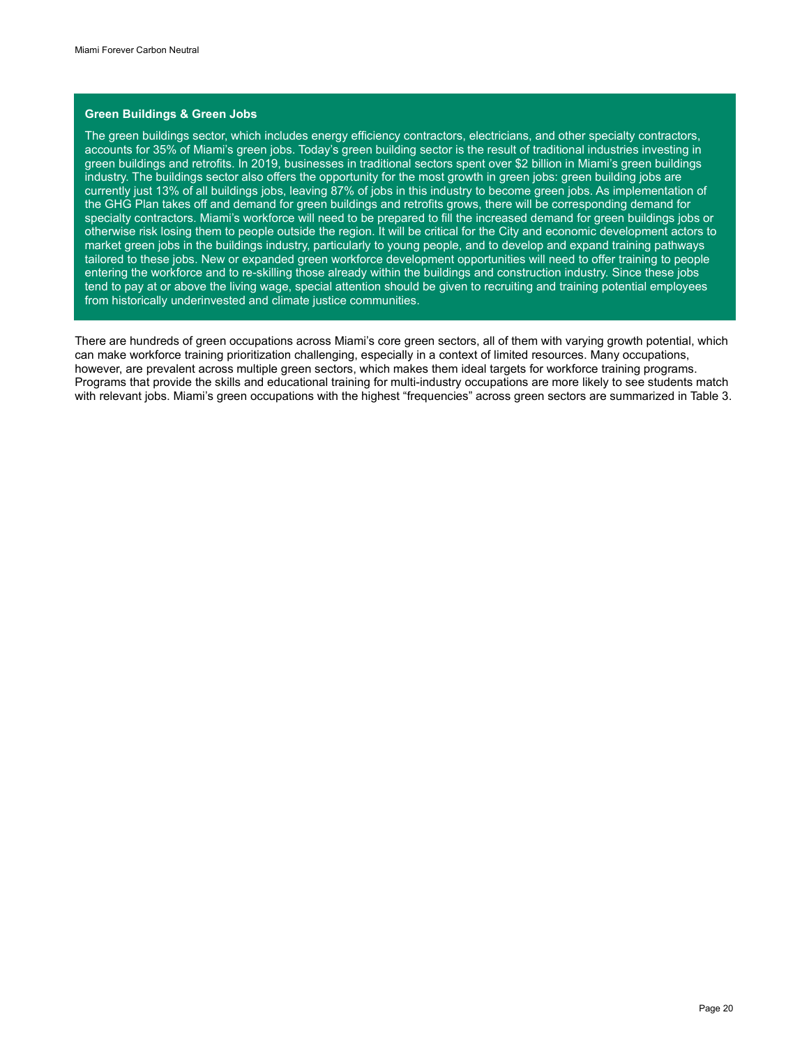**Green Buildings & Green Jobs**

The green buildings sector, which includes energy efficiency contractors, electricians, and other specialty contractors, accounts for 35% of Miami's green jobs. Today's green building sector is the result of traditional industries investing in green buildings and retrofits. In 2019, businesses in traditional sectors spent over $2 billion in Miami's green buildings industry. The buildings sector also offers the opportunity for the most growth in green jobs: green building jobs are currently just 13% of all buildings jobs, leaving 87% of jobs in this industry to become green jobs. As implementation of the GHG Plan takes off and demand for green buildings and retrofits grows, there will be corresponding demand for specialty contractors. Miami's workforce will need to be prepared to fill the increased demand for green buildings jobs or otherwise risk losing them to people outside the region. It will be critical for the City and economic development actors to market green jobs in the buildings industry, particularly to young people, and to develop and expand training pathways tailored to these jobs. New or expanded green workforce development opportunities will need to offer training to people entering the workforce and to re-skilling those already within the buildings and construction industry. Since these jobs tend to pay at or above the living wage, special attention should be given to recruiting and training potential employees from historically underinvested and climate justice communities.

There are hundreds of green occupations across Miami's core green sectors, all of them with varying growth potential, which can make workforce training prioritization challenging, especially in a context of limited resources. Many occupations, however, are prevalent across multiple green sectors, which makes them ideal targets for workforce training programs. Programs that provide the skills and educational training for multi-industry occupations are more likely to see students match with relevant jobs. Miami's green occupations with the highest "frequencies" across green sectors are summarized in Table 3.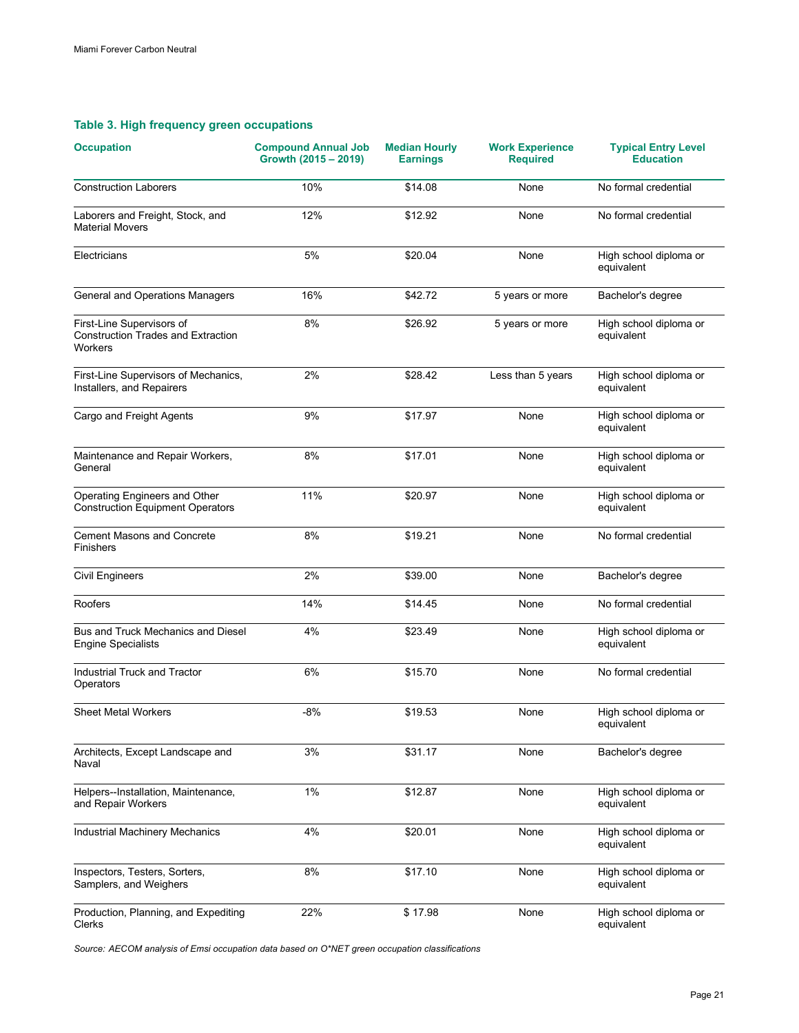### Table 3. High frequency green occupations

| Occupation | Compound Annual Job Growth (2015 – 2019) | Median Hourly Earnings | Work Experience Required | Typical Entry Level Education |
|---|---|---|---|---|
| Construction Laborers | 10% | $14.08 | None | No formal credential |
| Laborers and Freight, Stock, and Material Movers | 12% | $12.92 | None | No formal credential |
| Electricians | 5% | $20.04 | None | High school diploma or equivalent |
| General and Operations Managers | 16% | $42.72 | 5 years or more | Bachelor's degree |
| First-Line Supervisors of Construction Trades and Extraction Workers | 8% | $26.92 | 5 years or more | High school diploma or equivalent |
| First-Line Supervisors of Mechanics, Installers, and Repairers | 2% | $28.42 | Less than 5 years | High school diploma or equivalent |
| Cargo and Freight Agents | 9% | $17.97 | None | High school diploma or equivalent |
| Maintenance and Repair Workers, General | 8% | $17.01 | None | High school diploma or equivalent |
| Operating Engineers and Other Construction Equipment Operators | 11% | $20.97 | None | High school diploma or equivalent |
| Cement Masons and Concrete Finishers | 8% | $19.21 | None | No formal credential |
| Civil Engineers | 2% | $39.00 | None | Bachelor's degree |
| Roofers | 14% | $14.45 | None | No formal credential |
| Bus and Truck Mechanics and Diesel Engine Specialists | 4% | $23.49 | None | High school diploma or equivalent |
| Industrial Truck and Tractor Operators | 6% | $15.70 | None | No formal credential |
| Sheet Metal Workers | -8% | $19.53 | None | High school diploma or equivalent |
| Architects, Except Landscape and Naval | 3% | $31.17 | None | Bachelor's degree |
| Helpers--Installation, Maintenance, and Repair Workers | 1% | $12.87 | None | High school diploma or equivalent |
| Industrial Machinery Mechanics | 4% | $20.01 | None | High school diploma or equivalent |
| Inspectors, Testers, Sorters, Samplers, and Weighers | 8% | $17.10 | None | High school diploma or equivalent |
| Production, Planning, and Expediting Clerks | 22% | $ 17.98 | None | High school diploma or equivalent |

*Source: AECOM analysis of Emsi occupation data based on O*NET green occupation classifications*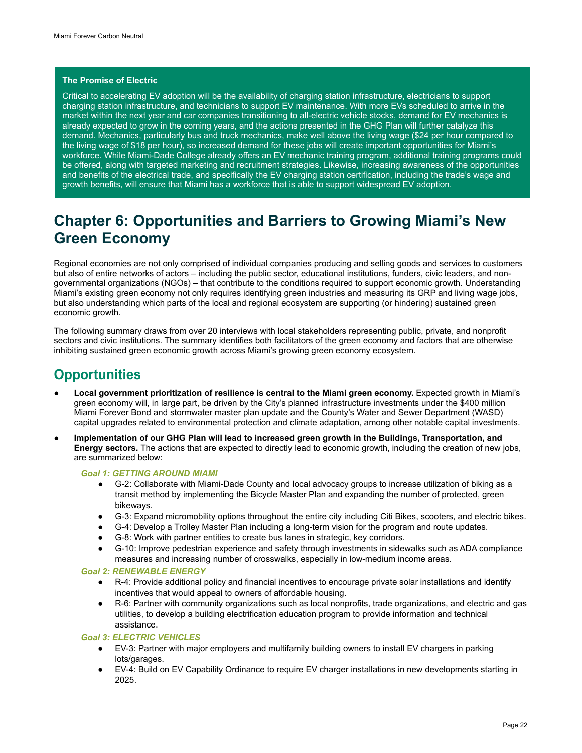**The Promise of Electric**

Critical to accelerating EV adoption will be the availability of charging station infrastructure, electricians to support charging station infrastructure, and technicians to support EV maintenance. With more EVs scheduled to arrive in the market within the next year and car companies transitioning to all-electric vehicle stocks, demand for EV mechanics is already expected to grow in the coming years, and the actions presented in the GHG Plan will further catalyze this demand. Mechanics, particularly bus and truck mechanics, make well above the living wage ($24 per hour compared to the living wage of $18 per hour), so increased demand for these jobs will create important opportunities for Miami's workforce. While Miami-Dade College already offers an EV mechanic training program, additional training programs could be offered, along with targeted marketing and recruitment strategies. Likewise, increasing awareness of the opportunities and benefits of the electrical trade, and specifically the EV charging station certification, including the trade's wage and growth benefits, will ensure that Miami has a workforce that is able to support widespread EV adoption.

# Chapter 6: Opportunities and Barriers to Growing Miami's New Green Economy

Regional economies are not only comprised of individual companies producing and selling goods and services to customers but also of entire networks of actors – including the public sector, educational institutions, funders, civic leaders, and non-governmental organizations (NGOs) – that contribute to the conditions required to support economic growth. Understanding Miami's existing green economy not only requires identifying green industries and measuring its GRP and living wage jobs, but also understanding which parts of the local and regional ecosystem are supporting (or hindering) sustained green economic growth.

The following summary draws from over 20 interviews with local stakeholders representing public, private, and nonprofit sectors and civic institutions. The summary identifies both facilitators of the green economy and factors that are otherwise inhibiting sustained green economic growth across Miami's growing green economy ecosystem.

## Opportunities

- **Local government prioritization of resilience is central to the Miami green economy.** Expected growth in Miami's green economy will, in large part, be driven by the City's planned infrastructure investments under the $400 million Miami Forever Bond and stormwater master plan update and the County's Water and Sewer Department (WASD) capital upgrades related to environmental protection and climate adaptation, among other notable capital investments.
- **Implementation of our GHG Plan will lead to increased green growth in the Buildings, Transportation, and Energy sectors.** The actions that are expected to directly lead to economic growth, including the creation of new jobs, are summarized below:

  ***Goal 1: GETTING AROUND MIAMI***
  - G-2: Collaborate with Miami-Dade County and local advocacy groups to increase utilization of biking as a transit method by implementing the Bicycle Master Plan and expanding the number of protected, green bikeways.
  - G-3: Expand micromobility options throughout the entire city including Citi Bikes, scooters, and electric bikes.
  - G-4: Develop a Trolley Master Plan including a long-term vision for the program and route updates.
  - G-8: Work with partner entities to create bus lanes in strategic, key corridors.
  - G-10: Improve pedestrian experience and safety through investments in sidewalks such as ADA compliance measures and increasing number of crosswalks, especially in low-medium income areas.

  ***Goal 2: RENEWABLE ENERGY***
  - R-4: Provide additional policy and financial incentives to encourage private solar installations and identify incentives that would appeal to owners of affordable housing.
  - R-6: Partner with community organizations such as local nonprofits, trade organizations, and electric and gas utilities, to develop a building electrification education program to provide information and technical assistance.

  ***Goal 3: ELECTRIC VEHICLES***
  - EV-3: Partner with major employers and multifamily building owners to install EV chargers in parking lots/garages.
  - EV-4: Build on EV Capability Ordinance to require EV charger installations in new developments starting in 2025.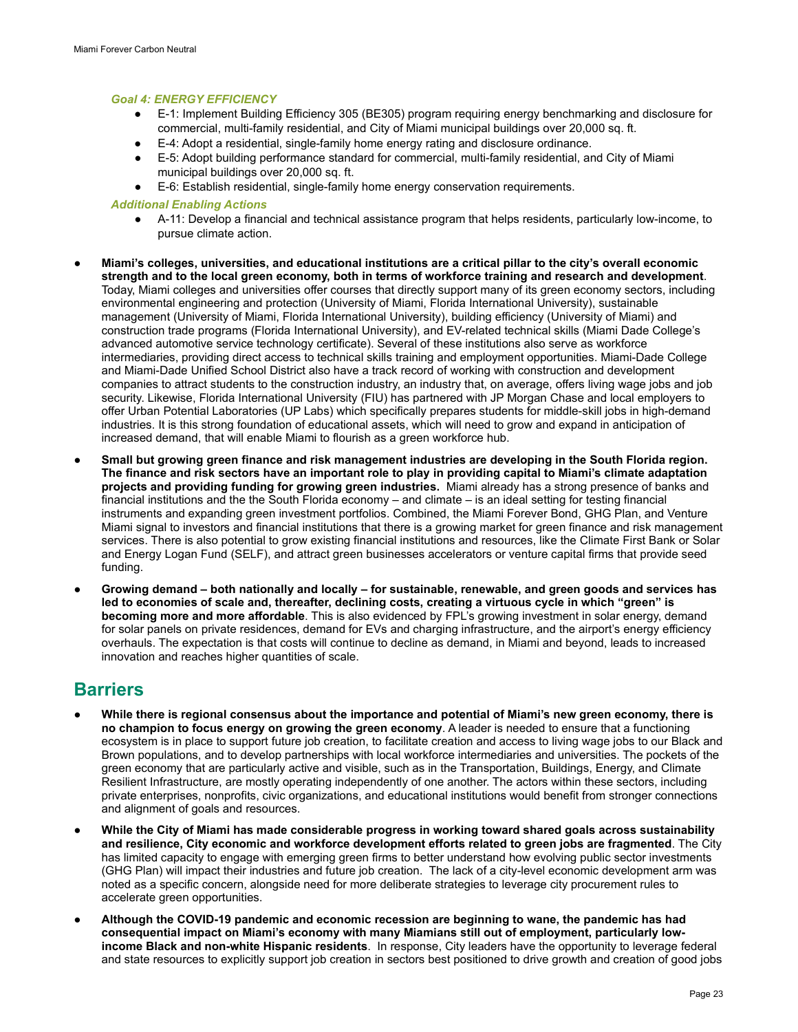*Goal 4: ENERGY EFFICIENCY*

- E-1: Implement Building Efficiency 305 (BE305) program requiring energy benchmarking and disclosure for commercial, multi-family residential, and City of Miami municipal buildings over 20,000 sq. ft.
- E-4: Adopt a residential, single-family home energy rating and disclosure ordinance.
- E-5: Adopt building performance standard for commercial, multi-family residential, and City of Miami municipal buildings over 20,000 sq. ft.
- E-6: Establish residential, single-family home energy conservation requirements.

*Additional Enabling Actions*

- A-11: Develop a financial and technical assistance program that helps residents, particularly low-income, to pursue climate action.

- **Miami's colleges, universities, and educational institutions are a critical pillar to the city's overall economic strength and to the local green economy, both in terms of workforce training and research and development**. Today, Miami colleges and universities offer courses that directly support many of its green economy sectors, including environmental engineering and protection (University of Miami, Florida International University), sustainable management (University of Miami, Florida International University), building efficiency (University of Miami) and construction trade programs (Florida International University), and EV-related technical skills (Miami Dade College's advanced automotive service technology certificate). Several of these institutions also serve as workforce intermediaries, providing direct access to technical skills training and employment opportunities. Miami-Dade College and Miami-Dade Unified School District also have a track record of working with construction and development companies to attract students to the construction industry, an industry that, on average, offers living wage jobs and job security. Likewise, Florida International University (FIU) has partnered with JP Morgan Chase and local employers to offer Urban Potential Laboratories (UP Labs) which specifically prepares students for middle-skill jobs in high-demand industries. It is this strong foundation of educational assets, which will need to grow and expand in anticipation of increased demand, that will enable Miami to flourish as a green workforce hub.
- **Small but growing green finance and risk management industries are developing in the South Florida region. The finance and risk sectors have an important role to play in providing capital to Miami's climate adaptation projects and providing funding for growing green industries.** Miami already has a strong presence of banks and financial institutions and the the South Florida economy – and climate – is an ideal setting for testing financial instruments and expanding green investment portfolios. Combined, the Miami Forever Bond, GHG Plan, and Venture Miami signal to investors and financial institutions that there is a growing market for green finance and risk management services. There is also potential to grow existing financial institutions and resources, like the Climate First Bank or Solar and Energy Logan Fund (SELF), and attract green businesses accelerators or venture capital firms that provide seed funding.
- **Growing demand – both nationally and locally – for sustainable, renewable, and green goods and services has led to economies of scale and, thereafter, declining costs, creating a virtuous cycle in which "green" is becoming more and more affordable**. This is also evidenced by FPL's growing investment in solar energy, demand for solar panels on private residences, demand for EVs and charging infrastructure, and the airport's energy efficiency overhauls. The expectation is that costs will continue to decline as demand, in Miami and beyond, leads to increased innovation and reaches higher quantities of scale.

## Barriers

- **While there is regional consensus about the importance and potential of Miami's new green economy, there is no champion to focus energy on growing the green economy**. A leader is needed to ensure that a functioning ecosystem is in place to support future job creation, to facilitate creation and access to living wage jobs to our Black and Brown populations, and to develop partnerships with local workforce intermediaries and universities. The pockets of the green economy that are particularly active and visible, such as in the Transportation, Buildings, Energy, and Climate Resilient Infrastructure, are mostly operating independently of one another. The actors within these sectors, including private enterprises, nonprofits, civic organizations, and educational institutions would benefit from stronger connections and alignment of goals and resources.
- **While the City of Miami has made considerable progress in working toward shared goals across sustainability and resilience, City economic and workforce development efforts related to green jobs are fragmented**. The City has limited capacity to engage with emerging green firms to better understand how evolving public sector investments (GHG Plan) will impact their industries and future job creation. The lack of a city-level economic development arm was noted as a specific concern, alongside need for more deliberate strategies to leverage city procurement rules to accelerate green opportunities.
- **Although the COVID-19 pandemic and economic recession are beginning to wane, the pandemic has had consequential impact on Miami's economy with many Miamians still out of employment, particularly low-income Black and non-white Hispanic residents**. In response, City leaders have the opportunity to leverage federal and state resources to explicitly support job creation in sectors best positioned to drive growth and creation of good jobs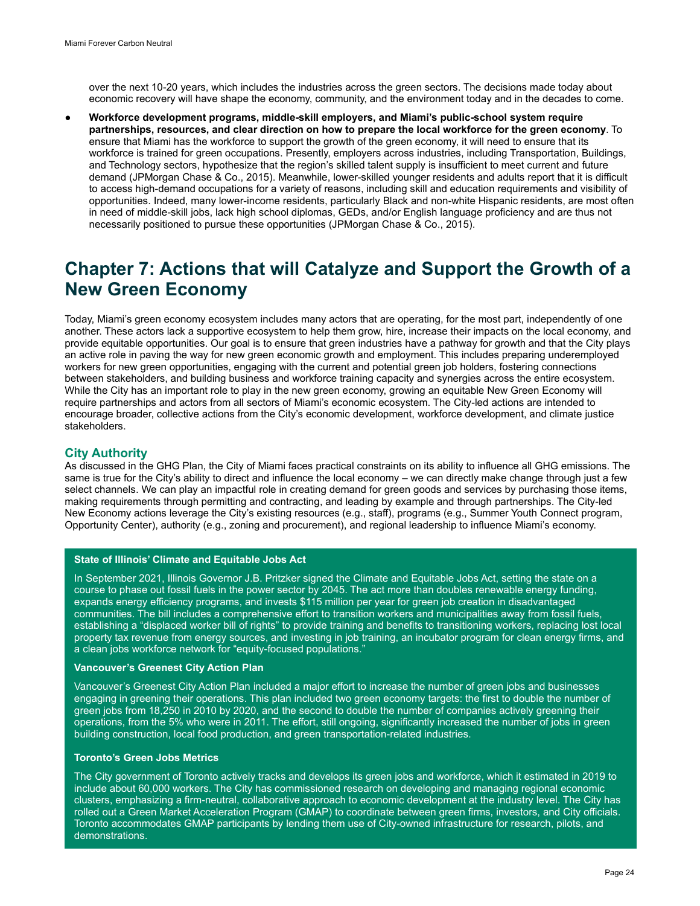over the next 10-20 years, which includes the industries across the green sectors. The decisions made today about economic recovery will have shape the economy, community, and the environment today and in the decades to come.

- **Workforce development programs, middle-skill employers, and Miami's public-school system require partnerships, resources, and clear direction on how to prepare the local workforce for the green economy**. To ensure that Miami has the workforce to support the growth of the green economy, it will need to ensure that its workforce is trained for green occupations. Presently, employers across industries, including Transportation, Buildings, and Technology sectors, hypothesize that the region's skilled talent supply is insufficient to meet current and future demand (JPMorgan Chase & Co., 2015). Meanwhile, lower-skilled younger residents and adults report that it is difficult to access high-demand occupations for a variety of reasons, including skill and education requirements and visibility of opportunities. Indeed, many lower-income residents, particularly Black and non-white Hispanic residents, are most often in need of middle-skill jobs, lack high school diplomas, GEDs, and/or English language proficiency and are thus not necessarily positioned to pursue these opportunities (JPMorgan Chase & Co., 2015).

# Chapter 7: Actions that will Catalyze and Support the Growth of a New Green Economy

Today, Miami's green economy ecosystem includes many actors that are operating, for the most part, independently of one another. These actors lack a supportive ecosystem to help them grow, hire, increase their impacts on the local economy, and provide equitable opportunities. Our goal is to ensure that green industries have a pathway for growth and that the City plays an active role in paving the way for new green economic growth and employment. This includes preparing underemployed workers for new green opportunities, engaging with the current and potential green job holders, fostering connections between stakeholders, and building business and workforce training capacity and synergies across the entire ecosystem. While the City has an important role to play in the new green economy, growing an equitable New Green Economy will require partnerships and actors from all sectors of Miami's economic ecosystem. The City-led actions are intended to encourage broader, collective actions from the City's economic development, workforce development, and climate justice stakeholders.

## City Authority

As discussed in the GHG Plan, the City of Miami faces practical constraints on its ability to influence all GHG emissions. The same is true for the City's ability to direct and influence the local economy – we can directly make change through just a few select channels. We can play an impactful role in creating demand for green goods and services by purchasing those items, making requirements through permitting and contracting, and leading by example and through partnerships. The City-led New Economy actions leverage the City's existing resources (e.g., staff), programs (e.g., Summer Youth Connect program, Opportunity Center), authority (e.g., zoning and procurement), and regional leadership to influence Miami's economy.

**State of Illinois' Climate and Equitable Jobs Act**

In September 2021, Illinois Governor J.B. Pritzker signed the Climate and Equitable Jobs Act, setting the state on a course to phase out fossil fuels in the power sector by 2045. The act more than doubles renewable energy funding, expands energy efficiency programs, and invests $115 million per year for green job creation in disadvantaged communities. The bill includes a comprehensive effort to transition workers and municipalities away from fossil fuels, establishing a "displaced worker bill of rights" to provide training and benefits to transitioning workers, replacing lost local property tax revenue from energy sources, and investing in job training, an incubator program for clean energy firms, and a clean jobs workforce network for "equity-focused populations."

**Vancouver's Greenest City Action Plan**

Vancouver's Greenest City Action Plan included a major effort to increase the number of green jobs and businesses engaging in greening their operations. This plan included two green economy targets: the first to double the number of green jobs from 18,250 in 2010 by 2020, and the second to double the number of companies actively greening their operations, from the 5% who were in 2011. The effort, still ongoing, significantly increased the number of jobs in green building construction, local food production, and green transportation-related industries.

**Toronto's Green Jobs Metrics**

The City government of Toronto actively tracks and develops its green jobs and workforce, which it estimated in 2019 to include about 60,000 workers. The City has commissioned research on developing and managing regional economic clusters, emphasizing a firm-neutral, collaborative approach to economic development at the industry level. The City has rolled out a Green Market Acceleration Program (GMAP) to coordinate between green firms, investors, and City officials. Toronto accommodates GMAP participants by lending them use of City-owned infrastructure for research, pilots, and demonstrations.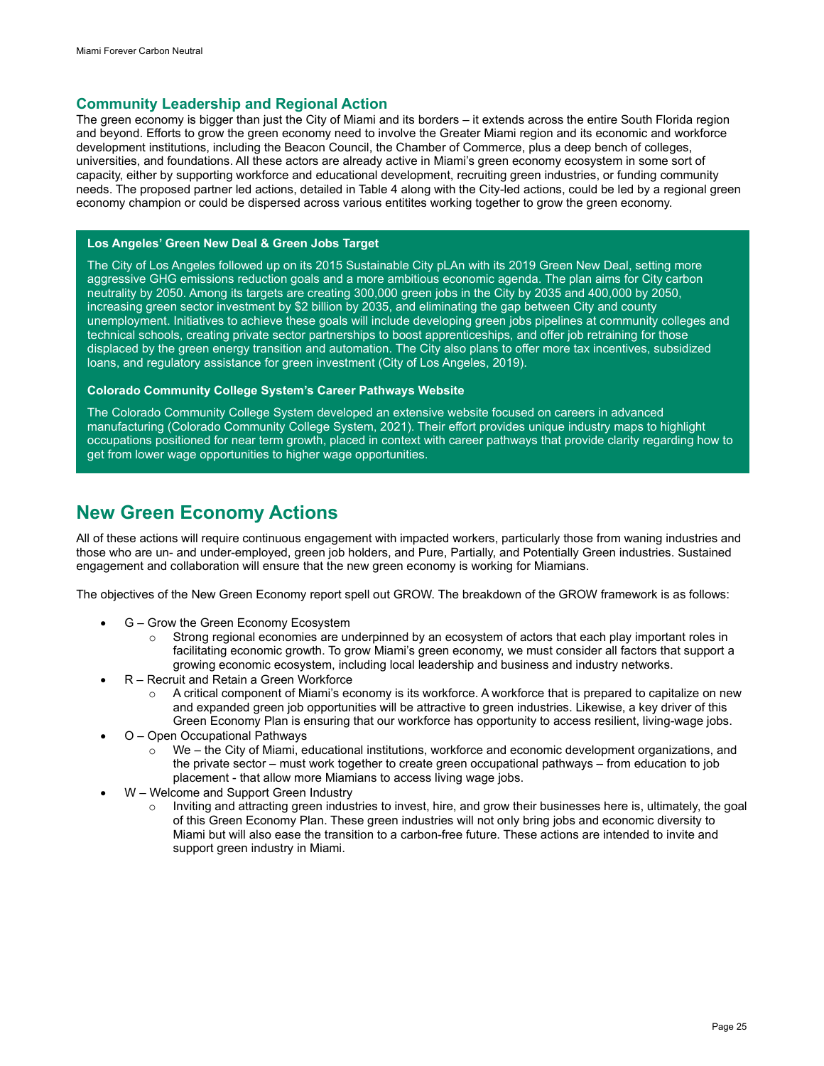## Community Leadership and Regional Action

The green economy is bigger than just the City of Miami and its borders – it extends across the entire South Florida region and beyond. Efforts to grow the green economy need to involve the Greater Miami region and its economic and workforce development institutions, including the Beacon Council, the Chamber of Commerce, plus a deep bench of colleges, universities, and foundations. All these actors are already active in Miami's green economy ecosystem in some sort of capacity, either by supporting workforce and educational development, recruiting green industries, or funding community needs. The proposed partner led actions, detailed in Table 4 along with the City-led actions, could be led by a regional green economy champion or could be dispersed across various entitites working together to grow the green economy.

**Los Angeles' Green New Deal & Green Jobs Target**

The City of Los Angeles followed up on its 2015 Sustainable City pLAn with its 2019 Green New Deal, setting more aggressive GHG emissions reduction goals and a more ambitious economic agenda. The plan aims for City carbon neutrality by 2050. Among its targets are creating 300,000 green jobs in the City by 2035 and 400,000 by 2050, increasing green sector investment by $2 billion by 2035, and eliminating the gap between City and county unemployment. Initiatives to achieve these goals will include developing green jobs pipelines at community colleges and technical schools, creating private sector partnerships to boost apprenticeships, and offer job retraining for those displaced by the green energy transition and automation. The City also plans to offer more tax incentives, subsidized loans, and regulatory assistance for green investment (City of Los Angeles, 2019).

**Colorado Community College System's Career Pathways Website**

The Colorado Community College System developed an extensive website focused on careers in advanced manufacturing (Colorado Community College System, 2021). Their effort provides unique industry maps to highlight occupations positioned for near term growth, placed in context with career pathways that provide clarity regarding how to get from lower wage opportunities to higher wage opportunities.

# New Green Economy Actions

All of these actions will require continuous engagement with impacted workers, particularly those from waning industries and those who are un- and under-employed, green job holders, and Pure, Partially, and Potentially Green industries. Sustained engagement and collaboration will ensure that the new green economy is working for Miamians.

The objectives of the New Green Economy report spell out GROW. The breakdown of the GROW framework is as follows:

- G – Grow the Green Economy Ecosystem
  - Strong regional economies are underpinned by an ecosystem of actors that each play important roles in facilitating economic growth. To grow Miami's green economy, we must consider all factors that support a growing economic ecosystem, including local leadership and business and industry networks.
- R – Recruit and Retain a Green Workforce
  - A critical component of Miami's economy is its workforce. A workforce that is prepared to capitalize on new and expanded green job opportunities will be attractive to green industries. Likewise, a key driver of this Green Economy Plan is ensuring that our workforce has opportunity to access resilient, living-wage jobs.
- O – Open Occupational Pathways
  - We – the City of Miami, educational institutions, workforce and economic development organizations, and the private sector – must work together to create green occupational pathways – from education to job placement - that allow more Miamians to access living wage jobs.
- W – Welcome and Support Green Industry
  - Inviting and attracting green industries to invest, hire, and grow their businesses here is, ultimately, the goal of this Green Economy Plan. These green industries will not only bring jobs and economic diversity to Miami but will also ease the transition to a carbon-free future. These actions are intended to invite and support green industry in Miami.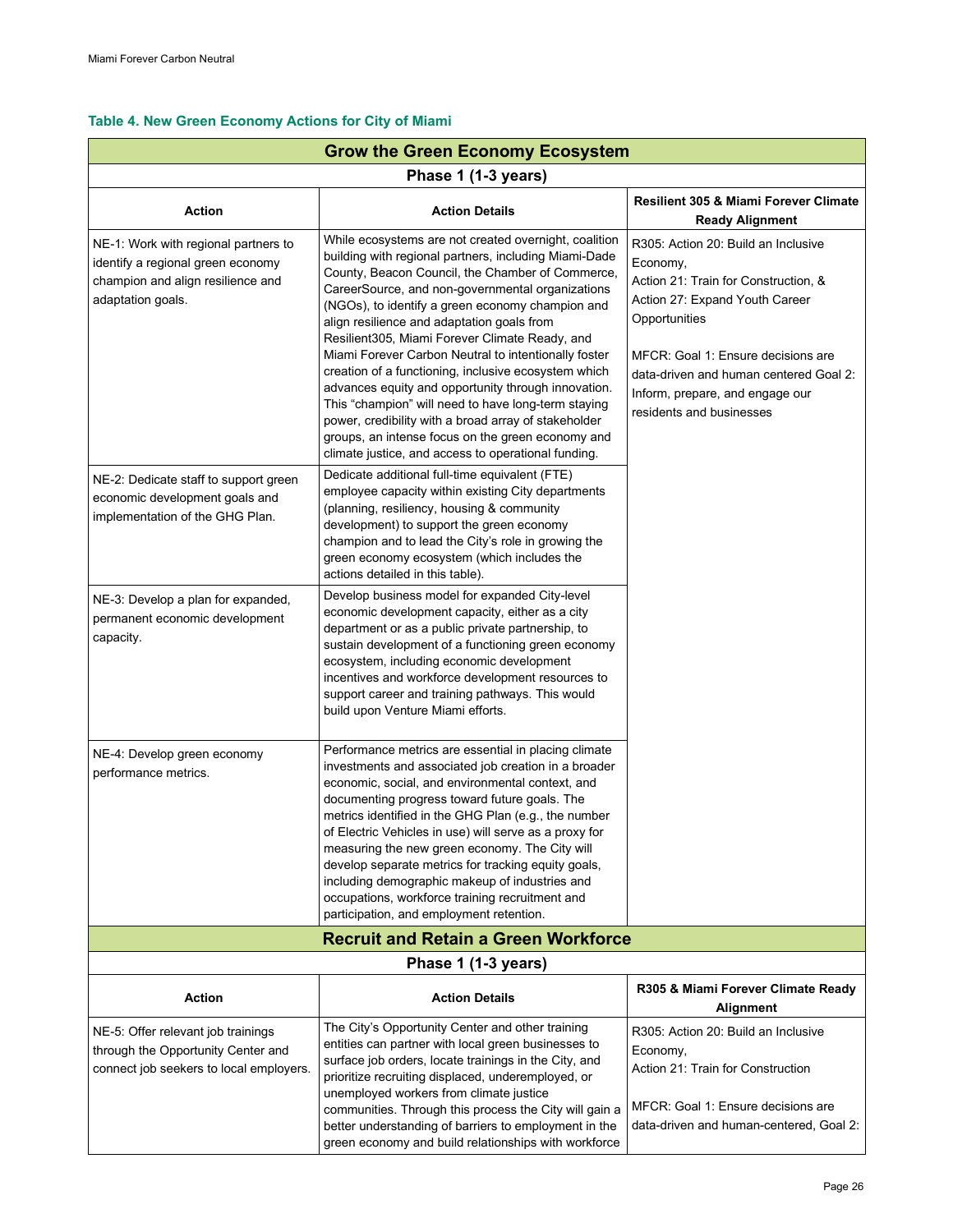**Table 4. New Green Economy Actions for City of Miami**

| Grow the Green Economy Ecosystem | | |
|---|---|---|
| **Phase 1 (1-3 years)** | | |
| **Action** | **Action Details** | **Resilient 305 & Miami Forever Climate Ready Alignment** |
| NE-1: Work with regional partners to identify a regional green economy champion and align resilience and adaptation goals. | While ecosystems are not created overnight, coalition building with regional partners, including Miami-Dade County, Beacon Council, the Chamber of Commerce, CareerSource, and non-governmental organizations (NGOs), to identify a green economy champion and align resilience and adaptation goals from Resilient305, Miami Forever Climate Ready, and Miami Forever Carbon Neutral to intentionally foster creation of a functioning, inclusive ecosystem which advances equity and opportunity through innovation. This "champion" will need to have long-term staying power, credibility with a broad array of stakeholder groups, an intense focus on the green economy and climate justice, and access to operational funding. | R305: Action 20: Build an Inclusive Economy, Action 21: Train for Construction, & Action 27: Expand Youth Career Opportunities<br><br>MFCR: Goal 1: Ensure decisions are data-driven and human centered Goal 2: Inform, prepare, and engage our residents and businesses |
| NE-2: Dedicate staff to support green economic development goals and implementation of the GHG Plan. | Dedicate additional full-time equivalent (FTE) employee capacity within existing City departments (planning, resiliency, housing & community development) to support the green economy champion and to lead the City's role in growing the green economy ecosystem (which includes the actions detailed in this table). | |
| NE-3: Develop a plan for expanded, permanent economic development capacity. | Develop business model for expanded City-level economic development capacity, either as a city department or as a public private partnership, to sustain development of a functioning green economy ecosystem, including economic development incentives and workforce development resources to support career and training pathways. This would build upon Venture Miami efforts. | |
| NE-4: Develop green economy performance metrics. | Performance metrics are essential in placing climate investments and associated job creation in a broader economic, social, and environmental context, and documenting progress toward future goals. The metrics identified in the GHG Plan (e.g., the number of Electric Vehicles in use) will serve as a proxy for measuring the new green economy. The City will develop separate metrics for tracking equity goals, including demographic makeup of industries and occupations, workforce training recruitment and participation, and employment retention. | |
| **Recruit and Retain a Green Workforce** | | |
| **Phase 1 (1-3 years)** | | |
| **Action** | **Action Details** | **R305 & Miami Forever Climate Ready Alignment** |
| NE-5: Offer relevant job trainings through the Opportunity Center and connect job seekers to local employers. | The City's Opportunity Center and other training entities can partner with local green businesses to surface job orders, locate trainings in the City, and prioritize recruiting displaced, underemployed, or unemployed workers from climate justice communities. Through this process the City will gain a better understanding of barriers to employment in the green economy and build relationships with workforce | R305: Action 20: Build an Inclusive Economy, Action 21: Train for Construction<br><br>MFCR: Goal 1: Ensure decisions are data-driven and human-centered, Goal 2: |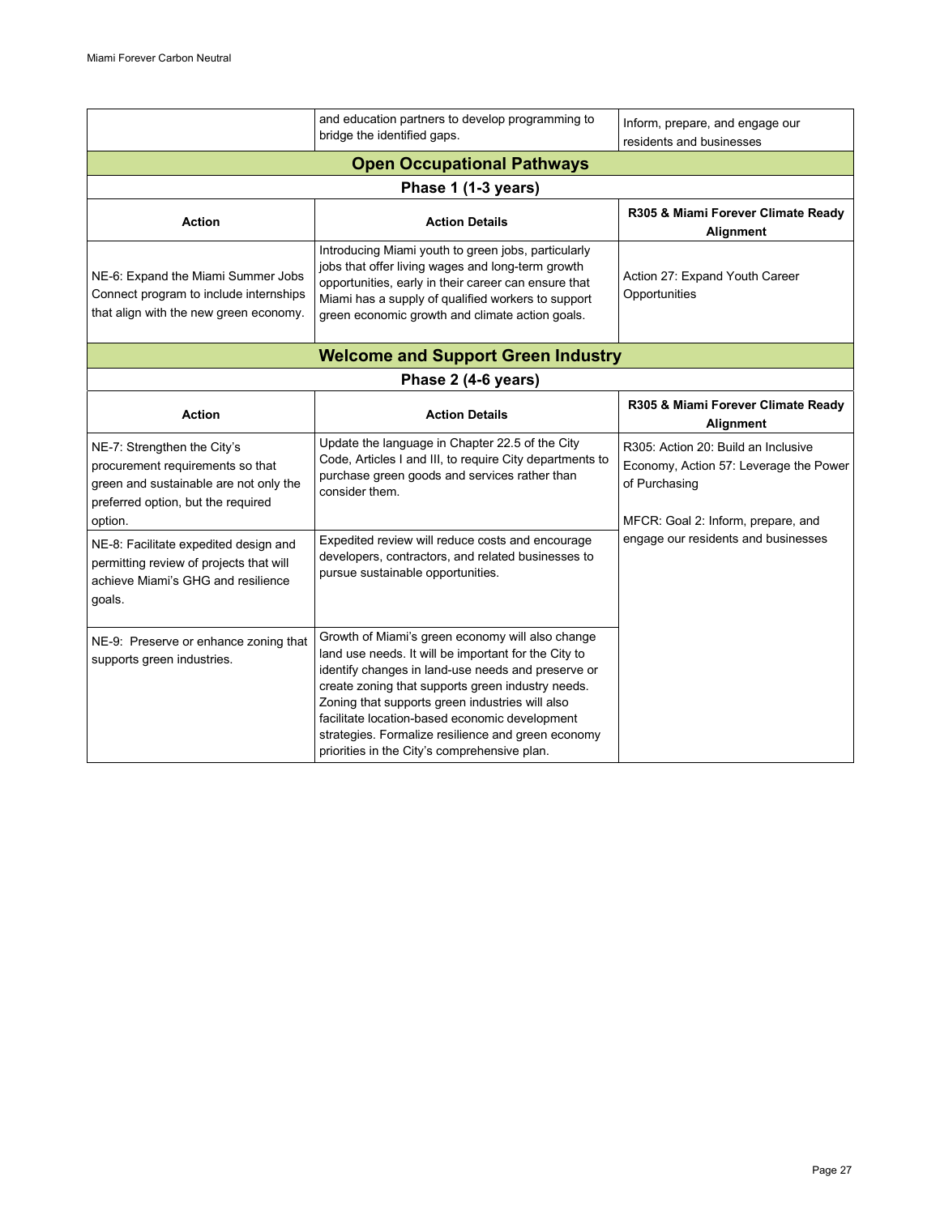|  | and education partners to develop programming to bridge the identified gaps. | Inform, prepare, and engage our residents and businesses |
|---|---|---|

## Open Occupational Pathways

### Phase 1 (1-3 years)

| Action | Action Details | R305 & Miami Forever Climate Ready Alignment |
|---|---|---|
| NE-6: Expand the Miami Summer Jobs Connect program to include internships that align with the new green economy. | Introducing Miami youth to green jobs, particularly jobs that offer living wages and long-term growth opportunities, early in their career can ensure that Miami has a supply of qualified workers to support green economic growth and climate action goals. | Action 27: Expand Youth Career Opportunities |

## Welcome and Support Green Industry

### Phase 2 (4-6 years)

| Action | Action Details | R305 & Miami Forever Climate Ready Alignment |
|---|---|---|
| NE-7: Strengthen the City's procurement requirements so that green and sustainable are not only the preferred option, but the required option. | Update the language in Chapter 22.5 of the City Code, Articles I and III, to require City departments to purchase green goods and services rather than consider them. | R305: Action 20: Build an Inclusive Economy, Action 57: Leverage the Power of Purchasing<br><br>MFCR: Goal 2: Inform, prepare, and engage our residents and businesses |
| NE-8: Facilitate expedited design and permitting review of projects that will achieve Miami's GHG and resilience goals. | Expedited review will reduce costs and encourage developers, contractors, and related businesses to pursue sustainable opportunities. | |
| NE-9: Preserve or enhance zoning that supports green industries. | Growth of Miami's green economy will also change land use needs. It will be important for the City to identify changes in land-use needs and preserve or create zoning that supports green industry needs. Zoning that supports green industries will also facilitate location-based economic development strategies. Formalize resilience and green economy priorities in the City's comprehensive plan. | |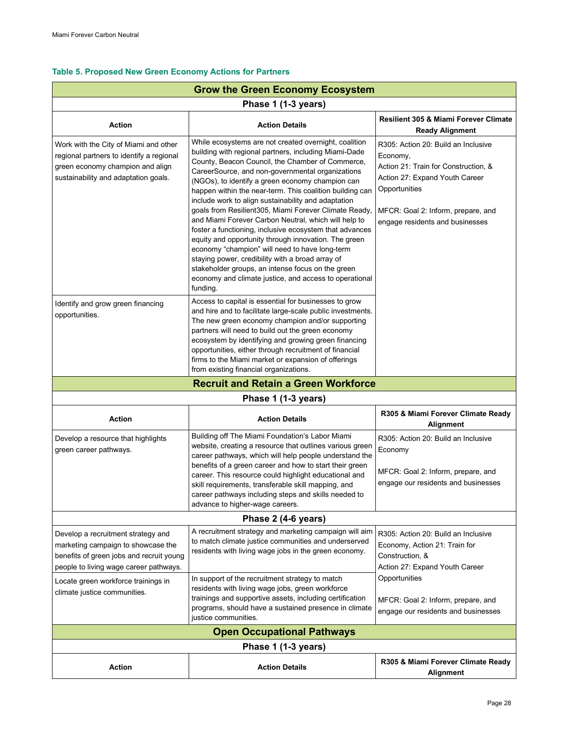**Table 5. Proposed New Green Economy Actions for Partners**

| Action | Action Details | Resilient 305 & Miami Forever Climate Ready Alignment |
|---|---|---|
| **Grow the Green Economy Ecosystem** | | |
| **Phase 1 (1-3 years)** | | |
| Work with the City of Miami and other regional partners to identify a regional green economy champion and align sustainability and adaptation goals. | While ecosystems are not created overnight, coalition building with regional partners, including Miami-Dade County, Beacon Council, the Chamber of Commerce, CareerSource, and non-governmental organizations (NGOs), to identify a green economy champion can happen within the near-term. This coalition building can include work to align sustainability and adaptation goals from Resilient305, Miami Forever Climate Ready, and Miami Forever Carbon Neutral, which will help to foster a functioning, inclusive ecosystem that advances equity and opportunity through innovation. The green economy "champion" will need to have long-term staying power, credibility with a broad array of stakeholder groups, an intense focus on the green economy and climate justice, and access to operational funding. | R305: Action 20: Build an Inclusive Economy, Action 21: Train for Construction, & Action 27: Expand Youth Career Opportunities<br><br>MFCR: Goal 2: Inform, prepare, and engage residents and businesses |
| Identify and grow green financing opportunities. | Access to capital is essential for businesses to grow and hire and to facilitate large-scale public investments. The new green economy champion and/or supporting partners will need to build out the green economy ecosystem by identifying and growing green financing opportunities, either through recruitment of financial firms to the Miami market or expansion of offerings from existing financial organizations. | |
| **Recruit and Retain a Green Workforce** | | |
| **Phase 1 (1-3 years)** | | |
| **Action** | **Action Details** | **R305 & Miami Forever Climate Ready Alignment** |
| Develop a resource that highlights green career pathways. | Building off The Miami Foundation's Labor Miami website, creating a resource that outlines various green career pathways, which will help people understand the benefits of a green career and how to start their green career. This resource could highlight educational and skill requirements, transferable skill mapping, and career pathways including steps and skills needed to advance to higher-wage careers. | R305: Action 20: Build an Inclusive Economy<br><br>MFCR: Goal 2: Inform, prepare, and engage our residents and businesses |
| **Phase 2 (4-6 years)** | | |
| Develop a recruitment strategy and marketing campaign to showcase the benefits of green jobs and recruit young people to living wage career pathways. | A recruitment strategy and marketing campaign will aim to match climate justice communities and underserved residents with living wage jobs in the green economy. | R305: Action 20: Build an Inclusive Economy, Action 21: Train for Construction, & Action 27: Expand Youth Career Opportunities<br><br>MFCR: Goal 2: Inform, prepare, and engage our residents and businesses |
| Locate green workforce trainings in climate justice communities. | In support of the recruitment strategy to match residents with living wage jobs, green workforce trainings and supportive assets, including certification programs, should have a sustained presence in climate justice communities. | |
| **Open Occupational Pathways** | | |
| **Phase 1 (1-3 years)** | | |
| **Action** | **Action Details** | **R305 & Miami Forever Climate Ready Alignment** |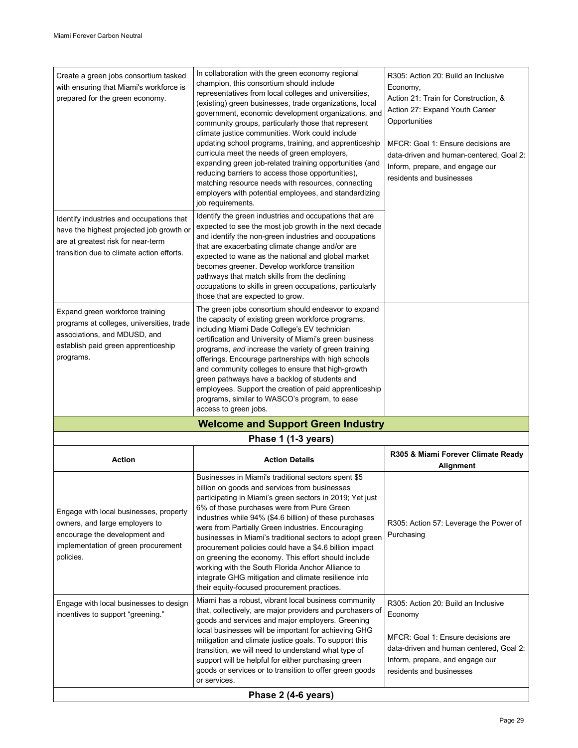| Action | Action Details | R305 & Miami Forever Climate Ready Alignment |
|---|---|---|
| Create a green jobs consortium tasked with ensuring that Miami's workforce is prepared for the green economy. | In collaboration with the green economy regional champion, this consortium should include representatives from local colleges and universities, (existing) green businesses, trade organizations, local government, economic development organizations, and community groups, particularly those that represent climate justice communities. Work could include updating school programs, training, and apprenticeship curricula meet the needs of green employers, expanding green job-related training opportunities (and reducing barriers to access those opportunities), matching resource needs with resources, connecting employers with potential employees, and standardizing job requirements. | R305: Action 20: Build an Inclusive Economy, Action 21: Train for Construction, & Action 27: Expand Youth Career Opportunities<br><br>MFCR: Goal 1: Ensure decisions are data-driven and human-centered, Goal 2: Inform, prepare, and engage our residents and businesses |
| Identify industries and occupations that have the highest projected job growth or are at greatest risk for near-term transition due to climate action efforts. | Identify the green industries and occupations that are expected to see the most job growth in the next decade and identify the non-green industries and occupations that are exacerbating climate change and/or are expected to wane as the national and global market becomes greener. Develop workforce transition pathways that match skills from the declining occupations to skills in green occupations, particularly those that are expected to grow. | |
| Expand green workforce training programs at colleges, universities, trade associations, and MDUSD, and establish paid green apprenticeship programs. | The green jobs consortium should endeavor to expand the capacity of existing green workforce programs, including Miami Dade College's EV technician certification and University of Miami's green business programs, *and* increase the variety of green training offerings. Encourage partnerships with high schools and community colleges to ensure that high-growth green pathways have a backlog of students and employees. Support the creation of paid apprenticeship programs, similar to WASCO's program, to ease access to green jobs. | |

## Welcome and Support Green Industry

### Phase 1 (1-3 years)

| Action | Action Details | R305 & Miami Forever Climate Ready Alignment |
|---|---|---|
| Engage with local businesses, property owners, and large employers to encourage the development and implementation of green procurement policies. | Businesses in Miami's traditional sectors spent $5 billion on goods and services from businesses participating in Miami's green sectors in 2019; Yet just 6% of those purchases were from Pure Green industries while 94% ($4.6 billion) of these purchases were from Partially Green industries. Encouraging businesses in Miami's traditional sectors to adopt green procurement policies could have a $4.6 billion impact on greening the economy. This effort should include working with the South Florida Anchor Alliance to integrate GHG mitigation and climate resilience into their equity-focused procurement practices. | R305: Action 57: Leverage the Power of Purchasing |
| Engage with local businesses to design incentives to support "greening." | Miami has a robust, vibrant local business community that, collectively, are major providers and purchasers of goods and services and major employers. Greening local businesses will be important for achieving GHG mitigation and climate justice goals. To support this transition, we will need to understand what type of support will be helpful for either purchasing green goods or services or to transition to offer green goods or services. | R305: Action 20: Build an Inclusive Economy<br><br>MFCR: Goal 1: Ensure decisions are data-driven and human centered, Goal 2: Inform, prepare, and engage our residents and businesses |

### Phase 2 (4-6 years)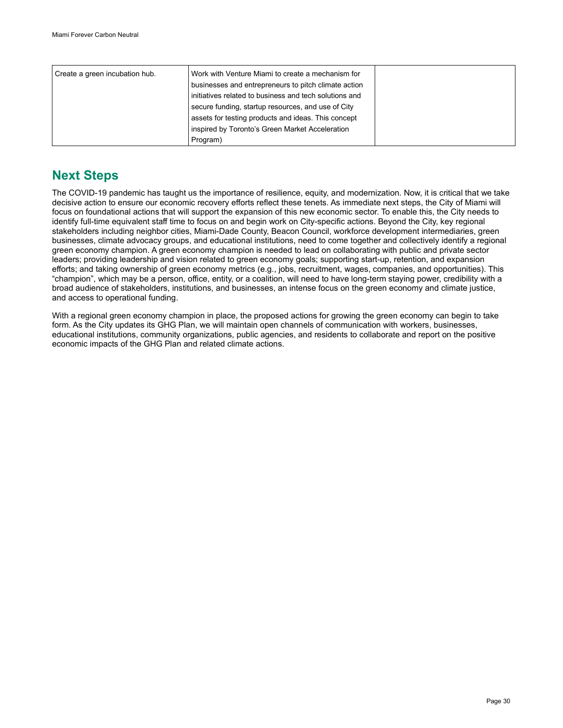| Create a green incubation hub. | Work with Venture Miami to create a mechanism for businesses and entrepreneurs to pitch climate action initiatives related to business and tech solutions and secure funding, startup resources, and use of City assets for testing products and ideas. This concept inspired by Toronto's Green Market Acceleration Program) | |
|---|---|---|

## Next Steps

The COVID-19 pandemic has taught us the importance of resilience, equity, and modernization. Now, it is critical that we take decisive action to ensure our economic recovery efforts reflect these tenets. As immediate next steps, the City of Miami will focus on foundational actions that will support the expansion of this new economic sector. To enable this, the City needs to identify full-time equivalent staff time to focus on and begin work on City-specific actions. Beyond the City, key regional stakeholders including neighbor cities, Miami-Dade County, Beacon Council, workforce development intermediaries, green businesses, climate advocacy groups, and educational institutions, need to come together and collectively identify a regional green economy champion. A green economy champion is needed to lead on collaborating with public and private sector leaders; providing leadership and vision related to green economy goals; supporting start-up, retention, and expansion efforts; and taking ownership of green economy metrics (e.g., jobs, recruitment, wages, companies, and opportunities). This "champion", which may be a person, office, entity, or a coalition, will need to have long-term staying power, credibility with a broad audience of stakeholders, institutions, and businesses, an intense focus on the green economy and climate justice, and access to operational funding.

With a regional green economy champion in place, the proposed actions for growing the green economy can begin to take form. As the City updates its GHG Plan, we will maintain open channels of communication with workers, businesses, educational institutions, community organizations, public agencies, and residents to collaborate and report on the positive economic impacts of the GHG Plan and related climate actions.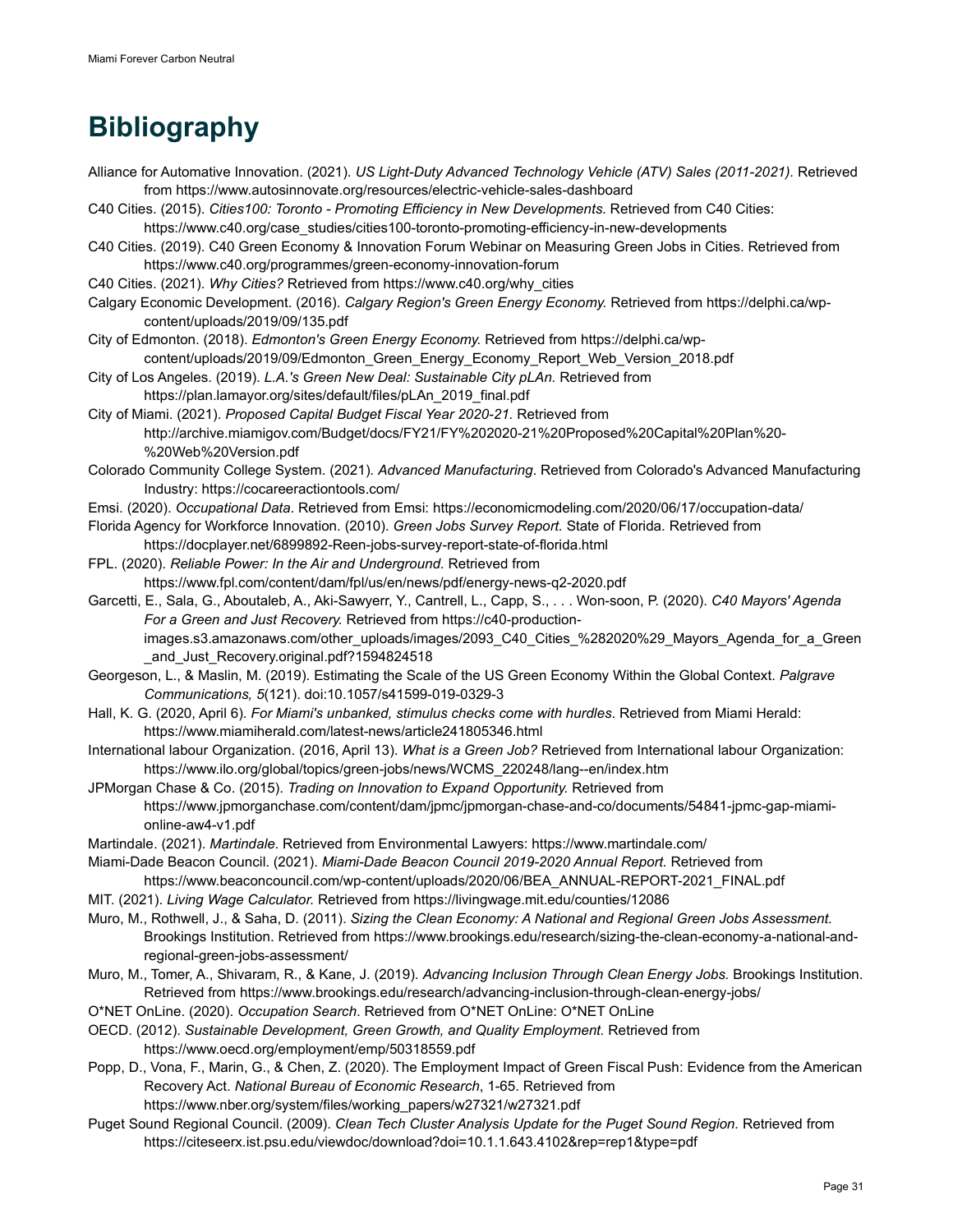# Bibliography

Alliance for Automative Innovation. (2021). *US Light-Duty Advanced Technology Vehicle (ATV) Sales (2011-2021).* Retrieved from https://www.autosinnovate.org/resources/electric-vehicle-sales-dashboard

C40 Cities. (2015). *Cities100: Toronto - Promoting Efficiency in New Developments.* Retrieved from C40 Cities: https://www.c40.org/case_studies/cities100-toronto-promoting-efficiency-in-new-developments

C40 Cities. (2019). C40 Green Economy & Innovation Forum Webinar on Measuring Green Jobs in Cities. Retrieved from https://www.c40.org/programmes/green-economy-innovation-forum

C40 Cities. (2021). *Why Cities?* Retrieved from https://www.c40.org/why_cities

Calgary Economic Development. (2016). *Calgary Region's Green Energy Economy.* Retrieved from https://delphi.ca/wp-content/uploads/2019/09/135.pdf

City of Edmonton. (2018). *Edmonton's Green Energy Economy.* Retrieved from https://delphi.ca/wp-content/uploads/2019/09/Edmonton_Green_Energy_Economy_Report_Web_Version_2018.pdf

City of Los Angeles. (2019). *L.A.'s Green New Deal: Sustainable City pLAn.* Retrieved from https://plan.lamayor.org/sites/default/files/pLAn_2019_final.pdf

City of Miami. (2021). *Proposed Capital Budget Fiscal Year 2020-21.* Retrieved from http://archive.miamigov.com/Budget/docs/FY21/FY%202020-21%20Proposed%20Capital%20Plan%20-%20Web%20Version.pdf

Colorado Community College System. (2021). *Advanced Manufacturing*. Retrieved from Colorado's Advanced Manufacturing Industry: https://cocareeractiontools.com/

Emsi. (2020). *Occupational Data*. Retrieved from Emsi: https://economicmodeling.com/2020/06/17/occupation-data/

Florida Agency for Workforce Innovation. (2010). *Green Jobs Survey Report.* State of Florida. Retrieved from https://docplayer.net/6899892-Reen-jobs-survey-report-state-of-florida.html

FPL. (2020). *Reliable Power: In the Air and Underground.* Retrieved from https://www.fpl.com/content/dam/fpl/us/en/news/pdf/energy-news-q2-2020.pdf

Garcetti, E., Sala, G., Aboutaleb, A., Aki-Sawyerr, Y., Cantrell, L., Capp, S., . . . Won-soon, P. (2020). *C40 Mayors' Agenda For a Green and Just Recovery.* Retrieved from https://c40-production-images.s3.amazonaws.com/other_uploads/images/2093_C40_Cities_%282020%29_Mayors_Agenda_for_a_Green_and_Just_Recovery.original.pdf?1594824518

Georgeson, L., & Maslin, M. (2019). Estimating the Scale of the US Green Economy Within the Global Context. *Palgrave Communications, 5*(121). doi:10.1057/s41599-019-0329-3

Hall, K. G. (2020, April 6). *For Miami's unbanked, stimulus checks come with hurdles*. Retrieved from Miami Herald: https://www.miamiherald.com/latest-news/article241805346.html

International labour Organization. (2016, April 13). *What is a Green Job?* Retrieved from International labour Organization: https://www.ilo.org/global/topics/green-jobs/news/WCMS_220248/lang--en/index.htm

JPMorgan Chase & Co. (2015). *Trading on Innovation to Expand Opportunity.* Retrieved from https://www.jpmorganchase.com/content/dam/jpmc/jpmorgan-chase-and-co/documents/54841-jpmc-gap-miami-online-aw4-v1.pdf

Martindale. (2021). *Martindale*. Retrieved from Environmental Lawyers: https://www.martindale.com/

Miami-Dade Beacon Council. (2021). *Miami-Dade Beacon Council 2019-2020 Annual Report.* Retrieved from https://www.beaconcouncil.com/wp-content/uploads/2020/06/BEA_ANNUAL-REPORT-2021_FINAL.pdf

MIT. (2021). *Living Wage Calculator.* Retrieved from https://livingwage.mit.edu/counties/12086

Muro, M., Rothwell, J., & Saha, D. (2011). *Sizing the Clean Economy: A National and Regional Green Jobs Assessment.* Brookings Institution. Retrieved from https://www.brookings.edu/research/sizing-the-clean-economy-a-national-and-regional-green-jobs-assessment/

Muro, M., Tomer, A., Shivaram, R., & Kane, J. (2019). *Advancing Inclusion Through Clean Energy Jobs.* Brookings Institution. Retrieved from https://www.brookings.edu/research/advancing-inclusion-through-clean-energy-jobs/

O*NET OnLine. (2020). *Occupation Search*. Retrieved from O*NET OnLine: O*NET OnLine

OECD. (2012). *Sustainable Development, Green Growth, and Quality Employment.* Retrieved from https://www.oecd.org/employment/emp/50318559.pdf

Popp, D., Vona, F., Marin, G., & Chen, Z. (2020). The Employment Impact of Green Fiscal Push: Evidence from the American Recovery Act. *National Bureau of Economic Research*, 1-65. Retrieved from https://www.nber.org/system/files/working_papers/w27321/w27321.pdf

Puget Sound Regional Council. (2009). *Clean Tech Cluster Analysis Update for the Puget Sound Region.* Retrieved from https://citeseerx.ist.psu.edu/viewdoc/download?doi=10.1.1.643.4102&rep=rep1&type=pdf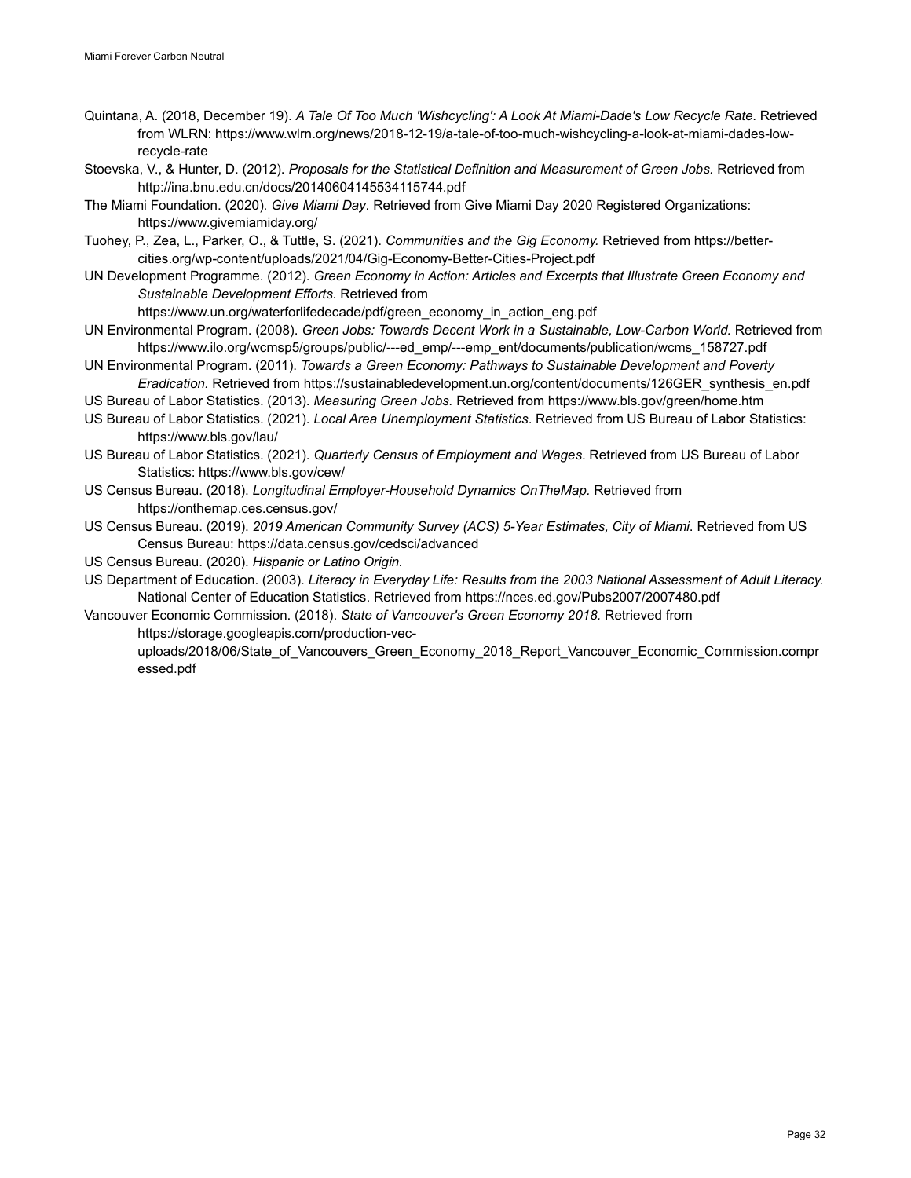Quintana, A. (2018, December 19). *A Tale Of Too Much 'Wishcycling': A Look At Miami-Dade's Low Recycle Rate.* Retrieved from WLRN: https://www.wlrn.org/news/2018-12-19/a-tale-of-too-much-wishcycling-a-look-at-miami-dades-low-recycle-rate

Stoevska, V., & Hunter, D. (2012). *Proposals for the Statistical Definition and Measurement of Green Jobs.* Retrieved from http://ina.bnu.edu.cn/docs/20140604145534115744.pdf

The Miami Foundation. (2020). *Give Miami Day*. Retrieved from Give Miami Day 2020 Registered Organizations: https://www.givemiamiday.org/

Tuohey, P., Zea, L., Parker, O., & Tuttle, S. (2021). *Communities and the Gig Economy.* Retrieved from https://better-cities.org/wp-content/uploads/2021/04/Gig-Economy-Better-Cities-Project.pdf

UN Development Programme. (2012). *Green Economy in Action: Articles and Excerpts that Illustrate Green Economy and Sustainable Development Efforts.* Retrieved from https://www.un.org/waterforlifedecade/pdf/green_economy_in_action_eng.pdf

UN Environmental Program. (2008). *Green Jobs: Towards Decent Work in a Sustainable, Low-Carbon World.* Retrieved from https://www.ilo.org/wcmsp5/groups/public/---ed_emp/---emp_ent/documents/publication/wcms_158727.pdf

UN Environmental Program. (2011). *Towards a Green Economy: Pathways to Sustainable Development and Poverty Eradication.* Retrieved from https://sustainabledevelopment.un.org/content/documents/126GER_synthesis_en.pdf

US Bureau of Labor Statistics. (2013). *Measuring Green Jobs.* Retrieved from https://www.bls.gov/green/home.htm

US Bureau of Labor Statistics. (2021). *Local Area Unemployment Statistics*. Retrieved from US Bureau of Labor Statistics: https://www.bls.gov/lau/

US Bureau of Labor Statistics. (2021). *Quarterly Census of Employment and Wages*. Retrieved from US Bureau of Labor Statistics: https://www.bls.gov/cew/

US Census Bureau. (2018). *Longitudinal Employer-Household Dynamics OnTheMap.* Retrieved from https://onthemap.ces.census.gov/

US Census Bureau. (2019). *2019 American Community Survey (ACS) 5-Year Estimates, City of Miami*. Retrieved from US Census Bureau: https://data.census.gov/cedsci/advanced

US Census Bureau. (2020). *Hispanic or Latino Origin.*

US Department of Education. (2003). *Literacy in Everyday Life: Results from the 2003 National Assessment of Adult Literacy.* National Center of Education Statistics. Retrieved from https://nces.ed.gov/Pubs2007/2007480.pdf

Vancouver Economic Commission. (2018). *State of Vancouver's Green Economy 2018.* Retrieved from https://storage.googleapis.com/production-vec-uploads/2018/06/State_of_Vancouvers_Green_Economy_2018_Report_Vancouver_Economic_Commission.compressed.pdf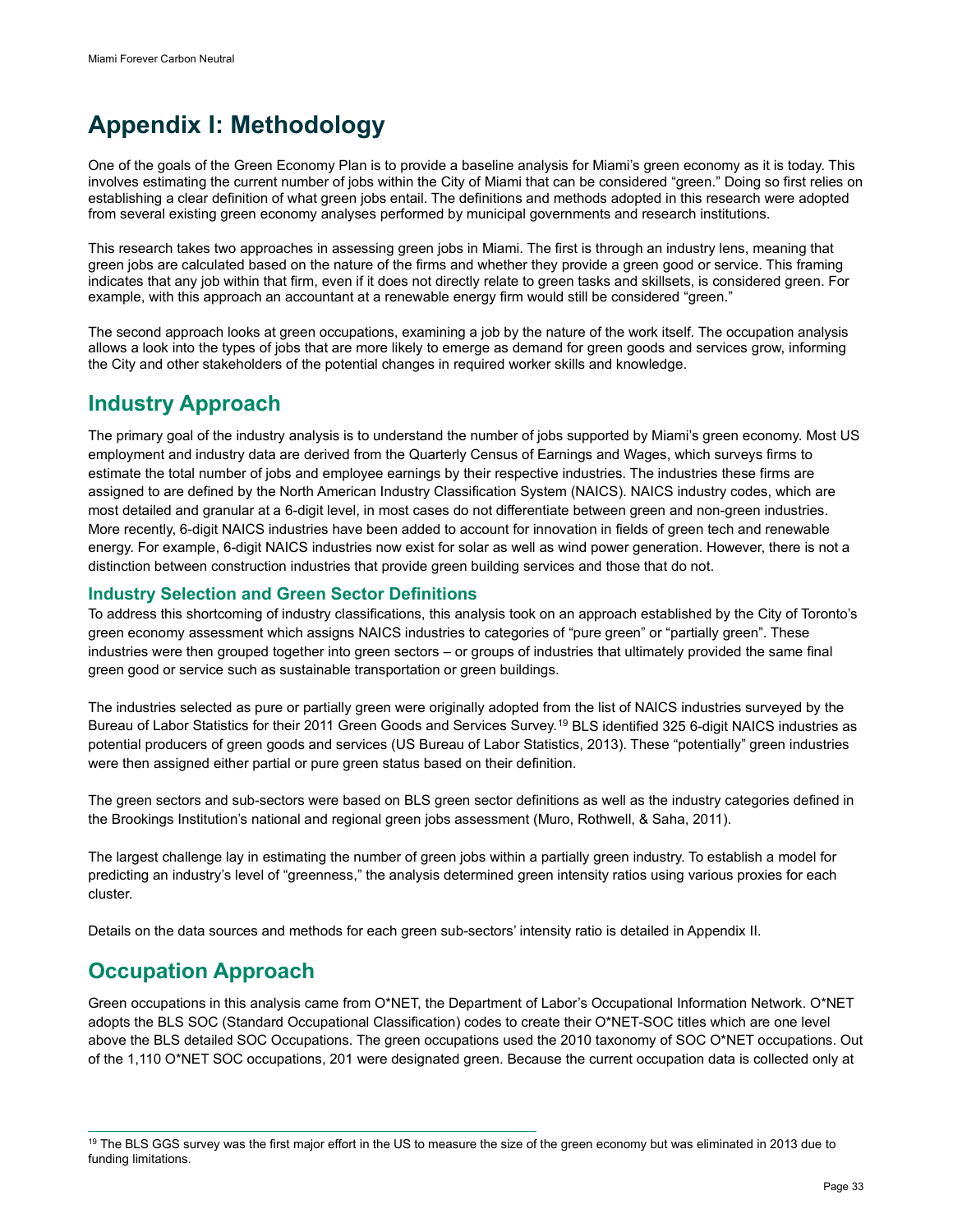# Appendix I: Methodology

One of the goals of the Green Economy Plan is to provide a baseline analysis for Miami's green economy as it is today. This involves estimating the current number of jobs within the City of Miami that can be considered "green." Doing so first relies on establishing a clear definition of what green jobs entail. The definitions and methods adopted in this research were adopted from several existing green economy analyses performed by municipal governments and research institutions.

This research takes two approaches in assessing green jobs in Miami. The first is through an industry lens, meaning that green jobs are calculated based on the nature of the firms and whether they provide a green good or service. This framing indicates that any job within that firm, even if it does not directly relate to green tasks and skillsets, is considered green. For example, with this approach an accountant at a renewable energy firm would still be considered "green."

The second approach looks at green occupations, examining a job by the nature of the work itself. The occupation analysis allows a look into the types of jobs that are more likely to emerge as demand for green goods and services grow, informing the City and other stakeholders of the potential changes in required worker skills and knowledge.

## Industry Approach

The primary goal of the industry analysis is to understand the number of jobs supported by Miami's green economy. Most US employment and industry data are derived from the Quarterly Census of Earnings and Wages, which surveys firms to estimate the total number of jobs and employee earnings by their respective industries. The industries these firms are assigned to are defined by the North American Industry Classification System (NAICS). NAICS industry codes, which are most detailed and granular at a 6-digit level, in most cases do not differentiate between green and non-green industries. More recently, 6-digit NAICS industries have been added to account for innovation in fields of green tech and renewable energy. For example, 6-digit NAICS industries now exist for solar as well as wind power generation. However, there is not a distinction between construction industries that provide green building services and those that do not.

### Industry Selection and Green Sector Definitions

To address this shortcoming of industry classifications, this analysis took on an approach established by the City of Toronto's green economy assessment which assigns NAICS industries to categories of "pure green" or "partially green". These industries were then grouped together into green sectors – or groups of industries that ultimately provided the same final green good or service such as sustainable transportation or green buildings.

The industries selected as pure or partially green were originally adopted from the list of NAICS industries surveyed by the Bureau of Labor Statistics for their 2011 Green Goods and Services Survey.[19] BLS identified 325 6-digit NAICS industries as potential producers of green goods and services (US Bureau of Labor Statistics, 2013). These "potentially" green industries were then assigned either partial or pure green status based on their definition.

The green sectors and sub-sectors were based on BLS green sector definitions as well as the industry categories defined in the Brookings Institution's national and regional green jobs assessment (Muro, Rothwell, & Saha, 2011).

The largest challenge lay in estimating the number of green jobs within a partially green industry. To establish a model for predicting an industry's level of "greenness," the analysis determined green intensity ratios using various proxies for each cluster.

Details on the data sources and methods for each green sub-sectors' intensity ratio is detailed in Appendix II.

## Occupation Approach

Green occupations in this analysis came from O*NET, the Department of Labor's Occupational Information Network. O*NET adopts the BLS SOC (Standard Occupational Classification) codes to create their O*NET-SOC titles which are one level above the BLS detailed SOC Occupations. The green occupations used the 2010 taxonomy of SOC O*NET occupations. Out of the 1,110 O*NET SOC occupations, 201 were designated green. Because the current occupation data is collected only at

---

[19] The BLS GGS survey was the first major effort in the US to measure the size of the green economy but was eliminated in 2013 due to funding limitations.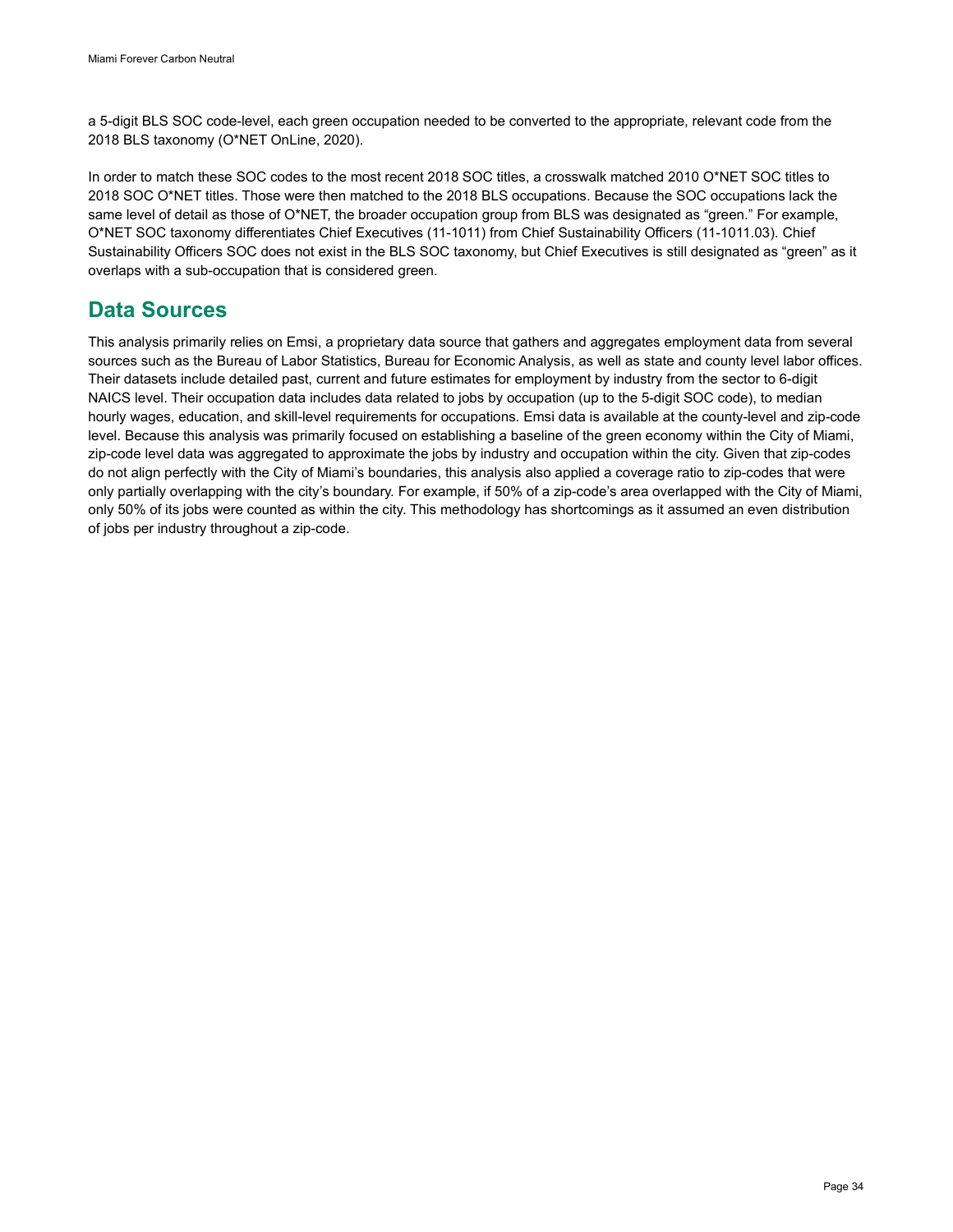a 5-digit BLS SOC code-level, each green occupation needed to be converted to the appropriate, relevant code from the 2018 BLS taxonomy (O*NET OnLine, 2020).

In order to match these SOC codes to the most recent 2018 SOC titles, a crosswalk matched 2010 O*NET SOC titles to 2018 SOC O*NET titles. Those were then matched to the 2018 BLS occupations. Because the SOC occupations lack the same level of detail as those of O*NET, the broader occupation group from BLS was designated as "green." For example, O*NET SOC taxonomy differentiates Chief Executives (11-1011) from Chief Sustainability Officers (11-1011.03). Chief Sustainability Officers SOC does not exist in the BLS SOC taxonomy, but Chief Executives is still designated as "green" as it overlaps with a sub-occupation that is considered green.

## Data Sources

This analysis primarily relies on Emsi, a proprietary data source that gathers and aggregates employment data from several sources such as the Bureau of Labor Statistics, Bureau for Economic Analysis, as well as state and county level labor offices. Their datasets include detailed past, current and future estimates for employment by industry from the sector to 6-digit NAICS level. Their occupation data includes data related to jobs by occupation (up to the 5-digit SOC code), to median hourly wages, education, and skill-level requirements for occupations. Emsi data is available at the county-level and zip-code level. Because this analysis was primarily focused on establishing a baseline of the green economy within the City of Miami, zip-code level data was aggregated to approximate the jobs by industry and occupation within the city. Given that zip-codes do not align perfectly with the City of Miami's boundaries, this analysis also applied a coverage ratio to zip-codes that were only partially overlapping with the city's boundary. For example, if 50% of a zip-code's area overlapped with the City of Miami, only 50% of its jobs were counted as within the city. This methodology has shortcomings as it assumed an even distribution of jobs per industry throughout a zip-code.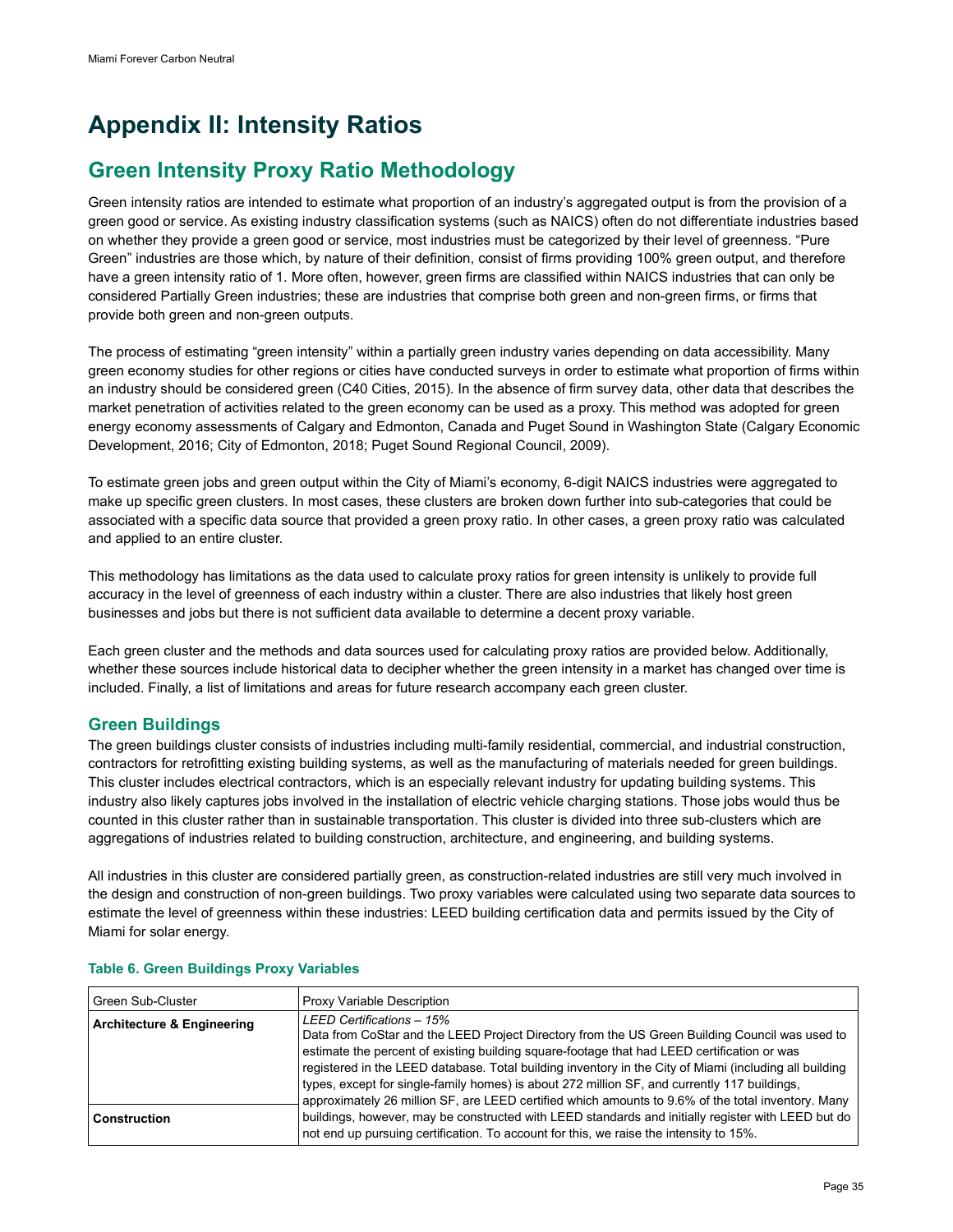# Appendix II: Intensity Ratios

## Green Intensity Proxy Ratio Methodology

Green intensity ratios are intended to estimate what proportion of an industry's aggregated output is from the provision of a green good or service. As existing industry classification systems (such as NAICS) often do not differentiate industries based on whether they provide a green good or service, most industries must be categorized by their level of greenness. "Pure Green" industries are those which, by nature of their definition, consist of firms providing 100% green output, and therefore have a green intensity ratio of 1. More often, however, green firms are classified within NAICS industries that can only be considered Partially Green industries; these are industries that comprise both green and non-green firms, or firms that provide both green and non-green outputs.

The process of estimating "green intensity" within a partially green industry varies depending on data accessibility. Many green economy studies for other regions or cities have conducted surveys in order to estimate what proportion of firms within an industry should be considered green (C40 Cities, 2015). In the absence of firm survey data, other data that describes the market penetration of activities related to the green economy can be used as a proxy. This method was adopted for green energy economy assessments of Calgary and Edmonton, Canada and Puget Sound in Washington State (Calgary Economic Development, 2016; City of Edmonton, 2018; Puget Sound Regional Council, 2009).

To estimate green jobs and green output within the City of Miami's economy, 6-digit NAICS industries were aggregated to make up specific green clusters. In most cases, these clusters are broken down further into sub-categories that could be associated with a specific data source that provided a green proxy ratio. In other cases, a green proxy ratio was calculated and applied to an entire cluster.

This methodology has limitations as the data used to calculate proxy ratios for green intensity is unlikely to provide full accuracy in the level of greenness of each industry within a cluster. There are also industries that likely host green businesses and jobs but there is not sufficient data available to determine a decent proxy variable.

Each green cluster and the methods and data sources used for calculating proxy ratios are provided below. Additionally, whether these sources include historical data to decipher whether the green intensity in a market has changed over time is included. Finally, a list of limitations and areas for future research accompany each green cluster.

### Green Buildings

The green buildings cluster consists of industries including multi-family residential, commercial, and industrial construction, contractors for retrofitting existing building systems, as well as the manufacturing of materials needed for green buildings. This cluster includes electrical contractors, which is an especially relevant industry for updating building systems. This industry also likely captures jobs involved in the installation of electric vehicle charging stations. Those jobs would thus be counted in this cluster rather than in sustainable transportation. This cluster is divided into three sub-clusters which are aggregations of industries related to building construction, architecture, and engineering, and building systems.

All industries in this cluster are considered partially green, as construction-related industries are still very much involved in the design and construction of non-green buildings. Two proxy variables were calculated using two separate data sources to estimate the level of greenness within these industries: LEED building certification data and permits issued by the City of Miami for solar energy.

**Table 6. Green Buildings Proxy Variables**

| Green Sub-Cluster | Proxy Variable Description |
|---|---|
| **Architecture & Engineering** | *LEED Certifications – 15%* Data from CoStar and the LEED Project Directory from the US Green Building Council was used to estimate the percent of existing building square-footage that had LEED certification or was registered in the LEED database. Total building inventory in the City of Miami (including all building types, except for single-family homes) is about 272 million SF, and currently 117 buildings, approximately 26 million SF, are LEED certified which amounts to 9.6% of the total inventory. Many buildings, however, may be constructed with LEED standards and initially register with LEED but do not end up pursuing certification. To account for this, we raise the intensity to 15%. |
| **Construction** | |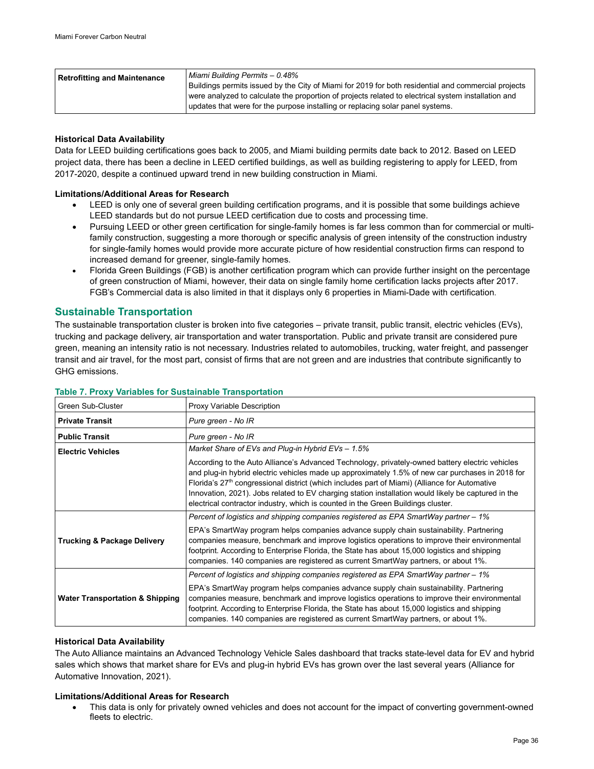| Retrofitting and Maintenance | *Miami Building Permits – 0.48%*<br>Buildings permits issued by the City of Miami for 2019 for both residential and commercial projects were analyzed to calculate the proportion of projects related to electrical system installation and updates that were for the purpose installing or replacing solar panel systems. |
|---|---|

**Historical Data Availability**

Data for LEED building certifications goes back to 2005, and Miami building permits date back to 2012. Based on LEED project data, there has been a decline in LEED certified buildings, as well as building registering to apply for LEED, from 2017-2020, despite a continued upward trend in new building construction in Miami.

**Limitations/Additional Areas for Research**

- LEED is only one of several green building certification programs, and it is possible that some buildings achieve LEED standards but do not pursue LEED certification due to costs and processing time.
- Pursuing LEED or other green certification for single-family homes is far less common than for commercial or multi-family construction, suggesting a more thorough or specific analysis of green intensity of the construction industry for single-family homes would provide more accurate picture of how residential construction firms can respond to increased demand for greener, single-family homes.
- Florida Green Buildings (FGB) is another certification program which can provide further insight on the percentage of green construction of Miami, however, their data on single family home certification lacks projects after 2017. FGB's Commercial data is also limited in that it displays only 6 properties in Miami-Dade with certification.

## Sustainable Transportation

The sustainable transportation cluster is broken into five categories – private transit, public transit, electric vehicles (EVs), trucking and package delivery, air transportation and water transportation. Public and private transit are considered pure green, meaning an intensity ratio is not necessary. Industries related to automobiles, trucking, water freight, and passenger transit and air travel, for the most part, consist of firms that are not green and are industries that contribute significantly to GHG emissions.

**Table 7. Proxy Variables for Sustainable Transportation**

| Green Sub-Cluster | Proxy Variable Description |
|---|---|
| **Private Transit** | *Pure green - No IR* |
| **Public Transit** | *Pure green - No IR* |
| **Electric Vehicles** | *Market Share of EVs and Plug-in Hybrid EVs – 1.5%*<br>According to the Auto Alliance's Advanced Technology, privately-owned battery electric vehicles and plug-in hybrid electric vehicles made up approximately 1.5% of new car purchases in 2018 for Florida's 27th congressional district (which includes part of Miami) (Alliance for Automotive Innovation, 2021). Jobs related to EV charging station installation would likely be captured in the electrical contractor industry, which is counted in the Green Buildings cluster. |
| **Trucking & Package Delivery** | *Percent of logistics and shipping companies registered as EPA SmartWay partner – 1%*<br>EPA's SmartWay program helps companies advance supply chain sustainability. Partnering companies measure, benchmark and improve logistics operations to improve their environmental footprint. According to Enterprise Florida, the State has about 15,000 logistics and shipping companies. 140 companies are registered as current SmartWay partners, or about 1%. |
| **Water Transportation & Shipping** | *Percent of logistics and shipping companies registered as EPA SmartWay partner – 1%*<br>EPA's SmartWay program helps companies advance supply chain sustainability. Partnering companies measure, benchmark and improve logistics operations to improve their environmental footprint. According to Enterprise Florida, the State has about 15,000 logistics and shipping companies. 140 companies are registered as current SmartWay partners, or about 1%. |

**Historical Data Availability**

The Auto Alliance maintains an Advanced Technology Vehicle Sales dashboard that tracks state-level data for EV and hybrid sales which shows that market share for EVs and plug-in hybrid EVs has grown over the last several years (Alliance for Automotive Innovation, 2021).

**Limitations/Additional Areas for Research**

- This data is only for privately owned vehicles and does not account for the impact of converting government-owned fleets to electric.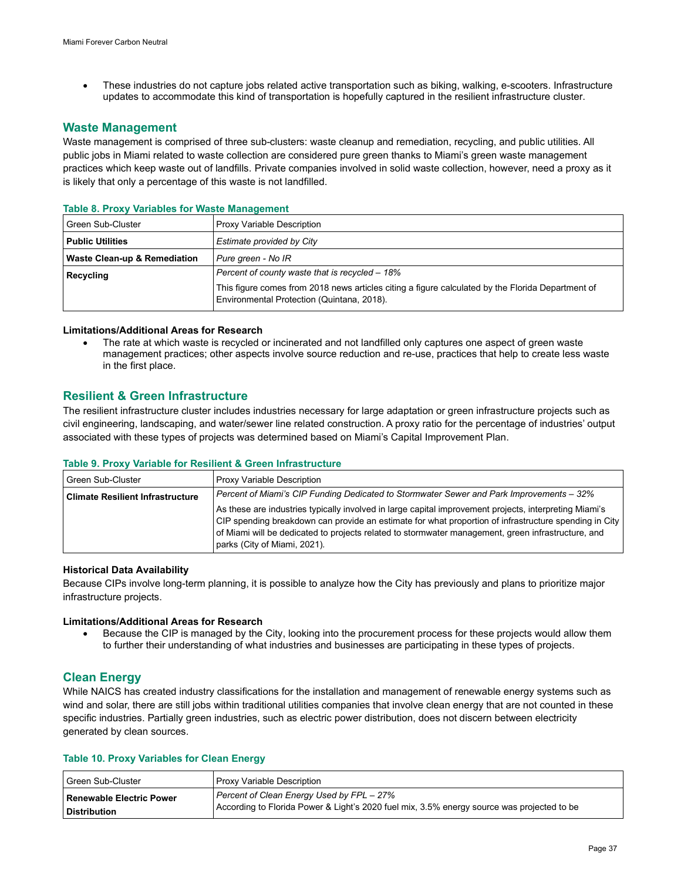- These industries do not capture jobs related active transportation such as biking, walking, e-scooters. Infrastructure updates to accommodate this kind of transportation is hopefully captured in the resilient infrastructure cluster.

## Waste Management

Waste management is comprised of three sub-clusters: waste cleanup and remediation, recycling, and public utilities. All public jobs in Miami related to waste collection are considered pure green thanks to Miami's green waste management practices which keep waste out of landfills. Private companies involved in solid waste collection, however, need a proxy as it is likely that only a percentage of this waste is not landfilled.

**Table 8. Proxy Variables for Waste Management**

| Green Sub-Cluster | Proxy Variable Description |
|---|---|
| **Public Utilities** | *Estimate provided by City* |
| **Waste Clean-up & Remediation** | *Pure green - No IR* |
| **Recycling** | *Percent of county waste that is recycled – 18%*<br><br>This figure comes from 2018 news articles citing a figure calculated by the Florida Department of Environmental Protection (Quintana, 2018). |

**Limitations/Additional Areas for Research**

- The rate at which waste is recycled or incinerated and not landfilled only captures one aspect of green waste management practices; other aspects involve source reduction and re-use, practices that help to create less waste in the first place.

## Resilient & Green Infrastructure

The resilient infrastructure cluster includes industries necessary for large adaptation or green infrastructure projects such as civil engineering, landscaping, and water/sewer line related construction. A proxy ratio for the percentage of industries' output associated with these types of projects was determined based on Miami's Capital Improvement Plan.

**Table 9. Proxy Variable for Resilient & Green Infrastructure**

| Green Sub-Cluster | Proxy Variable Description |
|---|---|
| **Climate Resilient Infrastructure** | *Percent of Miami's CIP Funding Dedicated to Stormwater Sewer and Park Improvements – 32%*<br><br>As these are industries typically involved in large capital improvement projects, interpreting Miami's CIP spending breakdown can provide an estimate for what proportion of infrastructure spending in City of Miami will be dedicated to projects related to stormwater management, green infrastructure, and parks (City of Miami, 2021). |

**Historical Data Availability**

Because CIPs involve long-term planning, it is possible to analyze how the City has previously and plans to prioritize major infrastructure projects.

**Limitations/Additional Areas for Research**

- Because the CIP is managed by the City, looking into the procurement process for these projects would allow them to further their understanding of what industries and businesses are participating in these types of projects.

## Clean Energy

While NAICS has created industry classifications for the installation and management of renewable energy systems such as wind and solar, there are still jobs within traditional utilities companies that involve clean energy that are not counted in these specific industries. Partially green industries, such as electric power distribution, does not discern between electricity generated by clean sources.

**Table 10. Proxy Variables for Clean Energy**

| Green Sub-Cluster | Proxy Variable Description |
|---|---|
| **Renewable Electric Power Distribution** | *Percent of Clean Energy Used by FPL – 27%*<br>According to Florida Power & Light's 2020 fuel mix, 3.5% energy source was projected to be |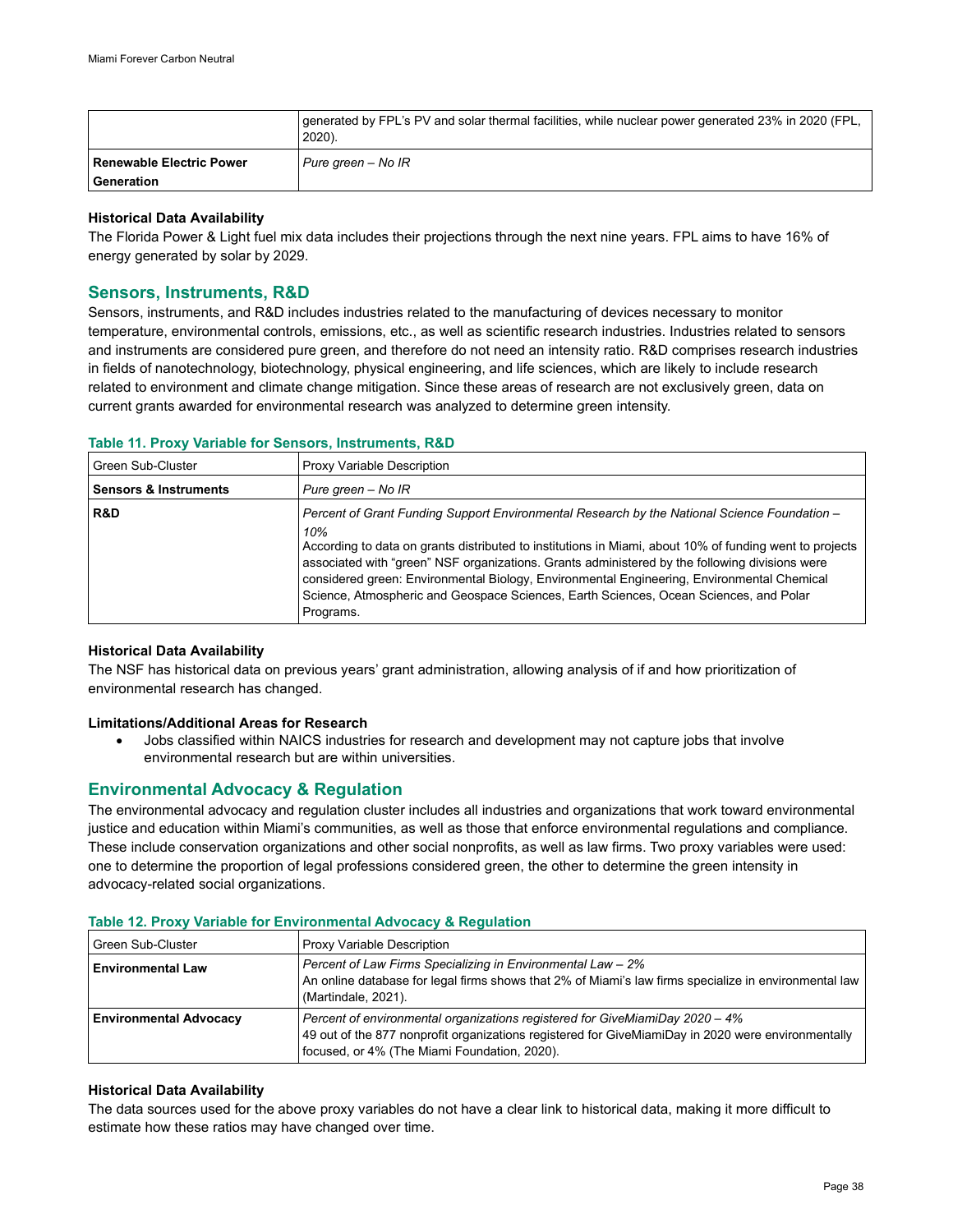| | generated by FPL's PV and solar thermal facilities, while nuclear power generated 23% in 2020 (FPL, 2020). |
|---|---|
| **Renewable Electric Power Generation** | *Pure green – No IR* |

**Historical Data Availability**

The Florida Power & Light fuel mix data includes their projections through the next nine years. FPL aims to have 16% of energy generated by solar by 2029.

## Sensors, Instruments, R&D

Sensors, instruments, and R&D includes industries related to the manufacturing of devices necessary to monitor temperature, environmental controls, emissions, etc., as well as scientific research industries. Industries related to sensors and instruments are considered pure green, and therefore do not need an intensity ratio. R&D comprises research industries in fields of nanotechnology, biotechnology, physical engineering, and life sciences, which are likely to include research related to environment and climate change mitigation. Since these areas of research are not exclusively green, data on current grants awarded for environmental research was analyzed to determine green intensity.

**Table 11. Proxy Variable for Sensors, Instruments, R&D**

| Green Sub-Cluster | Proxy Variable Description |
|---|---|
| **Sensors & Instruments** | *Pure green – No IR* |
| **R&D** | *Percent of Grant Funding Support Environmental Research by the National Science Foundation – 10%* According to data on grants distributed to institutions in Miami, about 10% of funding went to projects associated with "green" NSF organizations. Grants administered by the following divisions were considered green: Environmental Biology, Environmental Engineering, Environmental Chemical Science, Atmospheric and Geospace Sciences, Earth Sciences, Ocean Sciences, and Polar Programs. |

**Historical Data Availability**

The NSF has historical data on previous years' grant administration, allowing analysis of if and how prioritization of environmental research has changed.

**Limitations/Additional Areas for Research**

- Jobs classified within NAICS industries for research and development may not capture jobs that involve environmental research but are within universities.

## Environmental Advocacy & Regulation

The environmental advocacy and regulation cluster includes all industries and organizations that work toward environmental justice and education within Miami's communities, as well as those that enforce environmental regulations and compliance. These include conservation organizations and other social nonprofits, as well as law firms. Two proxy variables were used: one to determine the proportion of legal professions considered green, the other to determine the green intensity in advocacy-related social organizations.

**Table 12. Proxy Variable for Environmental Advocacy & Regulation**

| Green Sub-Cluster | Proxy Variable Description |
|---|---|
| **Environmental Law** | *Percent of Law Firms Specializing in Environmental Law – 2%* An online database for legal firms shows that 2% of Miami's law firms specialize in environmental law (Martindale, 2021). |
| **Environmental Advocacy** | *Percent of environmental organizations registered for GiveMiamiDay 2020 – 4%* 49 out of the 877 nonprofit organizations registered for GiveMiamiDay in 2020 were environmentally focused, or 4% (The Miami Foundation, 2020). |

**Historical Data Availability**

The data sources used for the above proxy variables do not have a clear link to historical data, making it more difficult to estimate how these ratios may have changed over time.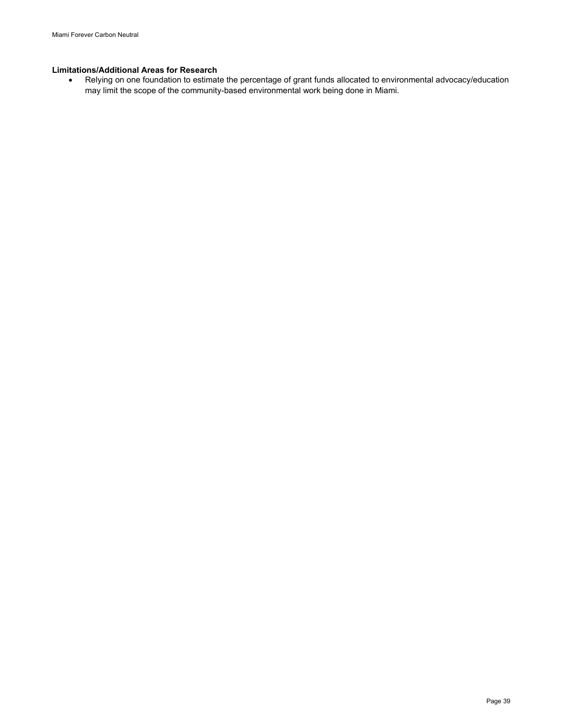**Limitations/Additional Areas for Research**

- Relying on one foundation to estimate the percentage of grant funds allocated to environmental advocacy/education may limit the scope of the community-based environmental work being done in Miami.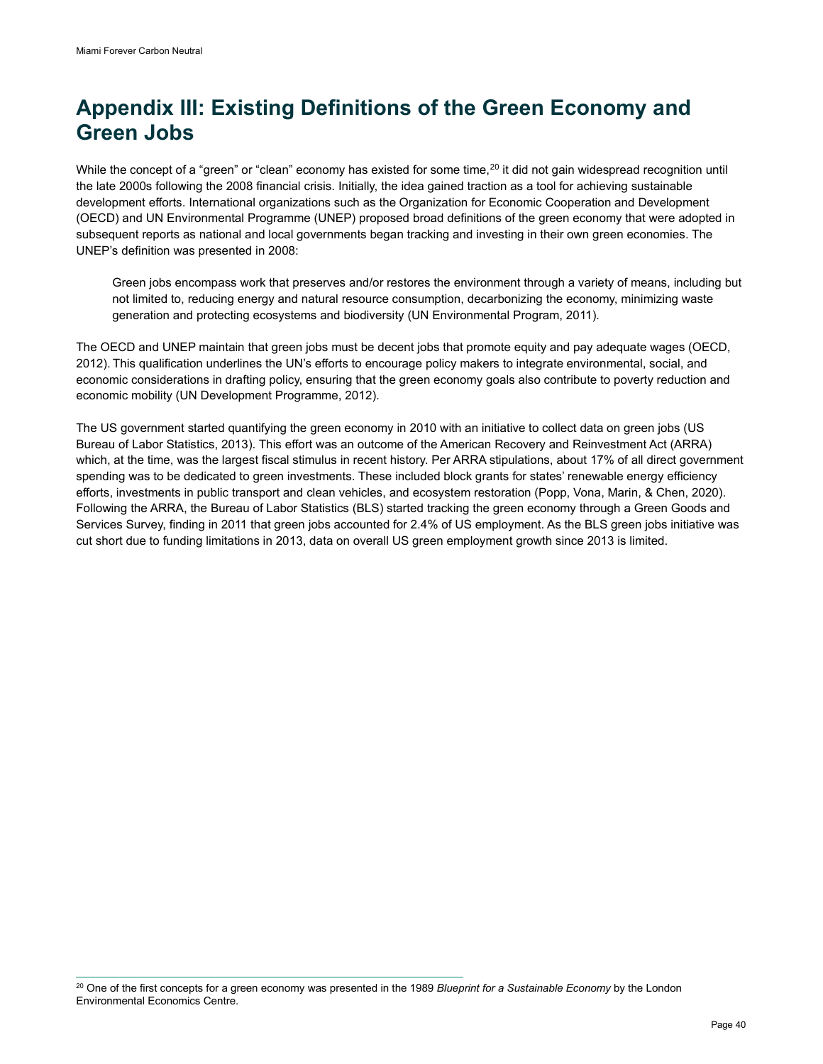# Appendix III: Existing Definitions of the Green Economy and Green Jobs

While the concept of a "green" or "clean" economy has existed for some time,[20] it did not gain widespread recognition until the late 2000s following the 2008 financial crisis. Initially, the idea gained traction as a tool for achieving sustainable development efforts. International organizations such as the Organization for Economic Cooperation and Development (OECD) and UN Environmental Programme (UNEP) proposed broad definitions of the green economy that were adopted in subsequent reports as national and local governments began tracking and investing in their own green economies. The UNEP's definition was presented in 2008:

> Green jobs encompass work that preserves and/or restores the environment through a variety of means, including but not limited to, reducing energy and natural resource consumption, decarbonizing the economy, minimizing waste generation and protecting ecosystems and biodiversity (UN Environmental Program, 2011).

The OECD and UNEP maintain that green jobs must be decent jobs that promote equity and pay adequate wages (OECD, 2012). This qualification underlines the UN's efforts to encourage policy makers to integrate environmental, social, and economic considerations in drafting policy, ensuring that the green economy goals also contribute to poverty reduction and economic mobility (UN Development Programme, 2012).

The US government started quantifying the green economy in 2010 with an initiative to collect data on green jobs (US Bureau of Labor Statistics, 2013). This effort was an outcome of the American Recovery and Reinvestment Act (ARRA) which, at the time, was the largest fiscal stimulus in recent history. Per ARRA stipulations, about 17% of all direct government spending was to be dedicated to green investments. These included block grants for states' renewable energy efficiency efforts, investments in public transport and clean vehicles, and ecosystem restoration (Popp, Vona, Marin, & Chen, 2020). Following the ARRA, the Bureau of Labor Statistics (BLS) started tracking the green economy through a Green Goods and Services Survey, finding in 2011 that green jobs accounted for 2.4% of US employment. As the BLS green jobs initiative was cut short due to funding limitations in 2013, data on overall US green employment growth since 2013 is limited.

---

[20] One of the first concepts for a green economy was presented in the 1989 *Blueprint for a Sustainable Economy* by the London Environmental Economics Centre.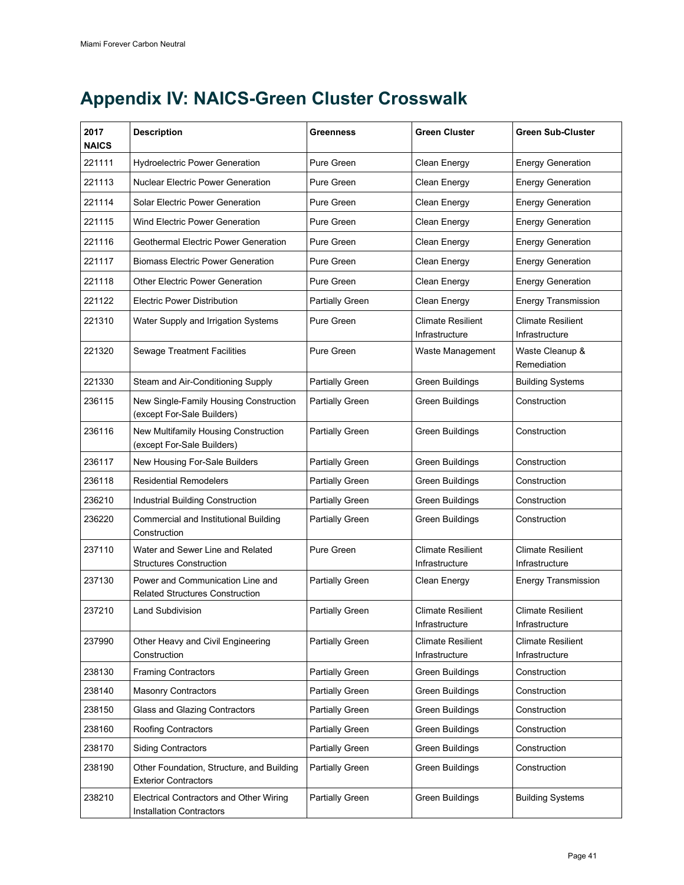# Appendix IV: NAICS-Green Cluster Crosswalk

| 2017 NAICS | Description | Greenness | Green Cluster | Green Sub-Cluster |
|---|---|---|---|---|
| 221111 | Hydroelectric Power Generation | Pure Green | Clean Energy | Energy Generation |
| 221113 | Nuclear Electric Power Generation | Pure Green | Clean Energy | Energy Generation |
| 221114 | Solar Electric Power Generation | Pure Green | Clean Energy | Energy Generation |
| 221115 | Wind Electric Power Generation | Pure Green | Clean Energy | Energy Generation |
| 221116 | Geothermal Electric Power Generation | Pure Green | Clean Energy | Energy Generation |
| 221117 | Biomass Electric Power Generation | Pure Green | Clean Energy | Energy Generation |
| 221118 | Other Electric Power Generation | Pure Green | Clean Energy | Energy Generation |
| 221122 | Electric Power Distribution | Partially Green | Clean Energy | Energy Transmission |
| 221310 | Water Supply and Irrigation Systems | Pure Green | Climate Resilient Infrastructure | Climate Resilient Infrastructure |
| 221320 | Sewage Treatment Facilities | Pure Green | Waste Management | Waste Cleanup & Remediation |
| 221330 | Steam and Air-Conditioning Supply | Partially Green | Green Buildings | Building Systems |
| 236115 | New Single-Family Housing Construction (except For-Sale Builders) | Partially Green | Green Buildings | Construction |
| 236116 | New Multifamily Housing Construction (except For-Sale Builders) | Partially Green | Green Buildings | Construction |
| 236117 | New Housing For-Sale Builders | Partially Green | Green Buildings | Construction |
| 236118 | Residential Remodelers | Partially Green | Green Buildings | Construction |
| 236210 | Industrial Building Construction | Partially Green | Green Buildings | Construction |
| 236220 | Commercial and Institutional Building Construction | Partially Green | Green Buildings | Construction |
| 237110 | Water and Sewer Line and Related Structures Construction | Pure Green | Climate Resilient Infrastructure | Climate Resilient Infrastructure |
| 237130 | Power and Communication Line and Related Structures Construction | Partially Green | Clean Energy | Energy Transmission |
| 237210 | Land Subdivision | Partially Green | Climate Resilient Infrastructure | Climate Resilient Infrastructure |
| 237990 | Other Heavy and Civil Engineering Construction | Partially Green | Climate Resilient Infrastructure | Climate Resilient Infrastructure |
| 238130 | Framing Contractors | Partially Green | Green Buildings | Construction |
| 238140 | Masonry Contractors | Partially Green | Green Buildings | Construction |
| 238150 | Glass and Glazing Contractors | Partially Green | Green Buildings | Construction |
| 238160 | Roofing Contractors | Partially Green | Green Buildings | Construction |
| 238170 | Siding Contractors | Partially Green | Green Buildings | Construction |
| 238190 | Other Foundation, Structure, and Building Exterior Contractors | Partially Green | Green Buildings | Construction |
| 238210 | Electrical Contractors and Other Wiring Installation Contractors | Partially Green | Green Buildings | Building Systems |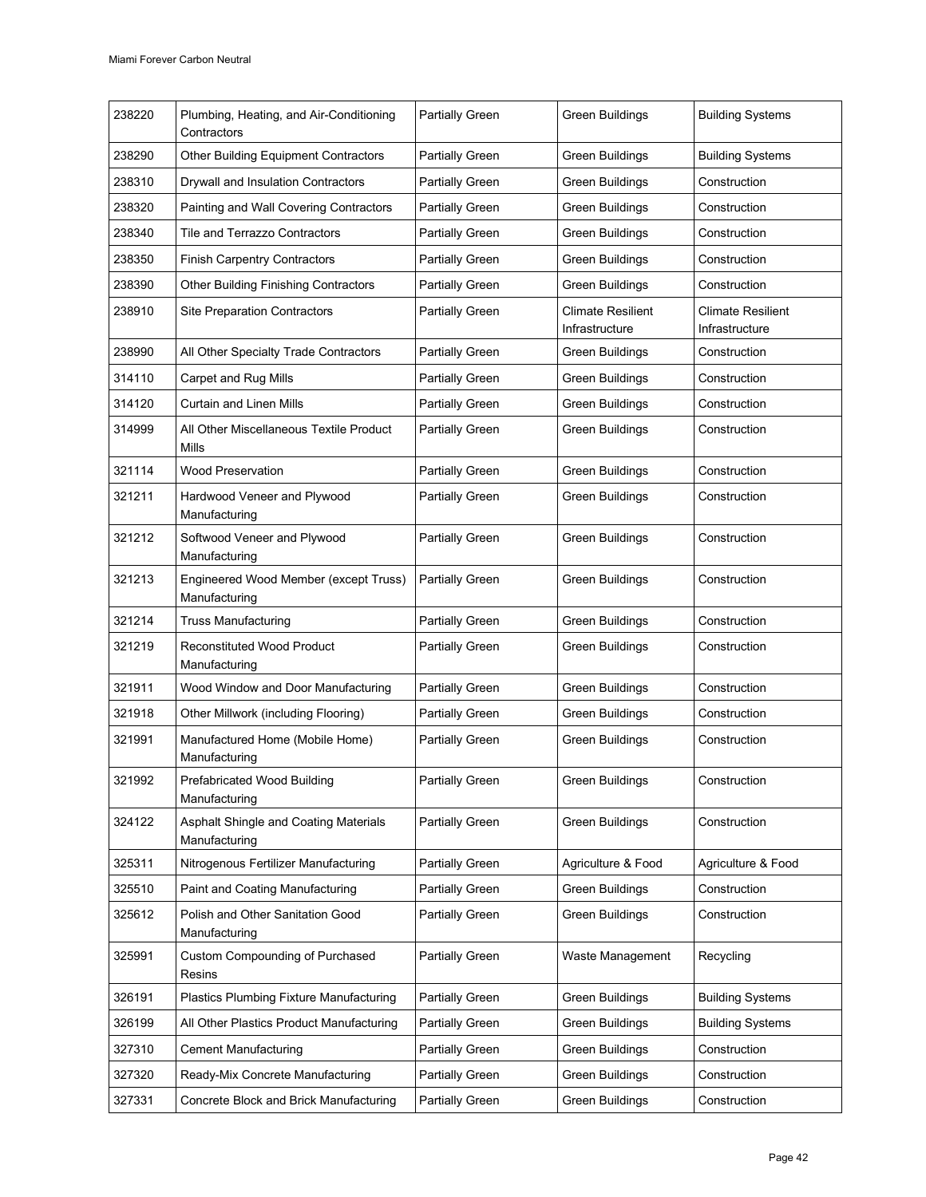| | | | | |
|---|---|---|---|---|
| 238220 | Plumbing, Heating, and Air-Conditioning Contractors | Partially Green | Green Buildings | Building Systems |
| 238290 | Other Building Equipment Contractors | Partially Green | Green Buildings | Building Systems |
| 238310 | Drywall and Insulation Contractors | Partially Green | Green Buildings | Construction |
| 238320 | Painting and Wall Covering Contractors | Partially Green | Green Buildings | Construction |
| 238340 | Tile and Terrazzo Contractors | Partially Green | Green Buildings | Construction |
| 238350 | Finish Carpentry Contractors | Partially Green | Green Buildings | Construction |
| 238390 | Other Building Finishing Contractors | Partially Green | Green Buildings | Construction |
| 238910 | Site Preparation Contractors | Partially Green | Climate Resilient Infrastructure | Climate Resilient Infrastructure |
| 238990 | All Other Specialty Trade Contractors | Partially Green | Green Buildings | Construction |
| 314110 | Carpet and Rug Mills | Partially Green | Green Buildings | Construction |
| 314120 | Curtain and Linen Mills | Partially Green | Green Buildings | Construction |
| 314999 | All Other Miscellaneous Textile Product Mills | Partially Green | Green Buildings | Construction |
| 321114 | Wood Preservation | Partially Green | Green Buildings | Construction |
| 321211 | Hardwood Veneer and Plywood Manufacturing | Partially Green | Green Buildings | Construction |
| 321212 | Softwood Veneer and Plywood Manufacturing | Partially Green | Green Buildings | Construction |
| 321213 | Engineered Wood Member (except Truss) Manufacturing | Partially Green | Green Buildings | Construction |
| 321214 | Truss Manufacturing | Partially Green | Green Buildings | Construction |
| 321219 | Reconstituted Wood Product Manufacturing | Partially Green | Green Buildings | Construction |
| 321911 | Wood Window and Door Manufacturing | Partially Green | Green Buildings | Construction |
| 321918 | Other Millwork (including Flooring) | Partially Green | Green Buildings | Construction |
| 321991 | Manufactured Home (Mobile Home) Manufacturing | Partially Green | Green Buildings | Construction |
| 321992 | Prefabricated Wood Building Manufacturing | Partially Green | Green Buildings | Construction |
| 324122 | Asphalt Shingle and Coating Materials Manufacturing | Partially Green | Green Buildings | Construction |
| 325311 | Nitrogenous Fertilizer Manufacturing | Partially Green | Agriculture & Food | Agriculture & Food |
| 325510 | Paint and Coating Manufacturing | Partially Green | Green Buildings | Construction |
| 325612 | Polish and Other Sanitation Good Manufacturing | Partially Green | Green Buildings | Construction |
| 325991 | Custom Compounding of Purchased Resins | Partially Green | Waste Management | Recycling |
| 326191 | Plastics Plumbing Fixture Manufacturing | Partially Green | Green Buildings | Building Systems |
| 326199 | All Other Plastics Product Manufacturing | Partially Green | Green Buildings | Building Systems |
| 327310 | Cement Manufacturing | Partially Green | Green Buildings | Construction |
| 327320 | Ready-Mix Concrete Manufacturing | Partially Green | Green Buildings | Construction |
| 327331 | Concrete Block and Brick Manufacturing | Partially Green | Green Buildings | Construction |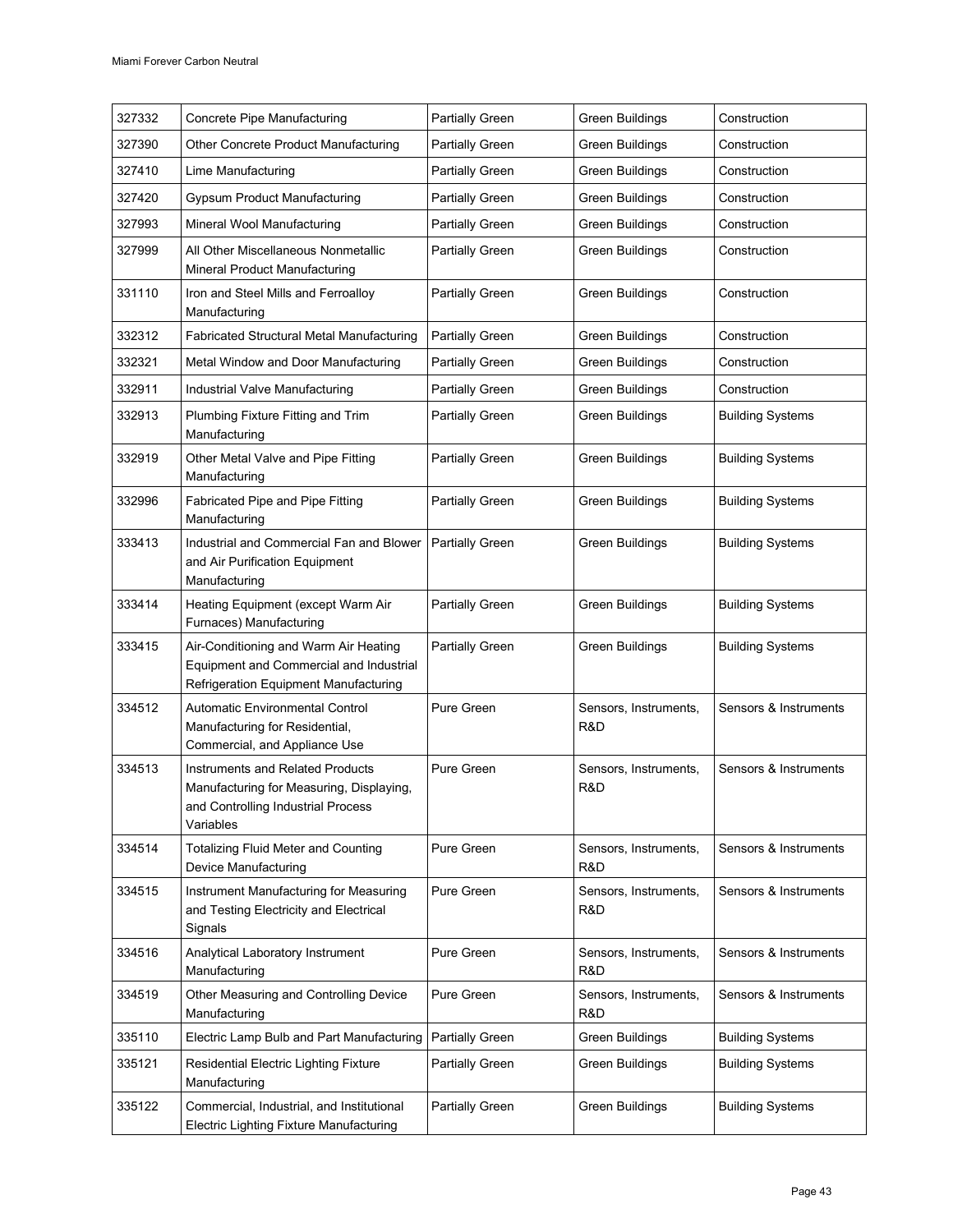| 327332 | Concrete Pipe Manufacturing | Partially Green | Green Buildings | Construction |
|---|---|---|---|---|
| 327390 | Other Concrete Product Manufacturing | Partially Green | Green Buildings | Construction |
| 327410 | Lime Manufacturing | Partially Green | Green Buildings | Construction |
| 327420 | Gypsum Product Manufacturing | Partially Green | Green Buildings | Construction |
| 327993 | Mineral Wool Manufacturing | Partially Green | Green Buildings | Construction |
| 327999 | All Other Miscellaneous Nonmetallic Mineral Product Manufacturing | Partially Green | Green Buildings | Construction |
| 331110 | Iron and Steel Mills and Ferroalloy Manufacturing | Partially Green | Green Buildings | Construction |
| 332312 | Fabricated Structural Metal Manufacturing | Partially Green | Green Buildings | Construction |
| 332321 | Metal Window and Door Manufacturing | Partially Green | Green Buildings | Construction |
| 332911 | Industrial Valve Manufacturing | Partially Green | Green Buildings | Construction |
| 332913 | Plumbing Fixture Fitting and Trim Manufacturing | Partially Green | Green Buildings | Building Systems |
| 332919 | Other Metal Valve and Pipe Fitting Manufacturing | Partially Green | Green Buildings | Building Systems |
| 332996 | Fabricated Pipe and Pipe Fitting Manufacturing | Partially Green | Green Buildings | Building Systems |
| 333413 | Industrial and Commercial Fan and Blower and Air Purification Equipment Manufacturing | Partially Green | Green Buildings | Building Systems |
| 333414 | Heating Equipment (except Warm Air Furnaces) Manufacturing | Partially Green | Green Buildings | Building Systems |
| 333415 | Air-Conditioning and Warm Air Heating Equipment and Commercial and Industrial Refrigeration Equipment Manufacturing | Partially Green | Green Buildings | Building Systems |
| 334512 | Automatic Environmental Control Manufacturing for Residential, Commercial, and Appliance Use | Pure Green | Sensors, Instruments, R&D | Sensors & Instruments |
| 334513 | Instruments and Related Products Manufacturing for Measuring, Displaying, and Controlling Industrial Process Variables | Pure Green | Sensors, Instruments, R&D | Sensors & Instruments |
| 334514 | Totalizing Fluid Meter and Counting Device Manufacturing | Pure Green | Sensors, Instruments, R&D | Sensors & Instruments |
| 334515 | Instrument Manufacturing for Measuring and Testing Electricity and Electrical Signals | Pure Green | Sensors, Instruments, R&D | Sensors & Instruments |
| 334516 | Analytical Laboratory Instrument Manufacturing | Pure Green | Sensors, Instruments, R&D | Sensors & Instruments |
| 334519 | Other Measuring and Controlling Device Manufacturing | Pure Green | Sensors, Instruments, R&D | Sensors & Instruments |
| 335110 | Electric Lamp Bulb and Part Manufacturing | Partially Green | Green Buildings | Building Systems |
| 335121 | Residential Electric Lighting Fixture Manufacturing | Partially Green | Green Buildings | Building Systems |
| 335122 | Commercial, Industrial, and Institutional Electric Lighting Fixture Manufacturing | Partially Green | Green Buildings | Building Systems |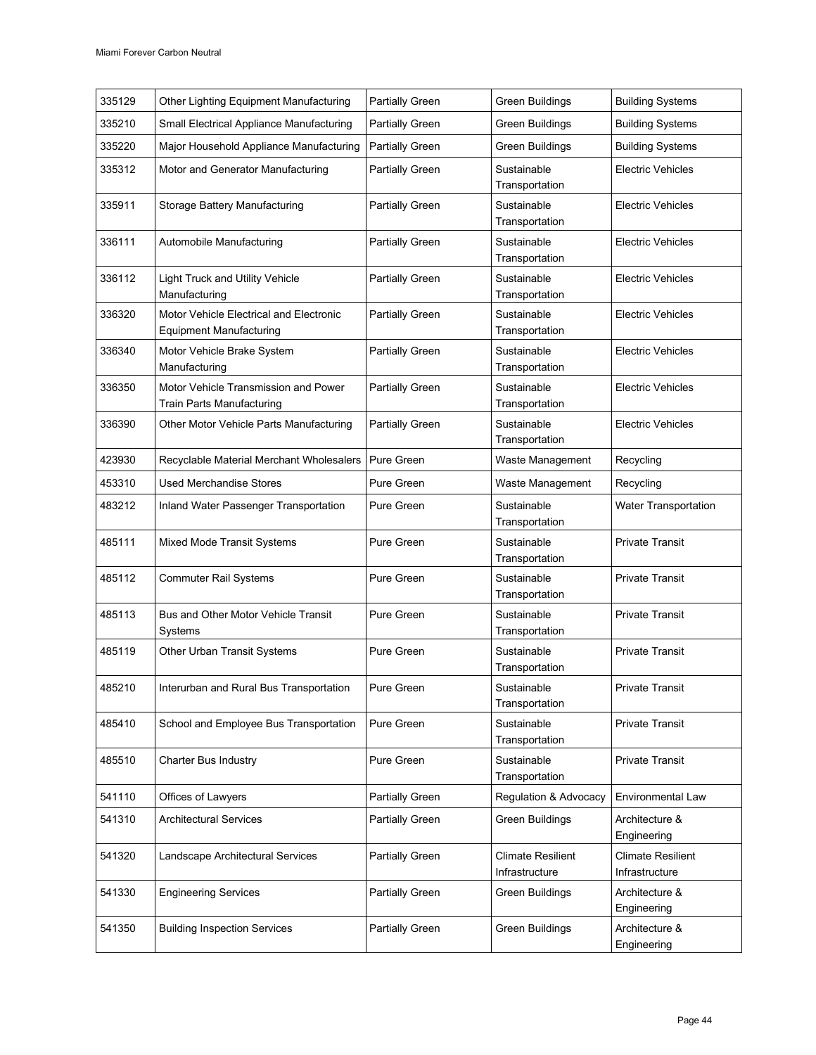| 335129 | Other Lighting Equipment Manufacturing | Partially Green | Green Buildings | Building Systems |
|---|---|---|---|---|
| 335210 | Small Electrical Appliance Manufacturing | Partially Green | Green Buildings | Building Systems |
| 335220 | Major Household Appliance Manufacturing | Partially Green | Green Buildings | Building Systems |
| 335312 | Motor and Generator Manufacturing | Partially Green | Sustainable Transportation | Electric Vehicles |
| 335911 | Storage Battery Manufacturing | Partially Green | Sustainable Transportation | Electric Vehicles |
| 336111 | Automobile Manufacturing | Partially Green | Sustainable Transportation | Electric Vehicles |
| 336112 | Light Truck and Utility Vehicle Manufacturing | Partially Green | Sustainable Transportation | Electric Vehicles |
| 336320 | Motor Vehicle Electrical and Electronic Equipment Manufacturing | Partially Green | Sustainable Transportation | Electric Vehicles |
| 336340 | Motor Vehicle Brake System Manufacturing | Partially Green | Sustainable Transportation | Electric Vehicles |
| 336350 | Motor Vehicle Transmission and Power Train Parts Manufacturing | Partially Green | Sustainable Transportation | Electric Vehicles |
| 336390 | Other Motor Vehicle Parts Manufacturing | Partially Green | Sustainable Transportation | Electric Vehicles |
| 423930 | Recyclable Material Merchant Wholesalers | Pure Green | Waste Management | Recycling |
| 453310 | Used Merchandise Stores | Pure Green | Waste Management | Recycling |
| 483212 | Inland Water Passenger Transportation | Pure Green | Sustainable Transportation | Water Transportation |
| 485111 | Mixed Mode Transit Systems | Pure Green | Sustainable Transportation | Private Transit |
| 485112 | Commuter Rail Systems | Pure Green | Sustainable Transportation | Private Transit |
| 485113 | Bus and Other Motor Vehicle Transit Systems | Pure Green | Sustainable Transportation | Private Transit |
| 485119 | Other Urban Transit Systems | Pure Green | Sustainable Transportation | Private Transit |
| 485210 | Interurban and Rural Bus Transportation | Pure Green | Sustainable Transportation | Private Transit |
| 485410 | School and Employee Bus Transportation | Pure Green | Sustainable Transportation | Private Transit |
| 485510 | Charter Bus Industry | Pure Green | Sustainable Transportation | Private Transit |
| 541110 | Offices of Lawyers | Partially Green | Regulation & Advocacy | Environmental Law |
| 541310 | Architectural Services | Partially Green | Green Buildings | Architecture & Engineering |
| 541320 | Landscape Architectural Services | Partially Green | Climate Resilient Infrastructure | Climate Resilient Infrastructure |
| 541330 | Engineering Services | Partially Green | Green Buildings | Architecture & Engineering |
| 541350 | Building Inspection Services | Partially Green | Green Buildings | Architecture & Engineering |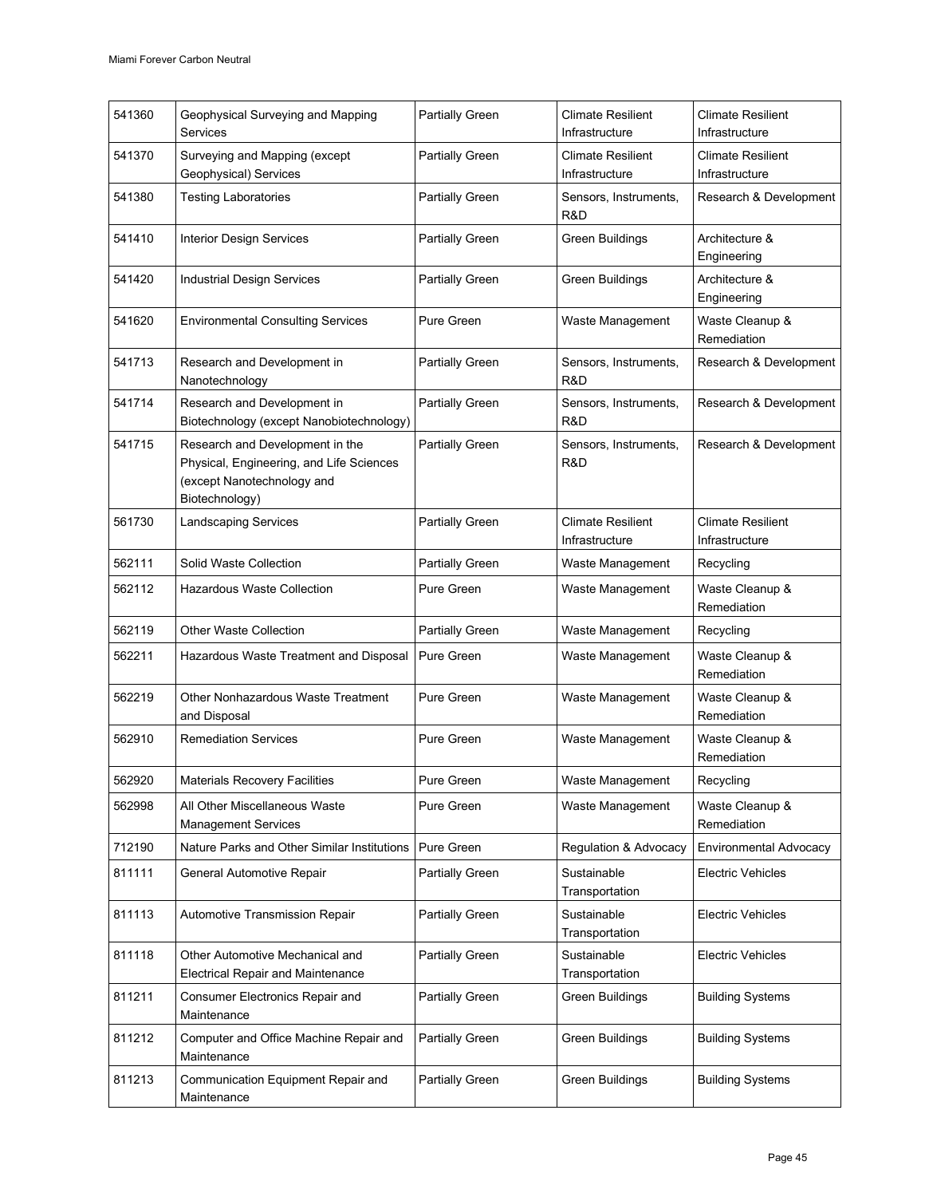| 541360 | Geophysical Surveying and Mapping Services | Partially Green | Climate Resilient Infrastructure | Climate Resilient Infrastructure |
|---|---|---|---|---|
| 541370 | Surveying and Mapping (except Geophysical) Services | Partially Green | Climate Resilient Infrastructure | Climate Resilient Infrastructure |
| 541380 | Testing Laboratories | Partially Green | Sensors, Instruments, R&D | Research & Development |
| 541410 | Interior Design Services | Partially Green | Green Buildings | Architecture & Engineering |
| 541420 | Industrial Design Services | Partially Green | Green Buildings | Architecture & Engineering |
| 541620 | Environmental Consulting Services | Pure Green | Waste Management | Waste Cleanup & Remediation |
| 541713 | Research and Development in Nanotechnology | Partially Green | Sensors, Instruments, R&D | Research & Development |
| 541714 | Research and Development in Biotechnology (except Nanobiotechnology) | Partially Green | Sensors, Instruments, R&D | Research & Development |
| 541715 | Research and Development in the Physical, Engineering, and Life Sciences (except Nanotechnology and Biotechnology) | Partially Green | Sensors, Instruments, R&D | Research & Development |
| 561730 | Landscaping Services | Partially Green | Climate Resilient Infrastructure | Climate Resilient Infrastructure |
| 562111 | Solid Waste Collection | Partially Green | Waste Management | Recycling |
| 562112 | Hazardous Waste Collection | Pure Green | Waste Management | Waste Cleanup & Remediation |
| 562119 | Other Waste Collection | Partially Green | Waste Management | Recycling |
| 562211 | Hazardous Waste Treatment and Disposal | Pure Green | Waste Management | Waste Cleanup & Remediation |
| 562219 | Other Nonhazardous Waste Treatment and Disposal | Pure Green | Waste Management | Waste Cleanup & Remediation |
| 562910 | Remediation Services | Pure Green | Waste Management | Waste Cleanup & Remediation |
| 562920 | Materials Recovery Facilities | Pure Green | Waste Management | Recycling |
| 562998 | All Other Miscellaneous Waste Management Services | Pure Green | Waste Management | Waste Cleanup & Remediation |
| 712190 | Nature Parks and Other Similar Institutions | Pure Green | Regulation & Advocacy | Environmental Advocacy |
| 811111 | General Automotive Repair | Partially Green | Sustainable Transportation | Electric Vehicles |
| 811113 | Automotive Transmission Repair | Partially Green | Sustainable Transportation | Electric Vehicles |
| 811118 | Other Automotive Mechanical and Electrical Repair and Maintenance | Partially Green | Sustainable Transportation | Electric Vehicles |
| 811211 | Consumer Electronics Repair and Maintenance | Partially Green | Green Buildings | Building Systems |
| 811212 | Computer and Office Machine Repair and Maintenance | Partially Green | Green Buildings | Building Systems |
| 811213 | Communication Equipment Repair and Maintenance | Partially Green | Green Buildings | Building Systems |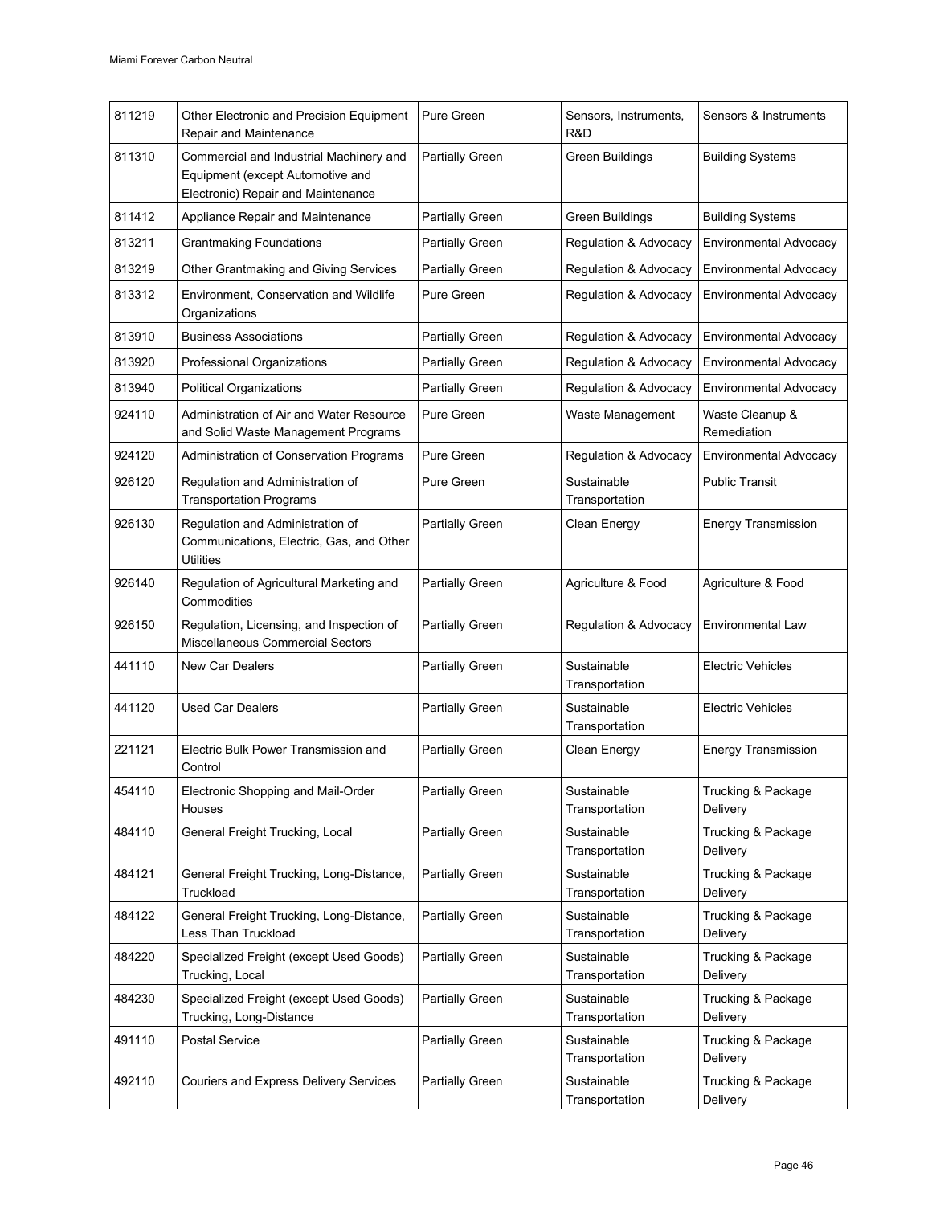| 811219 | Other Electronic and Precision Equipment Repair and Maintenance | Pure Green | Sensors, Instruments, R&D | Sensors & Instruments |
|---|---|---|---|---|
| 811310 | Commercial and Industrial Machinery and Equipment (except Automotive and Electronic) Repair and Maintenance | Partially Green | Green Buildings | Building Systems |
| 811412 | Appliance Repair and Maintenance | Partially Green | Green Buildings | Building Systems |
| 813211 | Grantmaking Foundations | Partially Green | Regulation & Advocacy | Environmental Advocacy |
| 813219 | Other Grantmaking and Giving Services | Partially Green | Regulation & Advocacy | Environmental Advocacy |
| 813312 | Environment, Conservation and Wildlife Organizations | Pure Green | Regulation & Advocacy | Environmental Advocacy |
| 813910 | Business Associations | Partially Green | Regulation & Advocacy | Environmental Advocacy |
| 813920 | Professional Organizations | Partially Green | Regulation & Advocacy | Environmental Advocacy |
| 813940 | Political Organizations | Partially Green | Regulation & Advocacy | Environmental Advocacy |
| 924110 | Administration of Air and Water Resource and Solid Waste Management Programs | Pure Green | Waste Management | Waste Cleanup & Remediation |
| 924120 | Administration of Conservation Programs | Pure Green | Regulation & Advocacy | Environmental Advocacy |
| 926120 | Regulation and Administration of Transportation Programs | Pure Green | Sustainable Transportation | Public Transit |
| 926130 | Regulation and Administration of Communications, Electric, Gas, and Other Utilities | Partially Green | Clean Energy | Energy Transmission |
| 926140 | Regulation of Agricultural Marketing and Commodities | Partially Green | Agriculture & Food | Agriculture & Food |
| 926150 | Regulation, Licensing, and Inspection of Miscellaneous Commercial Sectors | Partially Green | Regulation & Advocacy | Environmental Law |
| 441110 | New Car Dealers | Partially Green | Sustainable Transportation | Electric Vehicles |
| 441120 | Used Car Dealers | Partially Green | Sustainable Transportation | Electric Vehicles |
| 221121 | Electric Bulk Power Transmission and Control | Partially Green | Clean Energy | Energy Transmission |
| 454110 | Electronic Shopping and Mail-Order Houses | Partially Green | Sustainable Transportation | Trucking & Package Delivery |
| 484110 | General Freight Trucking, Local | Partially Green | Sustainable Transportation | Trucking & Package Delivery |
| 484121 | General Freight Trucking, Long-Distance, Truckload | Partially Green | Sustainable Transportation | Trucking & Package Delivery |
| 484122 | General Freight Trucking, Long-Distance, Less Than Truckload | Partially Green | Sustainable Transportation | Trucking & Package Delivery |
| 484220 | Specialized Freight (except Used Goods) Trucking, Local | Partially Green | Sustainable Transportation | Trucking & Package Delivery |
| 484230 | Specialized Freight (except Used Goods) Trucking, Long-Distance | Partially Green | Sustainable Transportation | Trucking & Package Delivery |
| 491110 | Postal Service | Partially Green | Sustainable Transportation | Trucking & Package Delivery |
| 492110 | Couriers and Express Delivery Services | Partially Green | Sustainable Transportation | Trucking & Package Delivery |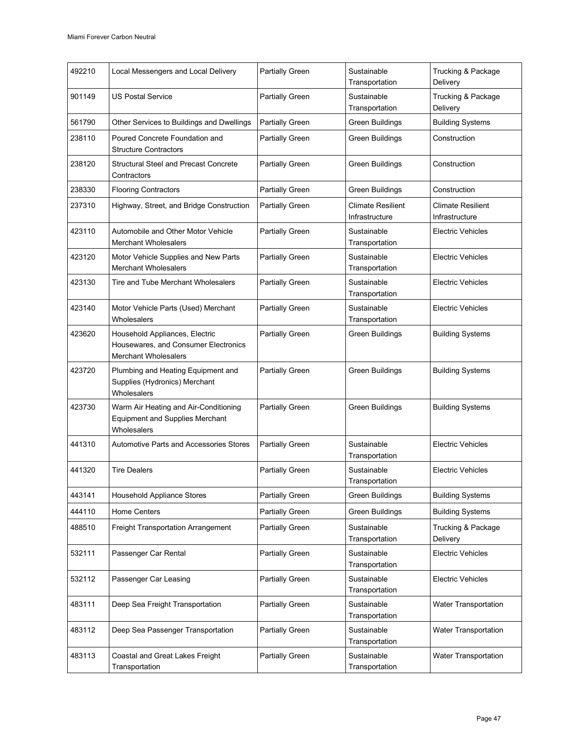| 492210 | Local Messengers and Local Delivery | Partially Green | Sustainable Transportation | Trucking & Package Delivery |
|---|---|---|---|---|
| 901149 | US Postal Service | Partially Green | Sustainable Transportation | Trucking & Package Delivery |
| 561790 | Other Services to Buildings and Dwellings | Partially Green | Green Buildings | Building Systems |
| 238110 | Poured Concrete Foundation and Structure Contractors | Partially Green | Green Buildings | Construction |
| 238120 | Structural Steel and Precast Concrete Contractors | Partially Green | Green Buildings | Construction |
| 238330 | Flooring Contractors | Partially Green | Green Buildings | Construction |
| 237310 | Highway, Street, and Bridge Construction | Partially Green | Climate Resilient Infrastructure | Climate Resilient Infrastructure |
| 423110 | Automobile and Other Motor Vehicle Merchant Wholesalers | Partially Green | Sustainable Transportation | Electric Vehicles |
| 423120 | Motor Vehicle Supplies and New Parts Merchant Wholesalers | Partially Green | Sustainable Transportation | Electric Vehicles |
| 423130 | Tire and Tube Merchant Wholesalers | Partially Green | Sustainable Transportation | Electric Vehicles |
| 423140 | Motor Vehicle Parts (Used) Merchant Wholesalers | Partially Green | Sustainable Transportation | Electric Vehicles |
| 423620 | Household Appliances, Electric Housewares, and Consumer Electronics Merchant Wholesalers | Partially Green | Green Buildings | Building Systems |
| 423720 | Plumbing and Heating Equipment and Supplies (Hydronics) Merchant Wholesalers | Partially Green | Green Buildings | Building Systems |
| 423730 | Warm Air Heating and Air-Conditioning Equipment and Supplies Merchant Wholesalers | Partially Green | Green Buildings | Building Systems |
| 441310 | Automotive Parts and Accessories Stores | Partially Green | Sustainable Transportation | Electric Vehicles |
| 441320 | Tire Dealers | Partially Green | Sustainable Transportation | Electric Vehicles |
| 443141 | Household Appliance Stores | Partially Green | Green Buildings | Building Systems |
| 444110 | Home Centers | Partially Green | Green Buildings | Building Systems |
| 488510 | Freight Transportation Arrangement | Partially Green | Sustainable Transportation | Trucking & Package Delivery |
| 532111 | Passenger Car Rental | Partially Green | Sustainable Transportation | Electric Vehicles |
| 532112 | Passenger Car Leasing | Partially Green | Sustainable Transportation | Electric Vehicles |
| 483111 | Deep Sea Freight Transportation | Partially Green | Sustainable Transportation | Water Transportation |
| 483112 | Deep Sea Passenger Transportation | Partially Green | Sustainable Transportation | Water Transportation |
| 483113 | Coastal and Great Lakes Freight Transportation | Partially Green | Sustainable Transportation | Water Transportation |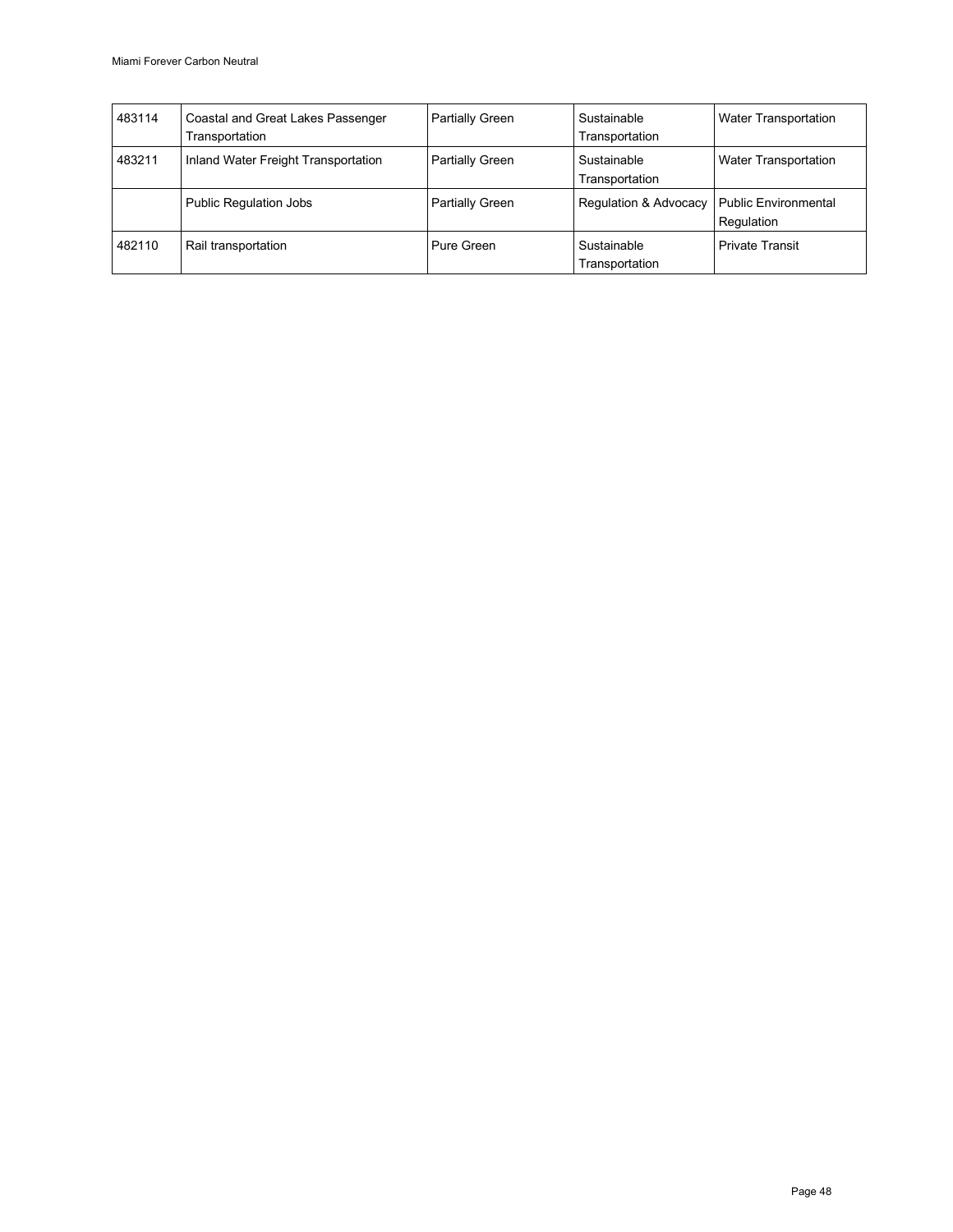| 483114 | Coastal and Great Lakes Passenger Transportation | Partially Green | Sustainable Transportation | Water Transportation |
|---|---|---|---|---|
| 483211 | Inland Water Freight Transportation | Partially Green | Sustainable Transportation | Water Transportation |
| | Public Regulation Jobs | Partially Green | Regulation & Advocacy | Public Environmental Regulation |
| 482110 | Rail transportation | Pure Green | Sustainable Transportation | Private Transit |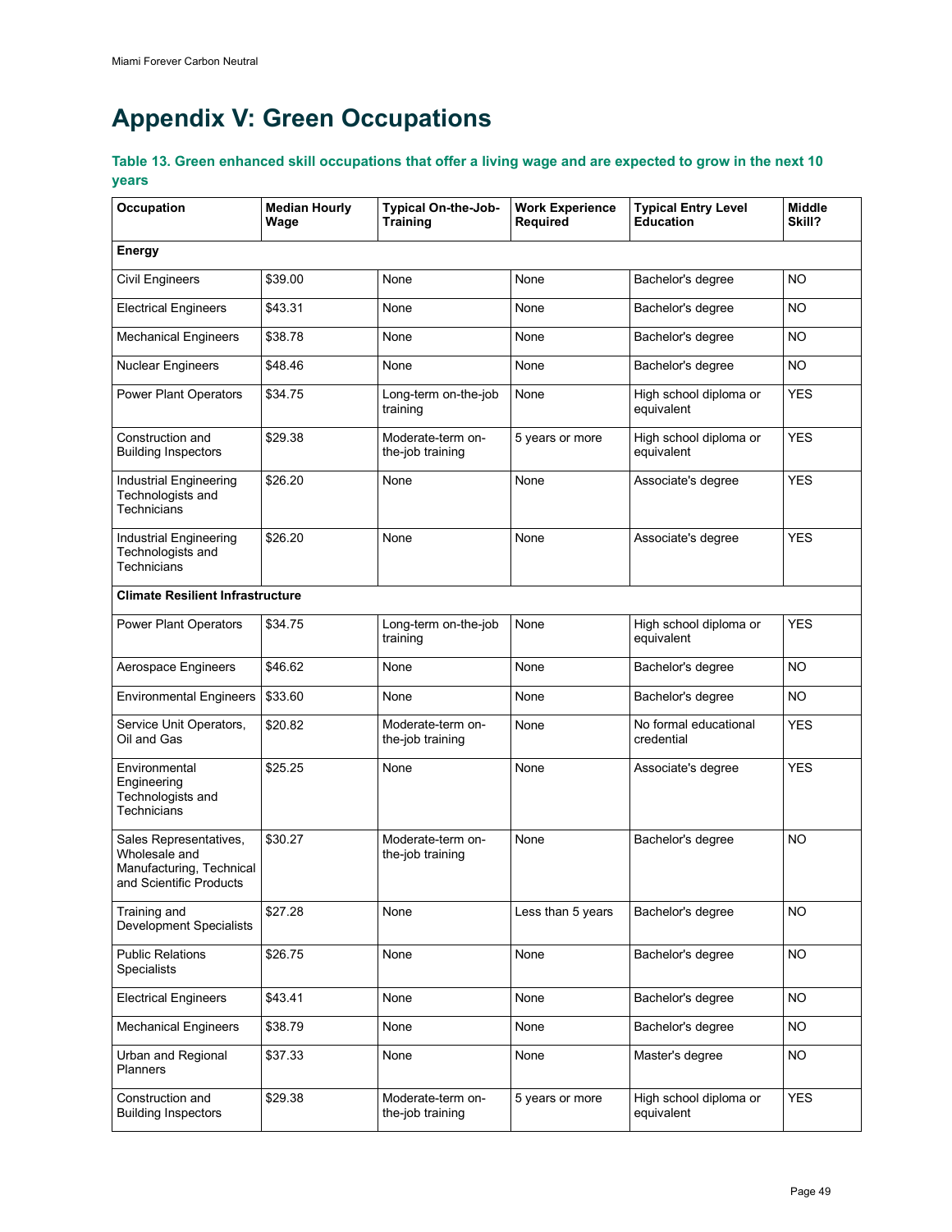# Appendix V: Green Occupations

### Table 13. Green enhanced skill occupations that offer a living wage and are expected to grow in the next 10 years

| Occupation | Median Hourly Wage | Typical On-the-Job-Training | Work Experience Required | Typical Entry Level Education | Middle Skill? |
|---|---|---|---|---|---|
| **Energy** | | | | | |
| Civil Engineers | $39.00 | None | None | Bachelor's degree | NO |
| Electrical Engineers | $43.31 | None | None | Bachelor's degree | NO |
| Mechanical Engineers | $38.78 | None | None | Bachelor's degree | NO |
| Nuclear Engineers | $48.46 | None | None | Bachelor's degree | NO |
| Power Plant Operators | $34.75 | Long-term on-the-job training | None | High school diploma or equivalent | YES |
| Construction and Building Inspectors | $29.38 | Moderate-term on-the-job training | 5 years or more | High school diploma or equivalent | YES |
| Industrial Engineering Technologists and Technicians | $26.20 | None | None | Associate's degree | YES |
| Industrial Engineering Technologists and Technicians | $26.20 | None | None | Associate's degree | YES |
| **Climate Resilient Infrastructure** | | | | | |
| Power Plant Operators | $34.75 | Long-term on-the-job training | None | High school diploma or equivalent | YES |
| Aerospace Engineers | $46.62 | None | None | Bachelor's degree | NO |
| Environmental Engineers | $33.60 | None | None | Bachelor's degree | NO |
| Service Unit Operators, Oil and Gas | $20.82 | Moderate-term on-the-job training | None | No formal educational credential | YES |
| Environmental Engineering Technologists and Technicians | $25.25 | None | None | Associate's degree | YES |
| Sales Representatives, Wholesale and Manufacturing, Technical and Scientific Products | $30.27 | Moderate-term on-the-job training | None | Bachelor's degree | NO |
| Training and Development Specialists | $27.28 | None | Less than 5 years | Bachelor's degree | NO |
| Public Relations Specialists | $26.75 | None | None | Bachelor's degree | NO |
| Electrical Engineers | $43.41 | None | None | Bachelor's degree | NO |
| Mechanical Engineers | $38.79 | None | None | Bachelor's degree | NO |
| Urban and Regional Planners | $37.33 | None | None | Master's degree | NO |
| Construction and Building Inspectors | $29.38 | Moderate-term on-the-job training | 5 years or more | High school diploma or equivalent | YES |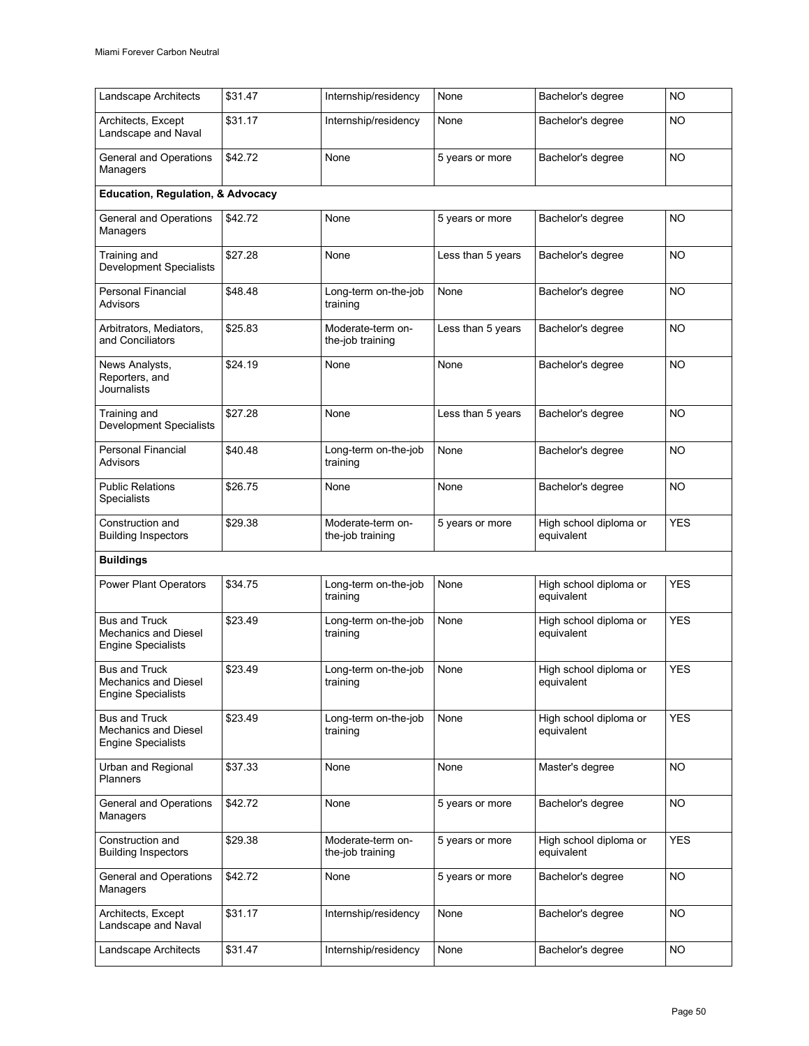| Landscape Architects | \$31.47 | Internship/residency | None | Bachelor's degree | NO |
|---|---|---|---|---|---|
| Architects, Except Landscape and Naval | \$31.17 | Internship/residency | None | Bachelor's degree | NO |
| General and Operations Managers | \$42.72 | None | 5 years or more | Bachelor's degree | NO |
| **Education, Regulation, & Advocacy** | | | | | |
| General and Operations Managers | \$42.72 | None | 5 years or more | Bachelor's degree | NO |
| Training and Development Specialists | \$27.28 | None | Less than 5 years | Bachelor's degree | NO |
| Personal Financial Advisors | \$48.48 | Long-term on-the-job training | None | Bachelor's degree | NO |
| Arbitrators, Mediators, and Conciliators | \$25.83 | Moderate-term on-the-job training | Less than 5 years | Bachelor's degree | NO |
| News Analysts, Reporters, and Journalists | \$24.19 | None | None | Bachelor's degree | NO |
| Training and Development Specialists | \$27.28 | None | Less than 5 years | Bachelor's degree | NO |
| Personal Financial Advisors | \$40.48 | Long-term on-the-job training | None | Bachelor's degree | NO |
| Public Relations Specialists | \$26.75 | None | None | Bachelor's degree | NO |
| Construction and Building Inspectors | \$29.38 | Moderate-term on-the-job training | 5 years or more | High school diploma or equivalent | YES |
| **Buildings** | | | | | |
| Power Plant Operators | \$34.75 | Long-term on-the-job training | None | High school diploma or equivalent | YES |
| Bus and Truck Mechanics and Diesel Engine Specialists | \$23.49 | Long-term on-the-job training | None | High school diploma or equivalent | YES |
| Bus and Truck Mechanics and Diesel Engine Specialists | \$23.49 | Long-term on-the-job training | None | High school diploma or equivalent | YES |
| Bus and Truck Mechanics and Diesel Engine Specialists | \$23.49 | Long-term on-the-job training | None | High school diploma or equivalent | YES |
| Urban and Regional Planners | \$37.33 | None | None | Master's degree | NO |
| General and Operations Managers | \$42.72 | None | 5 years or more | Bachelor's degree | NO |
| Construction and Building Inspectors | \$29.38 | Moderate-term on-the-job training | 5 years or more | High school diploma or equivalent | YES |
| General and Operations Managers | \$42.72 | None | 5 years or more | Bachelor's degree | NO |
| Architects, Except Landscape and Naval | \$31.17 | Internship/residency | None | Bachelor's degree | NO |
| Landscape Architects | \$31.47 | Internship/residency | None | Bachelor's degree | NO |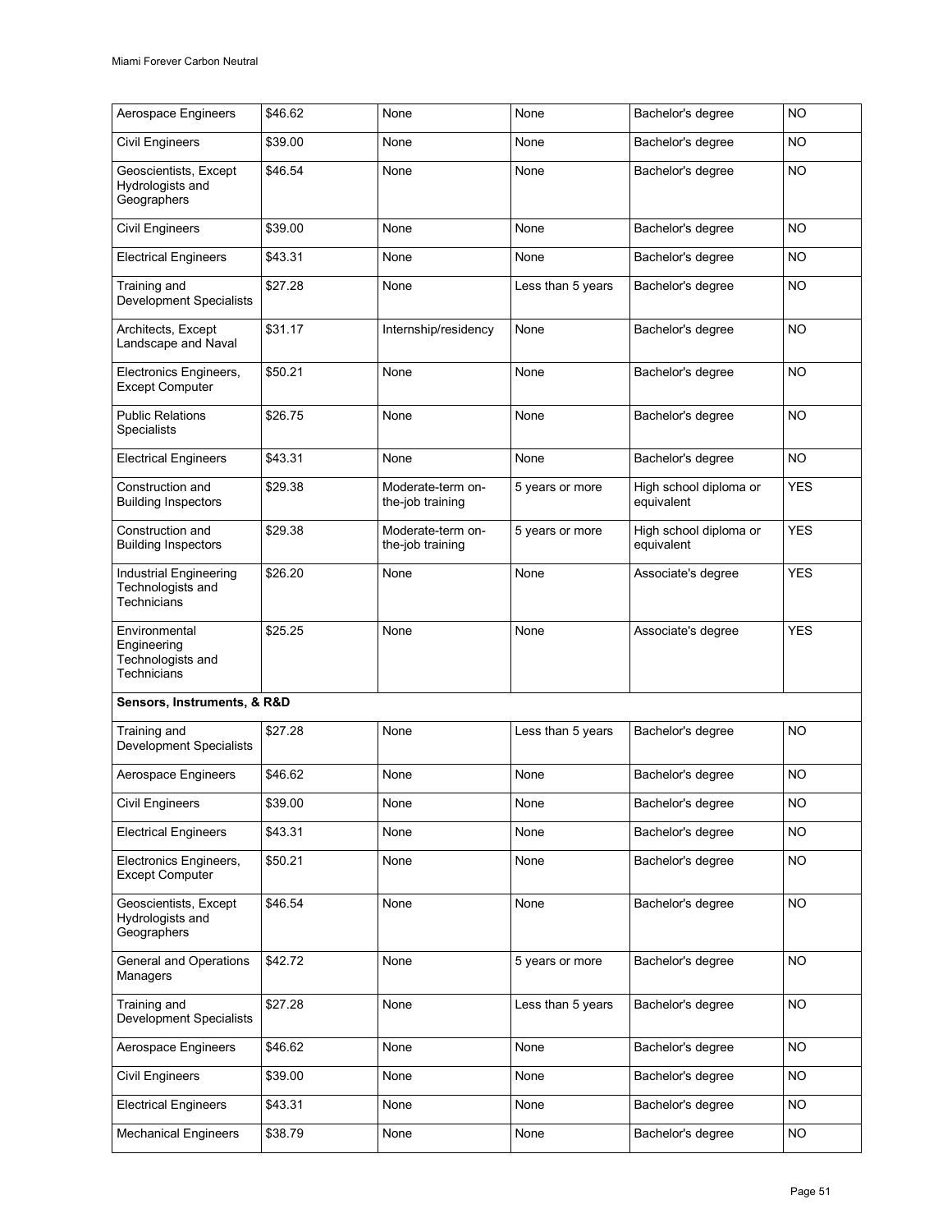| Aerospace Engineers | $46.62 | None | None | Bachelor's degree | NO |
|---|---|---|---|---|---|
| Civil Engineers | $39.00 | None | None | Bachelor's degree | NO |
| Geoscientists, Except Hydrologists and Geographers | $46.54 | None | None | Bachelor's degree | NO |
| Civil Engineers | $39.00 | None | None | Bachelor's degree | NO |
| Electrical Engineers | $43.31 | None | None | Bachelor's degree | NO |
| Training and Development Specialists | $27.28 | None | Less than 5 years | Bachelor's degree | NO |
| Architects, Except Landscape and Naval | $31.17 | Internship/residency | None | Bachelor's degree | NO |
| Electronics Engineers, Except Computer | $50.21 | None | None | Bachelor's degree | NO |
| Public Relations Specialists | $26.75 | None | None | Bachelor's degree | NO |
| Electrical Engineers | $43.31 | None | None | Bachelor's degree | NO |
| Construction and Building Inspectors | $29.38 | Moderate-term on-the-job training | 5 years or more | High school diploma or equivalent | YES |
| Construction and Building Inspectors | $29.38 | Moderate-term on-the-job training | 5 years or more | High school diploma or equivalent | YES |
| Industrial Engineering Technologists and Technicians | $26.20 | None | None | Associate's degree | YES |
| Environmental Engineering Technologists and Technicians | $25.25 | None | None | Associate's degree | YES |
| **Sensors, Instruments, & R&D** | | | | | |
| Training and Development Specialists | $27.28 | None | Less than 5 years | Bachelor's degree | NO |
| Aerospace Engineers | $46.62 | None | None | Bachelor's degree | NO |
| Civil Engineers | $39.00 | None | None | Bachelor's degree | NO |
| Electrical Engineers | $43.31 | None | None | Bachelor's degree | NO |
| Electronics Engineers, Except Computer | $50.21 | None | None | Bachelor's degree | NO |
| Geoscientists, Except Hydrologists and Geographers | $46.54 | None | None | Bachelor's degree | NO |
| General and Operations Managers | $42.72 | None | 5 years or more | Bachelor's degree | NO |
| Training and Development Specialists | $27.28 | None | Less than 5 years | Bachelor's degree | NO |
| Aerospace Engineers | $46.62 | None | None | Bachelor's degree | NO |
| Civil Engineers | $39.00 | None | None | Bachelor's degree | NO |
| Electrical Engineers | $43.31 | None | None | Bachelor's degree | NO |
| Mechanical Engineers | $38.79 | None | None | Bachelor's degree | NO |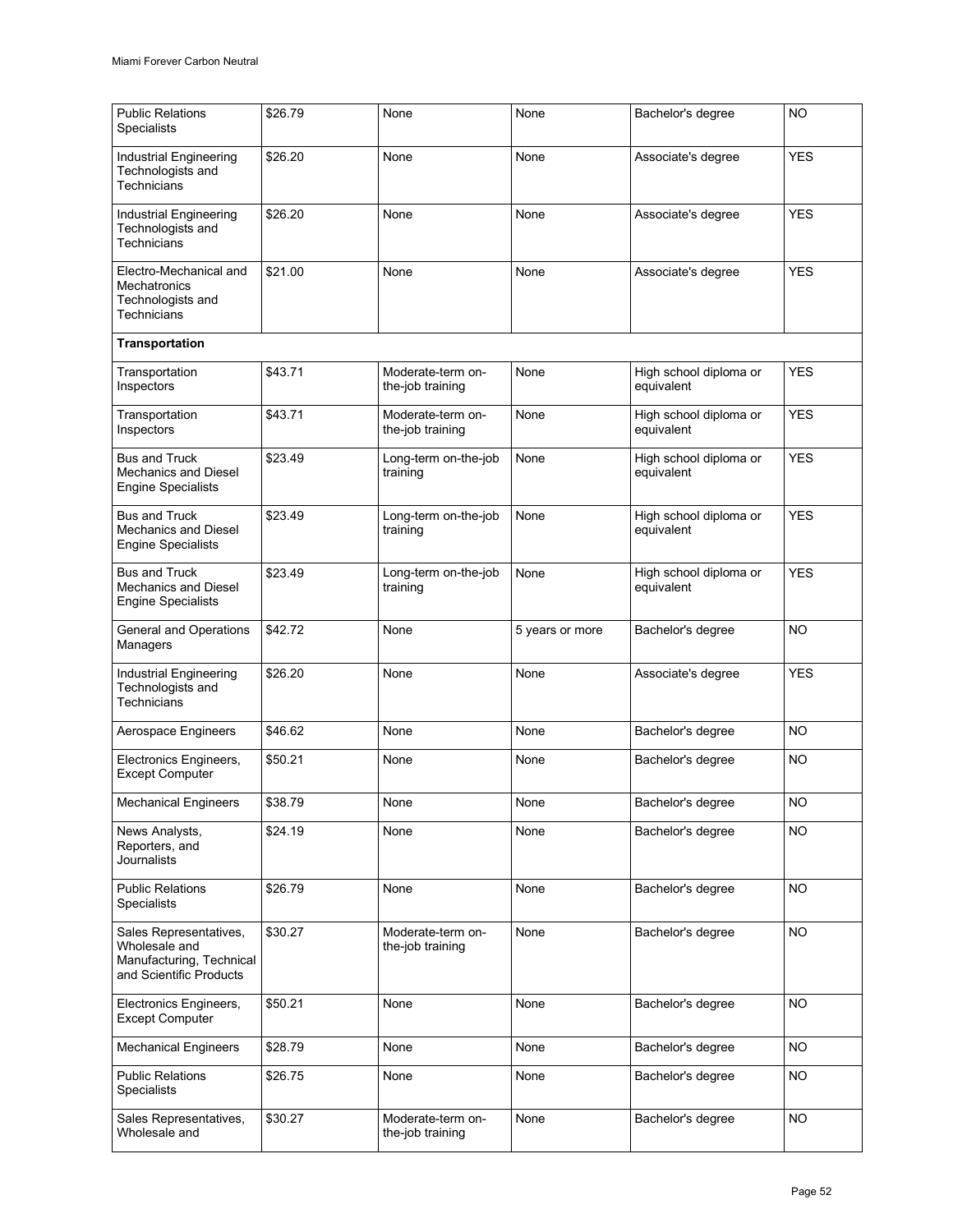| Public Relations Specialists | $26.79 | None | None | Bachelor's degree | NO |
|---|---|---|---|---|---|
| Industrial Engineering Technologists and Technicians | $26.20 | None | None | Associate's degree | YES |
| Industrial Engineering Technologists and Technicians | $26.20 | None | None | Associate's degree | YES |
| Electro-Mechanical and Mechatronics Technologists and Technicians | $21.00 | None | None | Associate's degree | YES |
| **Transportation** | | | | | |
| Transportation Inspectors | $43.71 | Moderate-term on-the-job training | None | High school diploma or equivalent | YES |
| Transportation Inspectors | $43.71 | Moderate-term on-the-job training | None | High school diploma or equivalent | YES |
| Bus and Truck Mechanics and Diesel Engine Specialists | $23.49 | Long-term on-the-job training | None | High school diploma or equivalent | YES |
| Bus and Truck Mechanics and Diesel Engine Specialists | $23.49 | Long-term on-the-job training | None | High school diploma or equivalent | YES |
| Bus and Truck Mechanics and Diesel Engine Specialists | $23.49 | Long-term on-the-job training | None | High school diploma or equivalent | YES |
| General and Operations Managers | $42.72 | None | 5 years or more | Bachelor's degree | NO |
| Industrial Engineering Technologists and Technicians | $26.20 | None | None | Associate's degree | YES |
| Aerospace Engineers | $46.62 | None | None | Bachelor's degree | NO |
| Electronics Engineers, Except Computer | $50.21 | None | None | Bachelor's degree | NO |
| Mechanical Engineers | $38.79 | None | None | Bachelor's degree | NO |
| News Analysts, Reporters, and Journalists | $24.19 | None | None | Bachelor's degree | NO |
| Public Relations Specialists | $26.79 | None | None | Bachelor's degree | NO |
| Sales Representatives, Wholesale and Manufacturing, Technical and Scientific Products | $30.27 | Moderate-term on-the-job training | None | Bachelor's degree | NO |
| Electronics Engineers, Except Computer | $50.21 | None | None | Bachelor's degree | NO |
| Mechanical Engineers | $28.79 | None | None | Bachelor's degree | NO |
| Public Relations Specialists | $26.75 | None | None | Bachelor's degree | NO |
| Sales Representatives, Wholesale and | $30.27 | Moderate-term on-the-job training | None | Bachelor's degree | NO |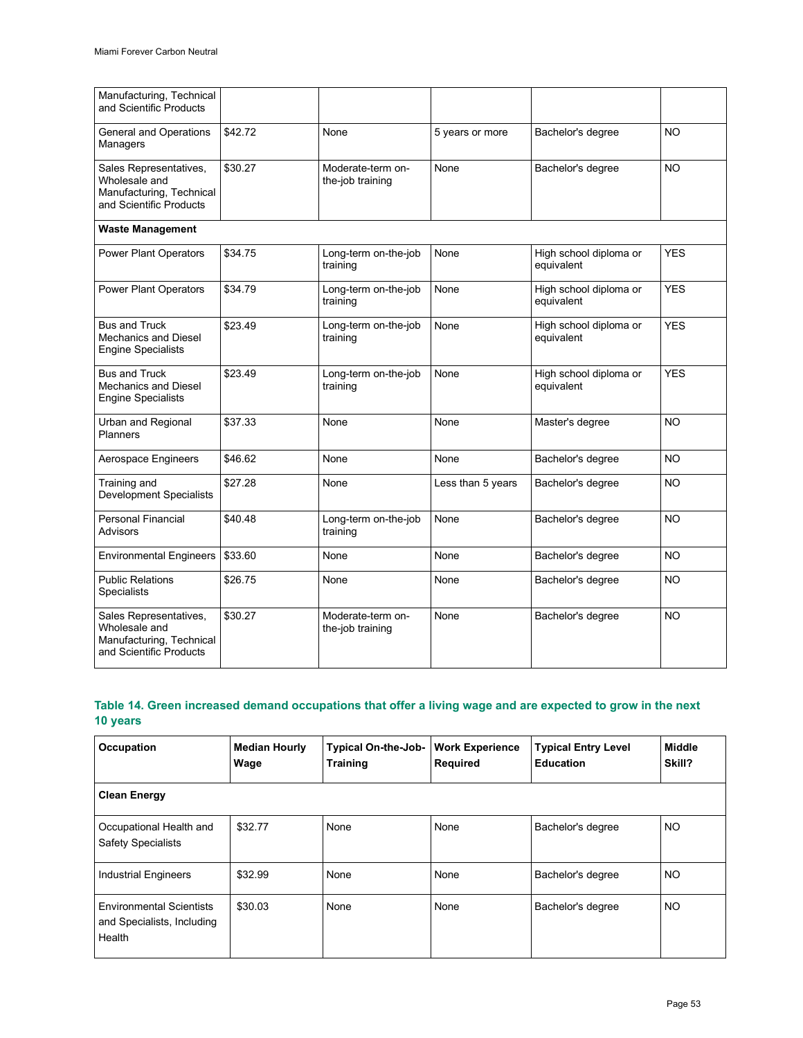| | | | | | |
|---|---|---|---|---|---|
| Manufacturing, Technical and Scientific Products | | | | | |
| General and Operations Managers | $42.72 | None | 5 years or more | Bachelor's degree | NO |
| Sales Representatives, Wholesale and Manufacturing, Technical and Scientific Products | $30.27 | Moderate-term on-the-job training | None | Bachelor's degree | NO |
| **Waste Management** | | | | | |
| Power Plant Operators | $34.75 | Long-term on-the-job training | None | High school diploma or equivalent | YES |
| Power Plant Operators | $34.79 | Long-term on-the-job training | None | High school diploma or equivalent | YES |
| Bus and Truck Mechanics and Diesel Engine Specialists | $23.49 | Long-term on-the-job training | None | High school diploma or equivalent | YES |
| Bus and Truck Mechanics and Diesel Engine Specialists | $23.49 | Long-term on-the-job training | None | High school diploma or equivalent | YES |
| Urban and Regional Planners | $37.33 | None | None | Master's degree | NO |
| Aerospace Engineers | $46.62 | None | None | Bachelor's degree | NO |
| Training and Development Specialists | $27.28 | None | Less than 5 years | Bachelor's degree | NO |
| Personal Financial Advisors | $40.48 | Long-term on-the-job training | None | Bachelor's degree | NO |
| Environmental Engineers | $33.60 | None | None | Bachelor's degree | NO |
| Public Relations Specialists | $26.75 | None | None | Bachelor's degree | NO |
| Sales Representatives, Wholesale and Manufacturing, Technical and Scientific Products | $30.27 | Moderate-term on-the-job training | None | Bachelor's degree | NO |

## Table 14. Green increased demand occupations that offer a living wage and are expected to grow in the next 10 years

| Occupation | Median Hourly Wage | Typical On-the-Job-Training | Work Experience Required | Typical Entry Level Education | Middle Skill? |
|---|---|---|---|---|---|
| **Clean Energy** | | | | | |
| Occupational Health and Safety Specialists | $32.77 | None | None | Bachelor's degree | NO |
| Industrial Engineers | $32.99 | None | None | Bachelor's degree | NO |
| Environmental Scientists and Specialists, Including Health | $30.03 | None | None | Bachelor's degree | NO |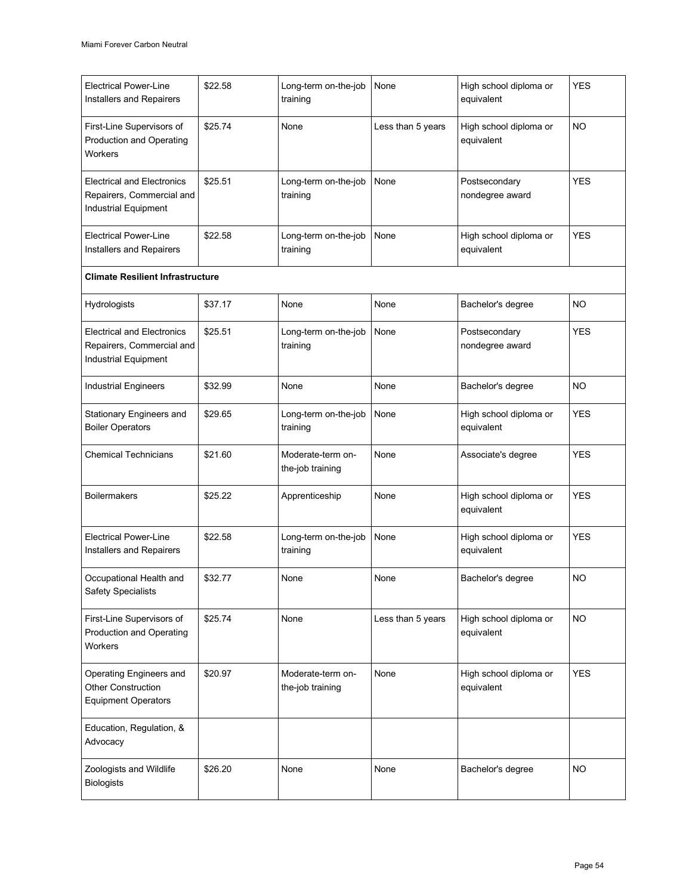| | | | | | |
|---|---|---|---|---|---|
| Electrical Power-Line Installers and Repairers | $22.58 | Long-term on-the-job training | None | High school diploma or equivalent | YES |
| First-Line Supervisors of Production and Operating Workers | $25.74 | None | Less than 5 years | High school diploma or equivalent | NO |
| Electrical and Electronics Repairers, Commercial and Industrial Equipment | $25.51 | Long-term on-the-job training | None | Postsecondary nondegree award | YES |
| Electrical Power-Line Installers and Repairers | $22.58 | Long-term on-the-job training | None | High school diploma or equivalent | YES |
| **Climate Resilient Infrastructure** | | | | | |
| Hydrologists | $37.17 | None | None | Bachelor's degree | NO |
| Electrical and Electronics Repairers, Commercial and Industrial Equipment | $25.51 | Long-term on-the-job training | None | Postsecondary nondegree award | YES |
| Industrial Engineers | $32.99 | None | None | Bachelor's degree | NO |
| Stationary Engineers and Boiler Operators | $29.65 | Long-term on-the-job training | None | High school diploma or equivalent | YES |
| Chemical Technicians | $21.60 | Moderate-term on-the-job training | None | Associate's degree | YES |
| Boilermakers | $25.22 | Apprenticeship | None | High school diploma or equivalent | YES |
| Electrical Power-Line Installers and Repairers | $22.58 | Long-term on-the-job training | None | High school diploma or equivalent | YES |
| Occupational Health and Safety Specialists | $32.77 | None | None | Bachelor's degree | NO |
| First-Line Supervisors of Production and Operating Workers | $25.74 | None | Less than 5 years | High school diploma or equivalent | NO |
| Operating Engineers and Other Construction Equipment Operators | $20.97 | Moderate-term on-the-job training | None | High school diploma or equivalent | YES |
| Education, Regulation, & Advocacy | | | | | |
| Zoologists and Wildlife Biologists | $26.20 | None | None | Bachelor's degree | NO |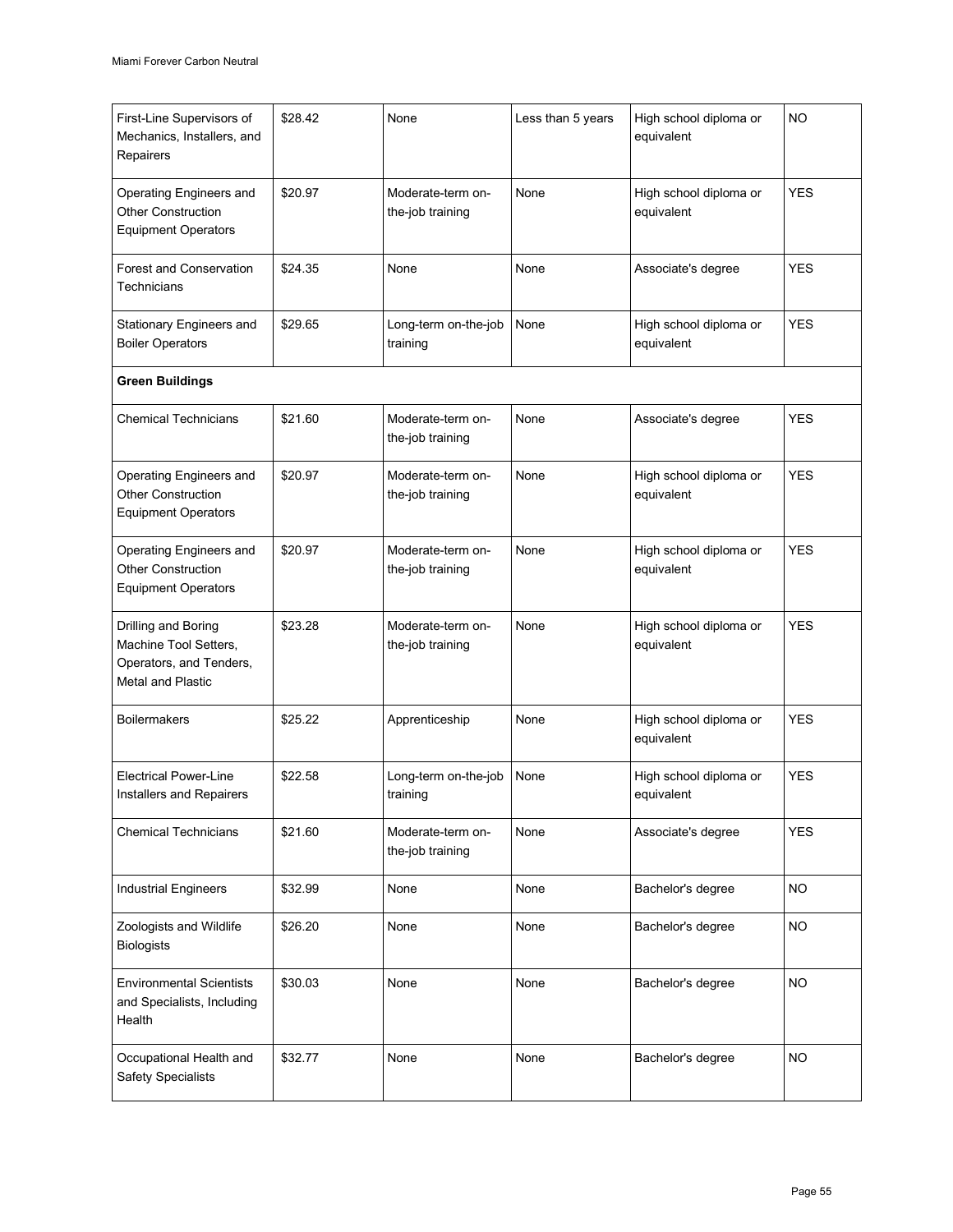| | | | | | |
|---|---|---|---|---|---|
| First-Line Supervisors of Mechanics, Installers, and Repairers | $28.42 | None | Less than 5 years | High school diploma or equivalent | NO |
| Operating Engineers and Other Construction Equipment Operators | $20.97 | Moderate-term on-the-job training | None | High school diploma or equivalent | YES |
| Forest and Conservation Technicians | $24.35 | None | None | Associate's degree | YES |
| Stationary Engineers and Boiler Operators | $29.65 | Long-term on-the-job training | None | High school diploma or equivalent | YES |
| **Green Buildings** | | | | | |
| Chemical Technicians | $21.60 | Moderate-term on-the-job training | None | Associate's degree | YES |
| Operating Engineers and Other Construction Equipment Operators | $20.97 | Moderate-term on-the-job training | None | High school diploma or equivalent | YES |
| Operating Engineers and Other Construction Equipment Operators | $20.97 | Moderate-term on-the-job training | None | High school diploma or equivalent | YES |
| Drilling and Boring Machine Tool Setters, Operators, and Tenders, Metal and Plastic | $23.28 | Moderate-term on-the-job training | None | High school diploma or equivalent | YES |
| Boilermakers | $25.22 | Apprenticeship | None | High school diploma or equivalent | YES |
| Electrical Power-Line Installers and Repairers | $22.58 | Long-term on-the-job training | None | High school diploma or equivalent | YES |
| Chemical Technicians | $21.60 | Moderate-term on-the-job training | None | Associate's degree | YES |
| Industrial Engineers | $32.99 | None | None | Bachelor's degree | NO |
| Zoologists and Wildlife Biologists | $26.20 | None | None | Bachelor's degree | NO |
| Environmental Scientists and Specialists, Including Health | $30.03 | None | None | Bachelor's degree | NO |
| Occupational Health and Safety Specialists | $32.77 | None | None | Bachelor's degree | NO |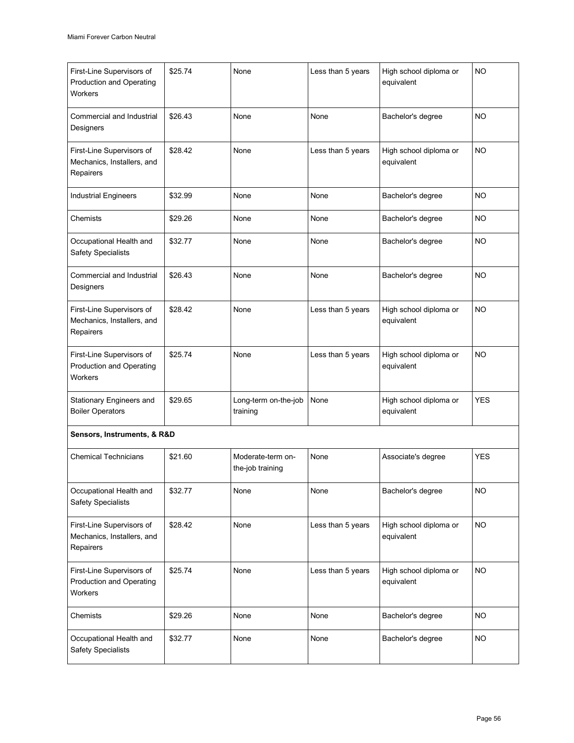| First-Line Supervisors of Production and Operating Workers | $25.74 | None | Less than 5 years | High school diploma or equivalent | NO |
|---|---|---|---|---|---|
| Commercial and Industrial Designers | $26.43 | None | None | Bachelor's degree | NO |
| First-Line Supervisors of Mechanics, Installers, and Repairers | $28.42 | None | Less than 5 years | High school diploma or equivalent | NO |
| Industrial Engineers | $32.99 | None | None | Bachelor's degree | NO |
| Chemists | $29.26 | None | None | Bachelor's degree | NO |
| Occupational Health and Safety Specialists | $32.77 | None | None | Bachelor's degree | NO |
| Commercial and Industrial Designers | $26.43 | None | None | Bachelor's degree | NO |
| First-Line Supervisors of Mechanics, Installers, and Repairers | $28.42 | None | Less than 5 years | High school diploma or equivalent | NO |
| First-Line Supervisors of Production and Operating Workers | $25.74 | None | Less than 5 years | High school diploma or equivalent | NO |
| Stationary Engineers and Boiler Operators | $29.65 | Long-term on-the-job training | None | High school diploma or equivalent | YES |
| **Sensors, Instruments, & R&D** | | | | | |
| Chemical Technicians | $21.60 | Moderate-term on-the-job training | None | Associate's degree | YES |
| Occupational Health and Safety Specialists | $32.77 | None | None | Bachelor's degree | NO |
| First-Line Supervisors of Mechanics, Installers, and Repairers | $28.42 | None | Less than 5 years | High school diploma or equivalent | NO |
| First-Line Supervisors of Production and Operating Workers | $25.74 | None | Less than 5 years | High school diploma or equivalent | NO |
| Chemists | $29.26 | None | None | Bachelor's degree | NO |
| Occupational Health and Safety Specialists | $32.77 | None | None | Bachelor's degree | NO |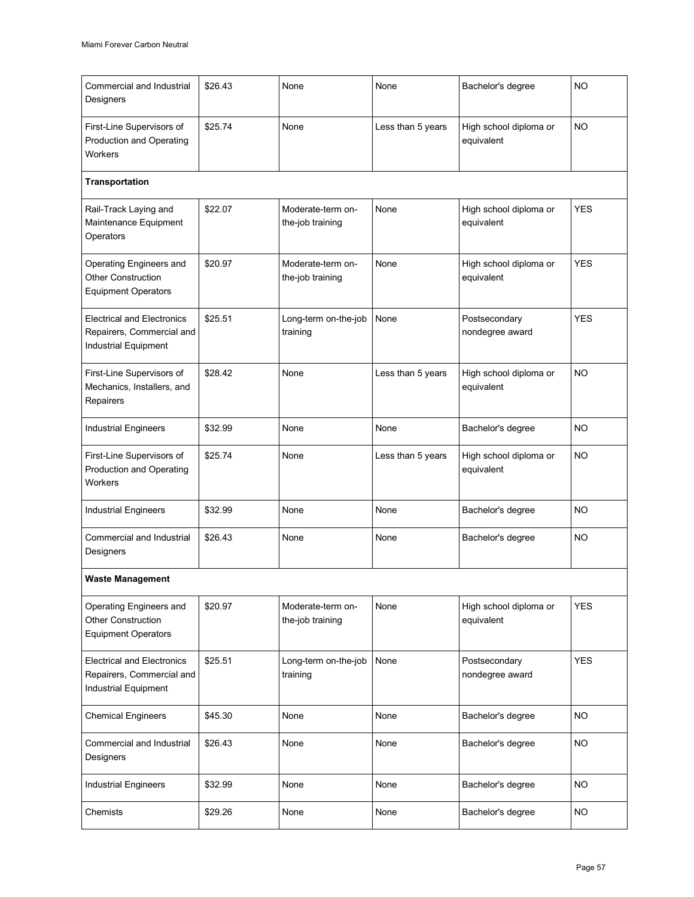| | | | | | |
|---|---|---|---|---|---|
| Commercial and Industrial Designers | $26.43 | None | None | Bachelor's degree | NO |
| First-Line Supervisors of Production and Operating Workers | $25.74 | None | Less than 5 years | High school diploma or equivalent | NO |
| **Transportation** | | | | | |
| Rail-Track Laying and Maintenance Equipment Operators | $22.07 | Moderate-term on-the-job training | None | High school diploma or equivalent | YES |
| Operating Engineers and Other Construction Equipment Operators | $20.97 | Moderate-term on-the-job training | None | High school diploma or equivalent | YES |
| Electrical and Electronics Repairers, Commercial and Industrial Equipment | $25.51 | Long-term on-the-job training | None | Postsecondary nondegree award | YES |
| First-Line Supervisors of Mechanics, Installers, and Repairers | $28.42 | None | Less than 5 years | High school diploma or equivalent | NO |
| Industrial Engineers | $32.99 | None | None | Bachelor's degree | NO |
| First-Line Supervisors of Production and Operating Workers | $25.74 | None | Less than 5 years | High school diploma or equivalent | NO |
| Industrial Engineers | $32.99 | None | None | Bachelor's degree | NO |
| Commercial and Industrial Designers | $26.43 | None | None | Bachelor's degree | NO |
| **Waste Management** | | | | | |
| Operating Engineers and Other Construction Equipment Operators | $20.97 | Moderate-term on-the-job training | None | High school diploma or equivalent | YES |
| Electrical and Electronics Repairers, Commercial and Industrial Equipment | $25.51 | Long-term on-the-job training | None | Postsecondary nondegree award | YES |
| Chemical Engineers | $45.30 | None | None | Bachelor's degree | NO |
| Commercial and Industrial Designers | $26.43 | None | None | Bachelor's degree | NO |
| Industrial Engineers | $32.99 | None | None | Bachelor's degree | NO |
| Chemists | $29.26 | None | None | Bachelor's degree | NO |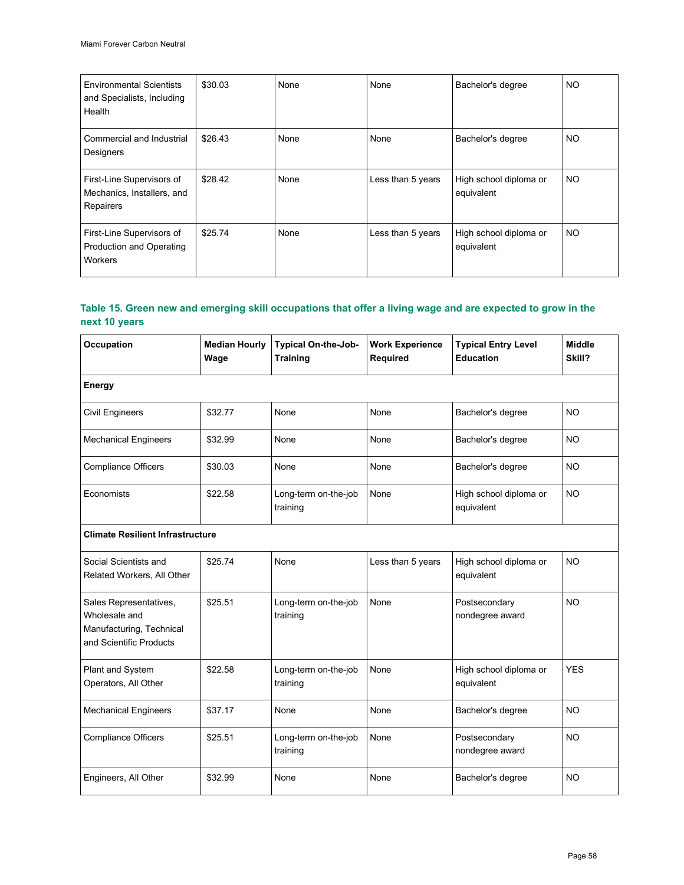| Environmental Scientists and Specialists, Including Health | $30.03 | None | None | Bachelor's degree | NO |
|---|---|---|---|---|---|
| Commercial and Industrial Designers | $26.43 | None | None | Bachelor's degree | NO |
| First-Line Supervisors of Mechanics, Installers, and Repairers | $28.42 | None | Less than 5 years | High school diploma or equivalent | NO |
| First-Line Supervisors of Production and Operating Workers | $25.74 | None | Less than 5 years | High school diploma or equivalent | NO |

**Table 15. Green new and emerging skill occupations that offer a living wage and are expected to grow in the next 10 years**

| Occupation | Median Hourly Wage | Typical On-the-Job-Training | Work Experience Required | Typical Entry Level Education | Middle Skill? |
|---|---|---|---|---|---|
| **Energy** | | | | | |
| Civil Engineers | $32.77 | None | None | Bachelor's degree | NO |
| Mechanical Engineers | $32.99 | None | None | Bachelor's degree | NO |
| Compliance Officers | $30.03 | None | None | Bachelor's degree | NO |
| Economists | $22.58 | Long-term on-the-job training | None | High school diploma or equivalent | NO |
| **Climate Resilient Infrastructure** | | | | | |
| Social Scientists and Related Workers, All Other | $25.74 | None | Less than 5 years | High school diploma or equivalent | NO |
| Sales Representatives, Wholesale and Manufacturing, Technical and Scientific Products | $25.51 | Long-term on-the-job training | None | Postsecondary nondegree award | NO |
| Plant and System Operators, All Other | $22.58 | Long-term on-the-job training | None | High school diploma or equivalent | YES |
| Mechanical Engineers | $37.17 | None | None | Bachelor's degree | NO |
| Compliance Officers | $25.51 | Long-term on-the-job training | None | Postsecondary nondegree award | NO |
| Engineers, All Other | $32.99 | None | None | Bachelor's degree | NO |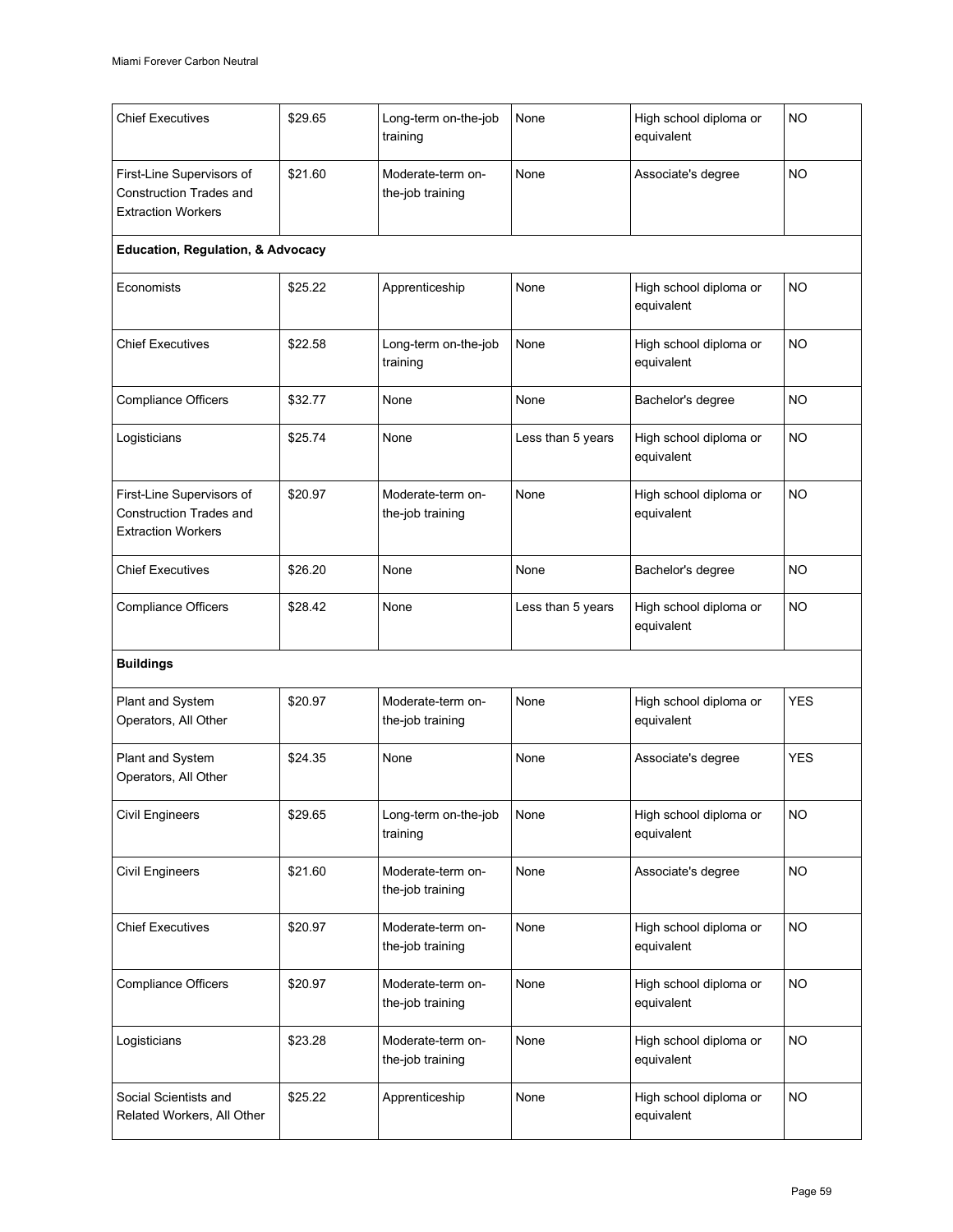| Chief Executives | \$29.65 | Long-term on-the-job training | None | High school diploma or equivalent | NO |
|---|---|---|---|---|---|
| First-Line Supervisors of Construction Trades and Extraction Workers | \$21.60 | Moderate-term on-the-job training | None | Associate's degree | NO |
| **Education, Regulation, & Advocacy** | | | | | |
| Economists | \$25.22 | Apprenticeship | None | High school diploma or equivalent | NO |
| Chief Executives | \$22.58 | Long-term on-the-job training | None | High school diploma or equivalent | NO |
| Compliance Officers | \$32.77 | None | None | Bachelor's degree | NO |
| Logisticians | \$25.74 | None | Less than 5 years | High school diploma or equivalent | NO |
| First-Line Supervisors of Construction Trades and Extraction Workers | \$20.97 | Moderate-term on-the-job training | None | High school diploma or equivalent | NO |
| Chief Executives | \$26.20 | None | None | Bachelor's degree | NO |
| Compliance Officers | \$28.42 | None | Less than 5 years | High school diploma or equivalent | NO |
| **Buildings** | | | | | |
| Plant and System Operators, All Other | \$20.97 | Moderate-term on-the-job training | None | High school diploma or equivalent | YES |
| Plant and System Operators, All Other | \$24.35 | None | None | Associate's degree | YES |
| Civil Engineers | \$29.65 | Long-term on-the-job training | None | High school diploma or equivalent | NO |
| Civil Engineers | \$21.60 | Moderate-term on-the-job training | None | Associate's degree | NO |
| Chief Executives | \$20.97 | Moderate-term on-the-job training | None | High school diploma or equivalent | NO |
| Compliance Officers | \$20.97 | Moderate-term on-the-job training | None | High school diploma or equivalent | NO |
| Logisticians | \$23.28 | Moderate-term on-the-job training | None | High school diploma or equivalent | NO |
| Social Scientists and Related Workers, All Other | \$25.22 | Apprenticeship | None | High school diploma or equivalent | NO |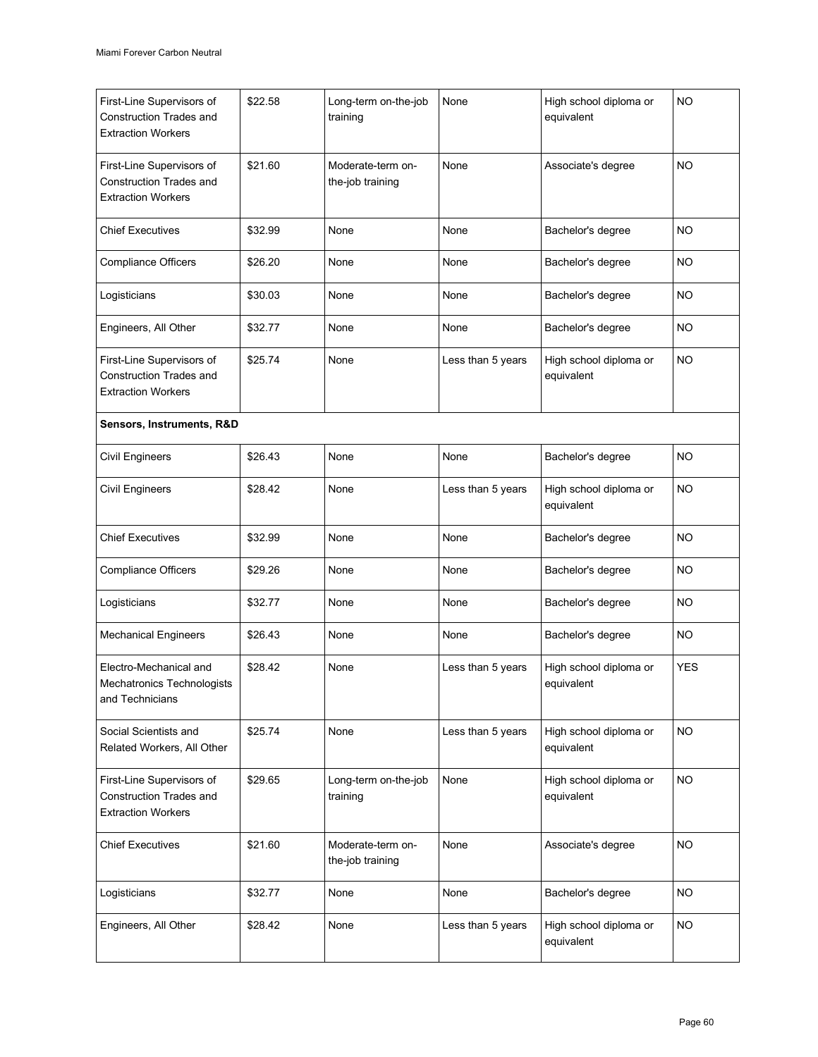| First-Line Supervisors of Construction Trades and Extraction Workers | $22.58 | Long-term on-the-job training | None | High school diploma or equivalent | NO |
|---|---|---|---|---|---|
| First-Line Supervisors of Construction Trades and Extraction Workers | $21.60 | Moderate-term on-the-job training | None | Associate's degree | NO |
| Chief Executives | $32.99 | None | None | Bachelor's degree | NO |
| Compliance Officers | $26.20 | None | None | Bachelor's degree | NO |
| Logisticians | $30.03 | None | None | Bachelor's degree | NO |
| Engineers, All Other | $32.77 | None | None | Bachelor's degree | NO |
| First-Line Supervisors of Construction Trades and Extraction Workers | $25.74 | None | Less than 5 years | High school diploma or equivalent | NO |
| **Sensors, Instruments, R&D** | | | | | |
| Civil Engineers | $26.43 | None | None | Bachelor's degree | NO |
| Civil Engineers | $28.42 | None | Less than 5 years | High school diploma or equivalent | NO |
| Chief Executives | $32.99 | None | None | Bachelor's degree | NO |
| Compliance Officers | $29.26 | None | None | Bachelor's degree | NO |
| Logisticians | $32.77 | None | None | Bachelor's degree | NO |
| Mechanical Engineers | $26.43 | None | None | Bachelor's degree | NO |
| Electro-Mechanical and Mechatronics Technologists and Technicians | $28.42 | None | Less than 5 years | High school diploma or equivalent | YES |
| Social Scientists and Related Workers, All Other | $25.74 | None | Less than 5 years | High school diploma or equivalent | NO |
| First-Line Supervisors of Construction Trades and Extraction Workers | $29.65 | Long-term on-the-job training | None | High school diploma or equivalent | NO |
| Chief Executives | $21.60 | Moderate-term on-the-job training | None | Associate's degree | NO |
| Logisticians | $32.77 | None | None | Bachelor's degree | NO |
| Engineers, All Other | $28.42 | None | Less than 5 years | High school diploma or equivalent | NO |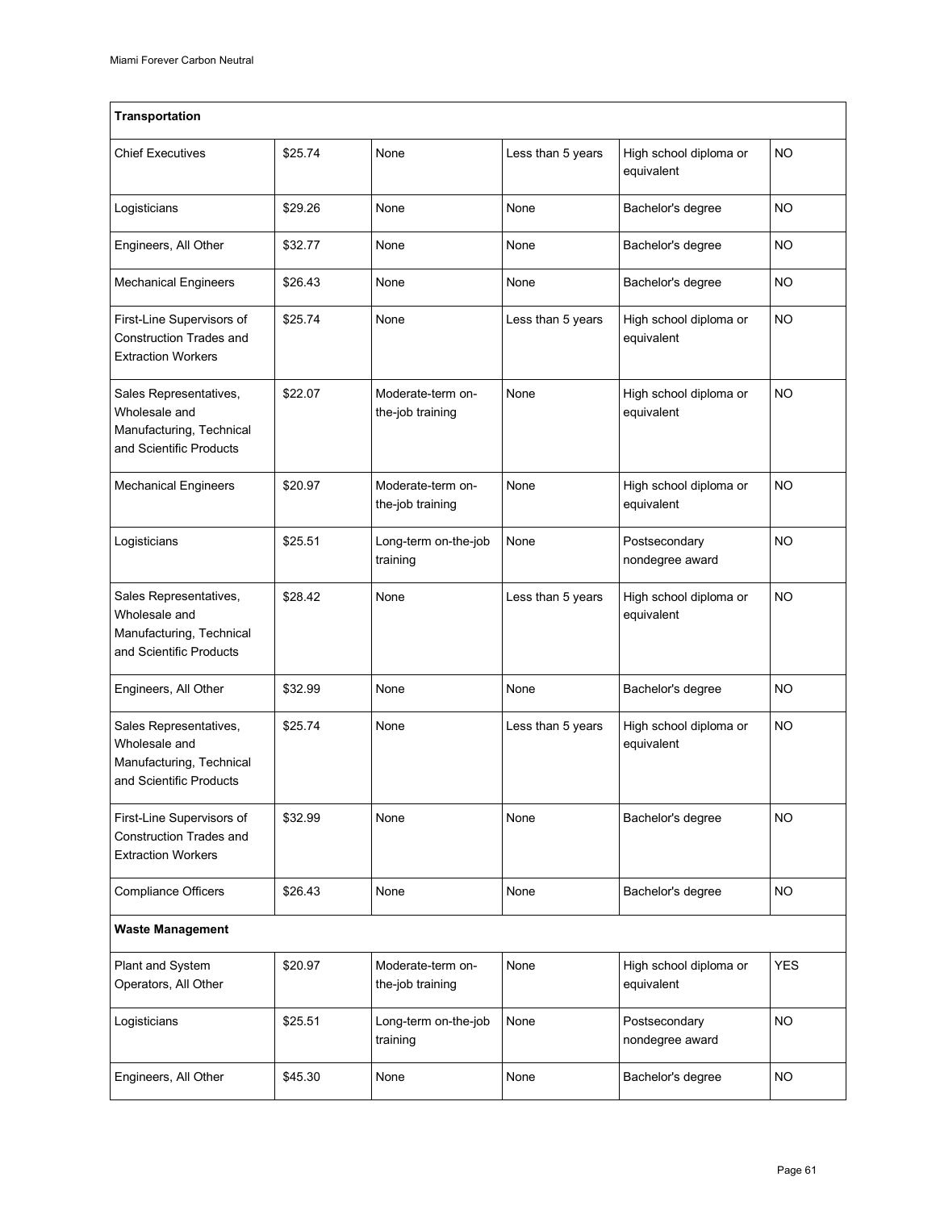| Transportation | | | | | |
|---|---|---|---|---|---|
| Chief Executives | $25.74 | None | Less than 5 years | High school diploma or equivalent | NO |
| Logisticians | $29.26 | None | None | Bachelor's degree | NO |
| Engineers, All Other | $32.77 | None | None | Bachelor's degree | NO |
| Mechanical Engineers | $26.43 | None | None | Bachelor's degree | NO |
| First-Line Supervisors of Construction Trades and Extraction Workers | $25.74 | None | Less than 5 years | High school diploma or equivalent | NO |
| Sales Representatives, Wholesale and Manufacturing, Technical and Scientific Products | $22.07 | Moderate-term on-the-job training | None | High school diploma or equivalent | NO |
| Mechanical Engineers | $20.97 | Moderate-term on-the-job training | None | High school diploma or equivalent | NO |
| Logisticians | $25.51 | Long-term on-the-job training | None | Postsecondary nondegree award | NO |
| Sales Representatives, Wholesale and Manufacturing, Technical and Scientific Products | $28.42 | None | Less than 5 years | High school diploma or equivalent | NO |
| Engineers, All Other | $32.99 | None | None | Bachelor's degree | NO |
| Sales Representatives, Wholesale and Manufacturing, Technical and Scientific Products | $25.74 | None | Less than 5 years | High school diploma or equivalent | NO |
| First-Line Supervisors of Construction Trades and Extraction Workers | $32.99 | None | None | Bachelor's degree | NO |
| Compliance Officers | $26.43 | None | None | Bachelor's degree | NO |
| **Waste Management** | | | | | |
| Plant and System Operators, All Other | $20.97 | Moderate-term on-the-job training | None | High school diploma or equivalent | YES |
| Logisticians | $25.51 | Long-term on-the-job training | None | Postsecondary nondegree award | NO |
| Engineers, All Other | $45.30 | None | None | Bachelor's degree | NO |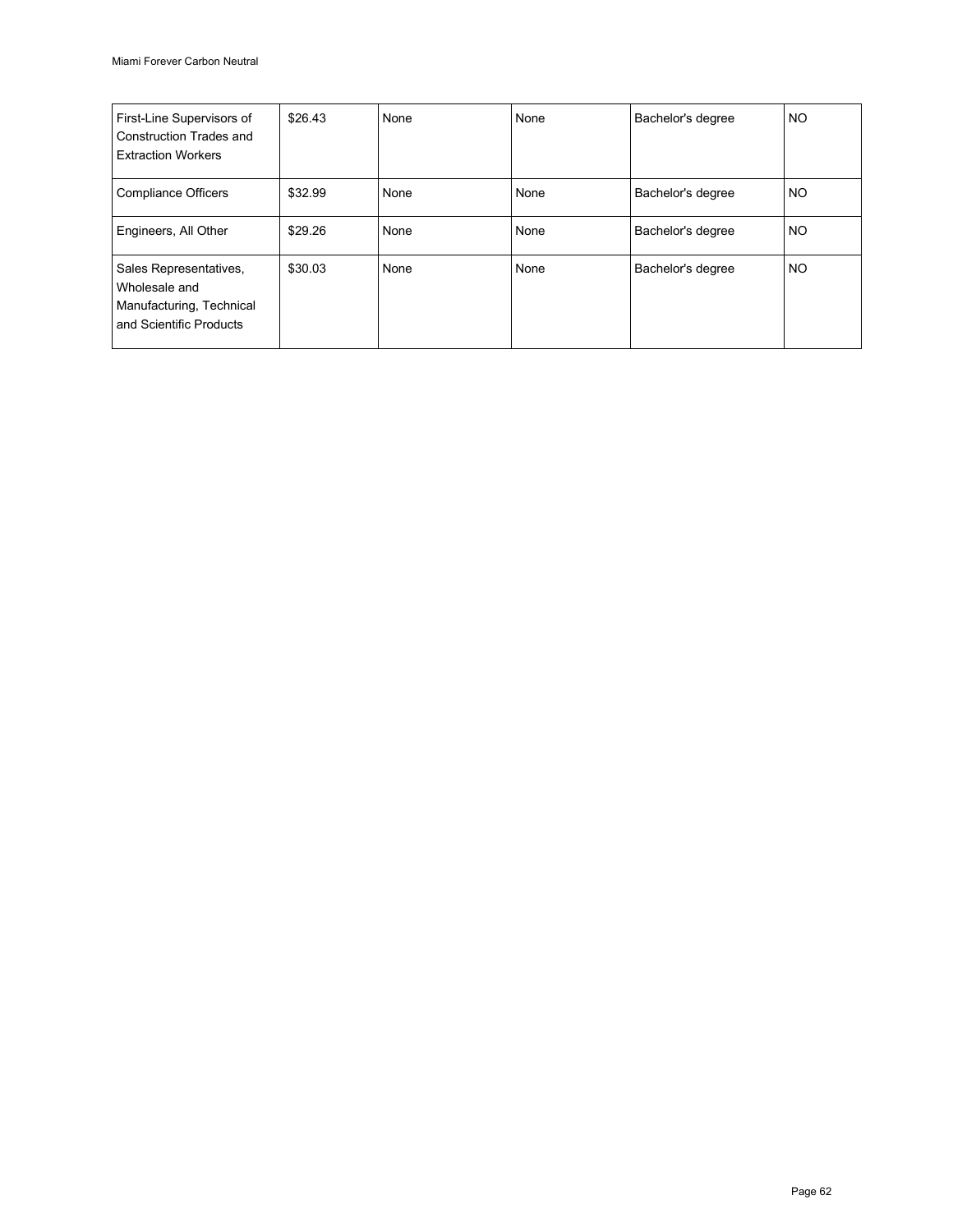| | | | | | |
|---|---|---|---|---|---|
| First-Line Supervisors of Construction Trades and Extraction Workers | $26.43 | None | None | Bachelor's degree | NO |
| Compliance Officers | $32.99 | None | None | Bachelor's degree | NO |
| Engineers, All Other | $29.26 | None | None | Bachelor's degree | NO |
| Sales Representatives, Wholesale and Manufacturing, Technical and Scientific Products | $30.03 | None | None | Bachelor's degree | NO |